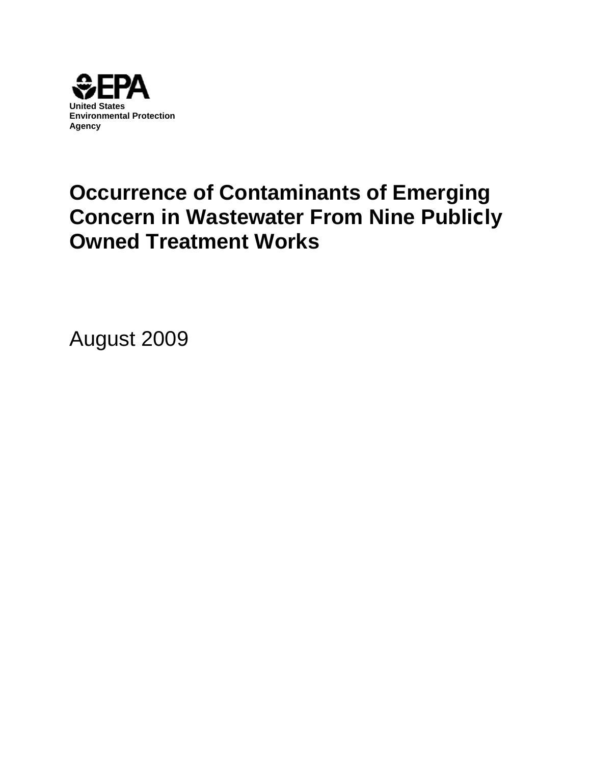EPA

United States
Environmental Protection
Agency

# Occurrence of Contaminants of Emerging Concern in Wastewater From Nine Publicly Owned Treatment Works

August 2009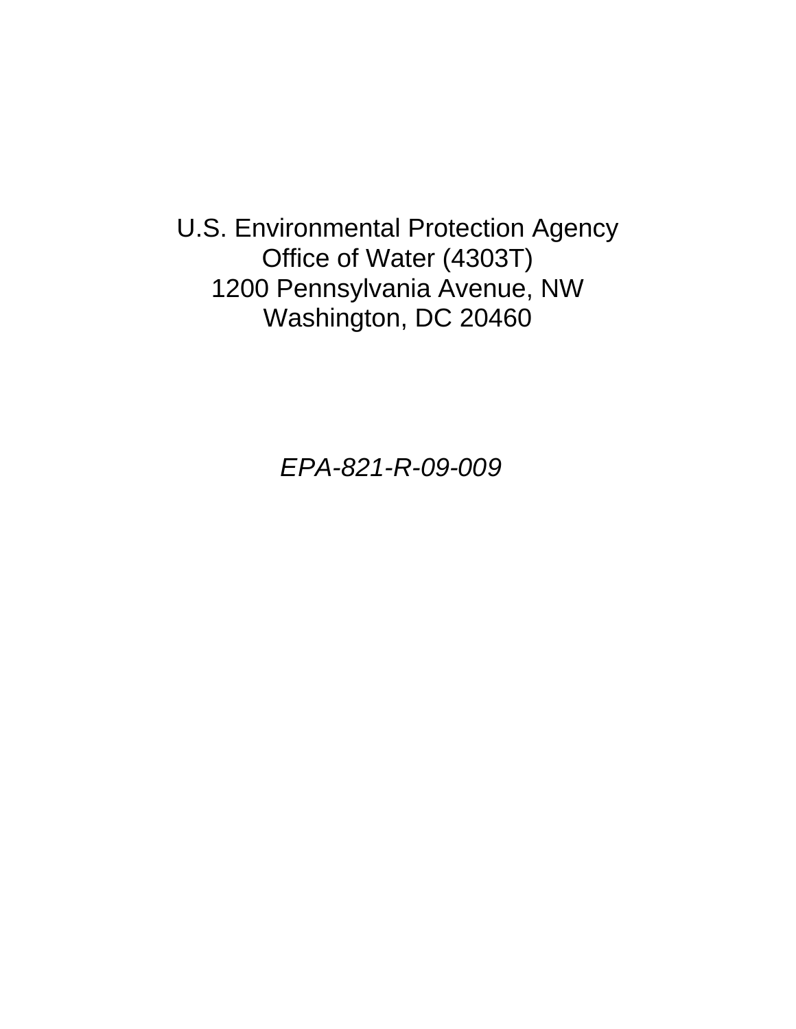U.S. Environmental Protection Agency
Office of Water (4303T)
1200 Pennsylvania Avenue, NW
Washington, DC 20460

*EPA-821-R-09-009*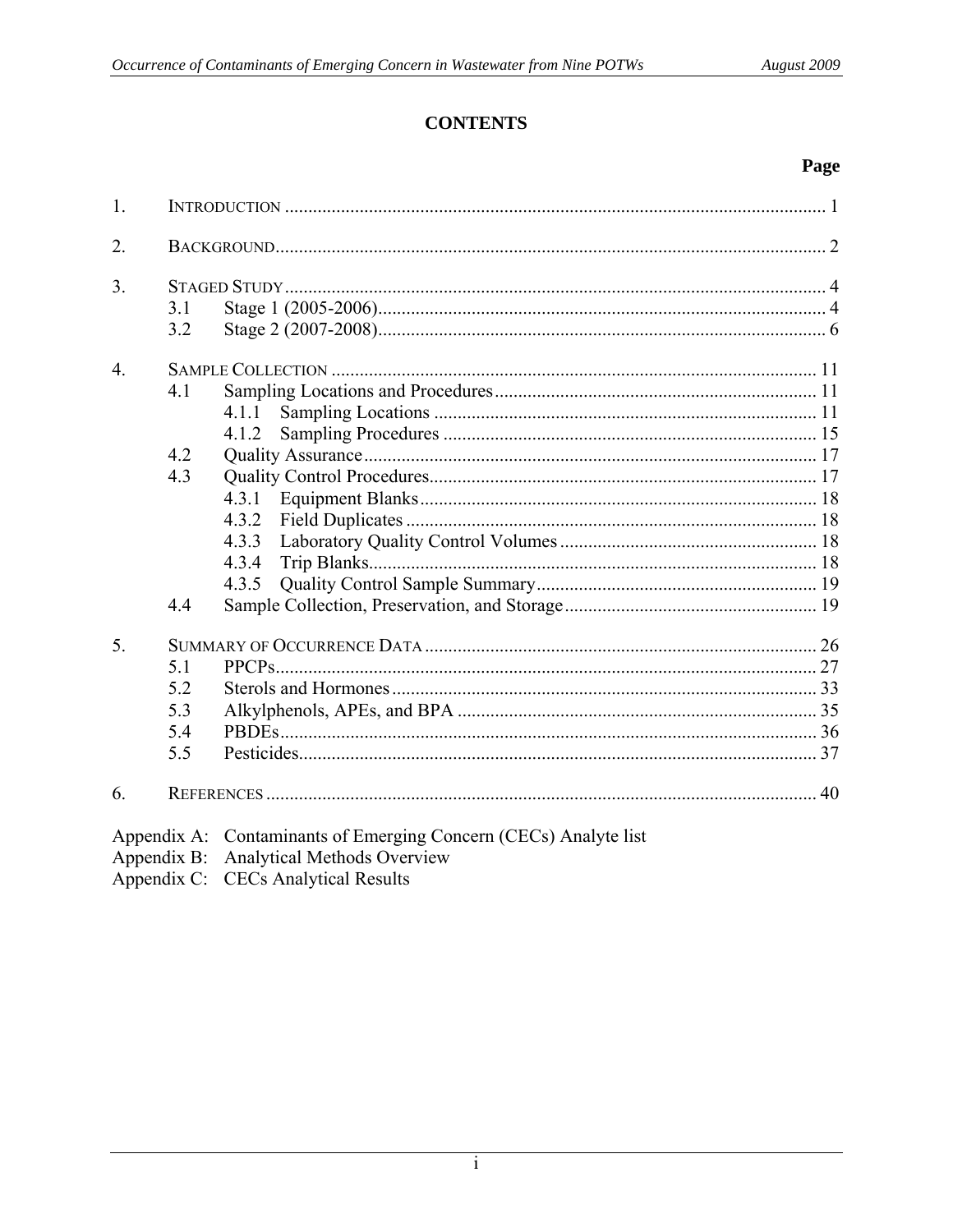# CONTENTS

| | | Page |
|---|---|---|
| 1. | INTRODUCTION | 1 |
| 2. | BACKGROUND | 2 |
| 3. | STAGED STUDY | 4 |
| | 3.1 Stage 1 (2005-2006) | 4 |
| | 3.2 Stage 2 (2007-2008) | 6 |
| 4. | SAMPLE COLLECTION | 11 |
| | 4.1 Sampling Locations and Procedures | 11 |
| | 4.1.1 Sampling Locations | 11 |
| | 4.1.2 Sampling Procedures | 15 |
| | 4.2 Quality Assurance | 17 |
| | 4.3 Quality Control Procedures | 17 |
| | 4.3.1 Equipment Blanks | 18 |
| | 4.3.2 Field Duplicates | 18 |
| | 4.3.3 Laboratory Quality Control Volumes | 18 |
| | 4.3.4 Trip Blanks | 18 |
| | 4.3.5 Quality Control Sample Summary | 19 |
| | 4.4 Sample Collection, Preservation, and Storage | 19 |
| 5. | SUMMARY OF OCCURRENCE DATA | 26 |
| | 5.1 PPCPs | 27 |
| | 5.2 Sterols and Hormones | 33 |
| | 5.3 Alkylphenols, APEs, and BPA | 35 |
| | 5.4 PBDEs | 36 |
| | 5.5 Pesticides | 37 |
| 6. | REFERENCES | 40 |

Appendix A: Contaminants of Emerging Concern (CECs) Analyte list
Appendix B: Analytical Methods Overview
Appendix C: CECs Analytical Results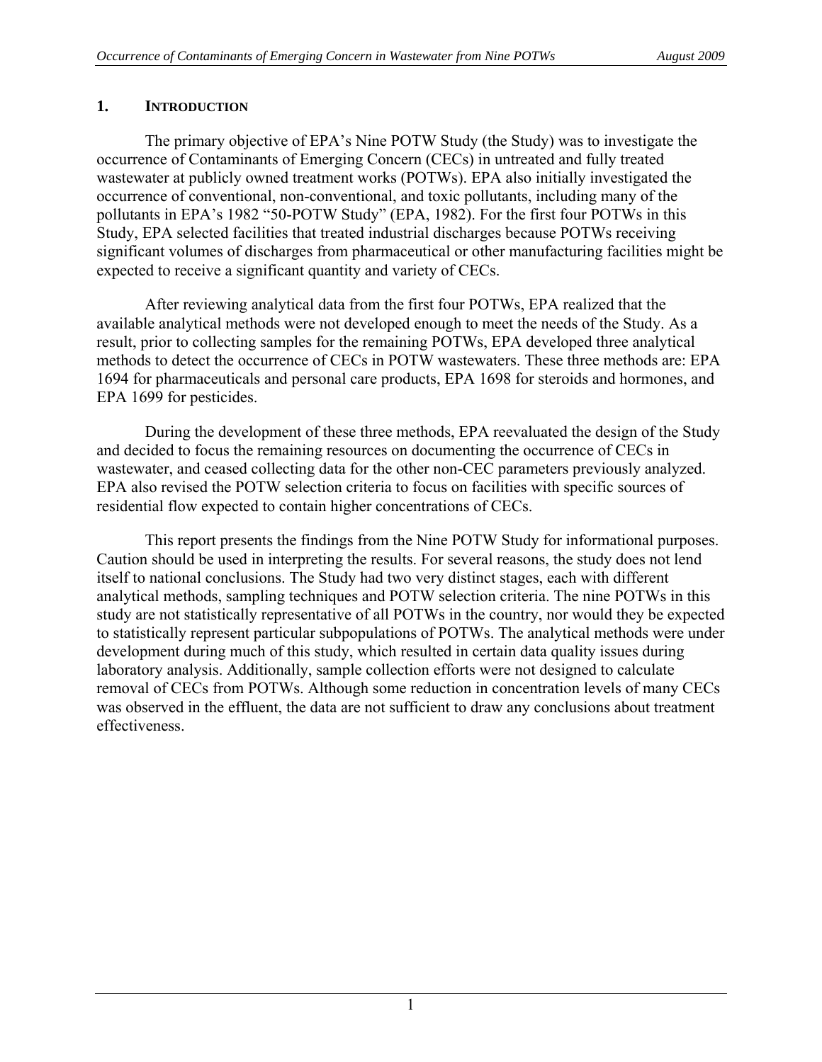# 1. INTRODUCTION

The primary objective of EPA's Nine POTW Study (the Study) was to investigate the occurrence of Contaminants of Emerging Concern (CECs) in untreated and fully treated wastewater at publicly owned treatment works (POTWs). EPA also initially investigated the occurrence of conventional, non-conventional, and toxic pollutants, including many of the pollutants in EPA's 1982 "50-POTW Study" (EPA, 1982). For the first four POTWs in this Study, EPA selected facilities that treated industrial discharges because POTWs receiving significant volumes of discharges from pharmaceutical or other manufacturing facilities might be expected to receive a significant quantity and variety of CECs.

After reviewing analytical data from the first four POTWs, EPA realized that the available analytical methods were not developed enough to meet the needs of the Study. As a result, prior to collecting samples for the remaining POTWs, EPA developed three analytical methods to detect the occurrence of CECs in POTW wastewaters. These three methods are: EPA 1694 for pharmaceuticals and personal care products, EPA 1698 for steroids and hormones, and EPA 1699 for pesticides.

During the development of these three methods, EPA reevaluated the design of the Study and decided to focus the remaining resources on documenting the occurrence of CECs in wastewater, and ceased collecting data for the other non-CEC parameters previously analyzed. EPA also revised the POTW selection criteria to focus on facilities with specific sources of residential flow expected to contain higher concentrations of CECs.

This report presents the findings from the Nine POTW Study for informational purposes. Caution should be used in interpreting the results. For several reasons, the study does not lend itself to national conclusions. The Study had two very distinct stages, each with different analytical methods, sampling techniques and POTW selection criteria. The nine POTWs in this study are not statistically representative of all POTWs in the country, nor would they be expected to statistically represent particular subpopulations of POTWs. The analytical methods were under development during much of this study, which resulted in certain data quality issues during laboratory analysis. Additionally, sample collection efforts were not designed to calculate removal of CECs from POTWs. Although some reduction in concentration levels of many CECs was observed in the effluent, the data are not sufficient to draw any conclusions about treatment effectiveness.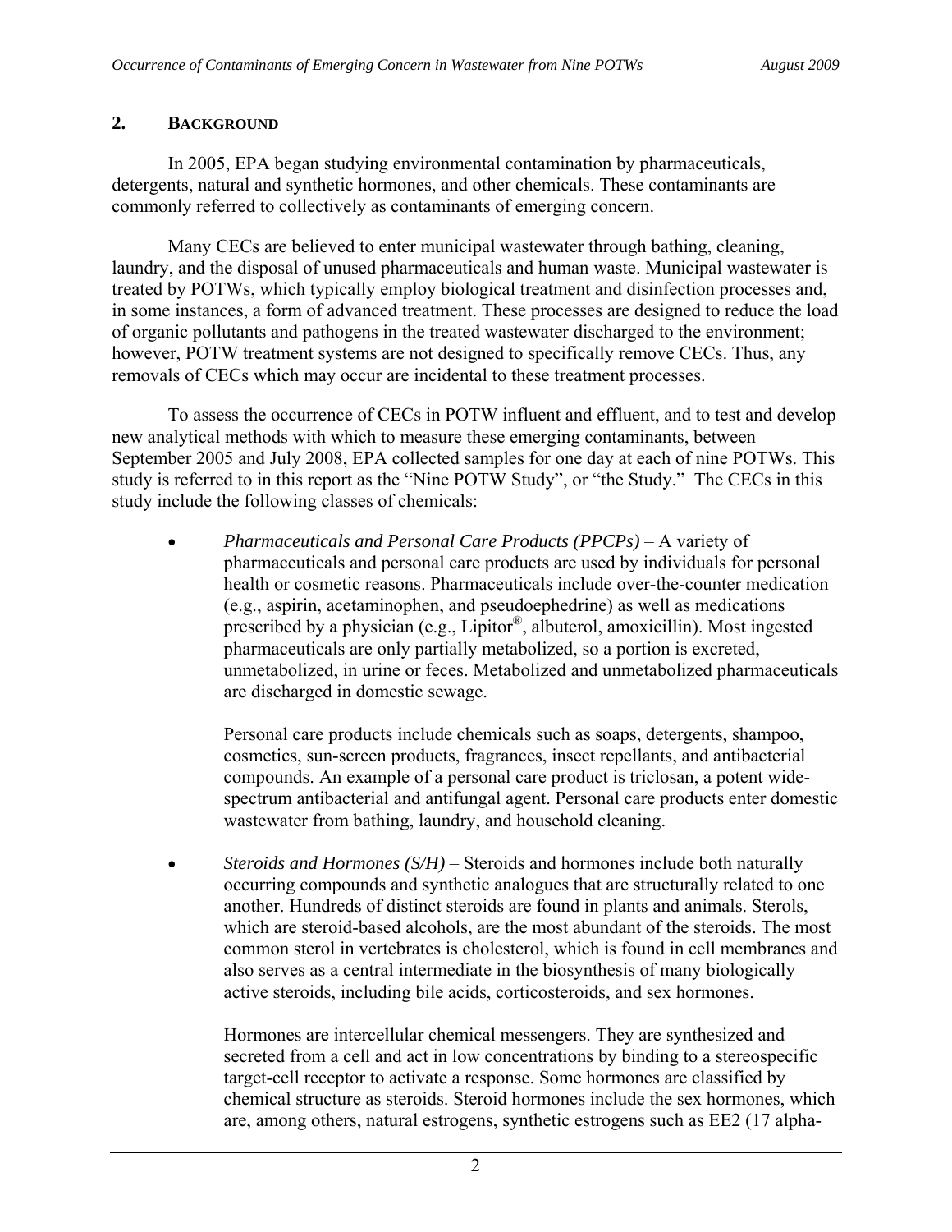## 2. BACKGROUND

In 2005, EPA began studying environmental contamination by pharmaceuticals, detergents, natural and synthetic hormones, and other chemicals. These contaminants are commonly referred to collectively as contaminants of emerging concern.

Many CECs are believed to enter municipal wastewater through bathing, cleaning, laundry, and the disposal of unused pharmaceuticals and human waste. Municipal wastewater is treated by POTWs, which typically employ biological treatment and disinfection processes and, in some instances, a form of advanced treatment. These processes are designed to reduce the load of organic pollutants and pathogens in the treated wastewater discharged to the environment; however, POTW treatment systems are not designed to specifically remove CECs. Thus, any removals of CECs which may occur are incidental to these treatment processes.

To assess the occurrence of CECs in POTW influent and effluent, and to test and develop new analytical methods with which to measure these emerging contaminants, between September 2005 and July 2008, EPA collected samples for one day at each of nine POTWs. This study is referred to in this report as the "Nine POTW Study", or "the Study." The CECs in this study include the following classes of chemicals:

- *Pharmaceuticals and Personal Care Products (PPCPs)* – A variety of pharmaceuticals and personal care products are used by individuals for personal health or cosmetic reasons. Pharmaceuticals include over-the-counter medication (e.g., aspirin, acetaminophen, and pseudoephedrine) as well as medications prescribed by a physician (e.g., Lipitor®, albuterol, amoxicillin). Most ingested pharmaceuticals are only partially metabolized, so a portion is excreted, unmetabolized, in urine or feces. Metabolized and unmetabolized pharmaceuticals are discharged in domestic sewage.

  Personal care products include chemicals such as soaps, detergents, shampoo, cosmetics, sun-screen products, fragrances, insect repellants, and antibacterial compounds. An example of a personal care product is triclosan, a potent wide-spectrum antibacterial and antifungal agent. Personal care products enter domestic wastewater from bathing, laundry, and household cleaning.

- *Steroids and Hormones (S/H)* – Steroids and hormones include both naturally occurring compounds and synthetic analogues that are structurally related to one another. Hundreds of distinct steroids are found in plants and animals. Sterols, which are steroid-based alcohols, are the most abundant of the steroids. The most common sterol in vertebrates is cholesterol, which is found in cell membranes and also serves as a central intermediate in the biosynthesis of many biologically active steroids, including bile acids, corticosteroids, and sex hormones.

  Hormones are intercellular chemical messengers. They are synthesized and secreted from a cell and act in low concentrations by binding to a stereospecific target-cell receptor to activate a response. Some hormones are classified by chemical structure as steroids. Steroid hormones include the sex hormones, which are, among others, natural estrogens, synthetic estrogens such as EE2 (17 alpha-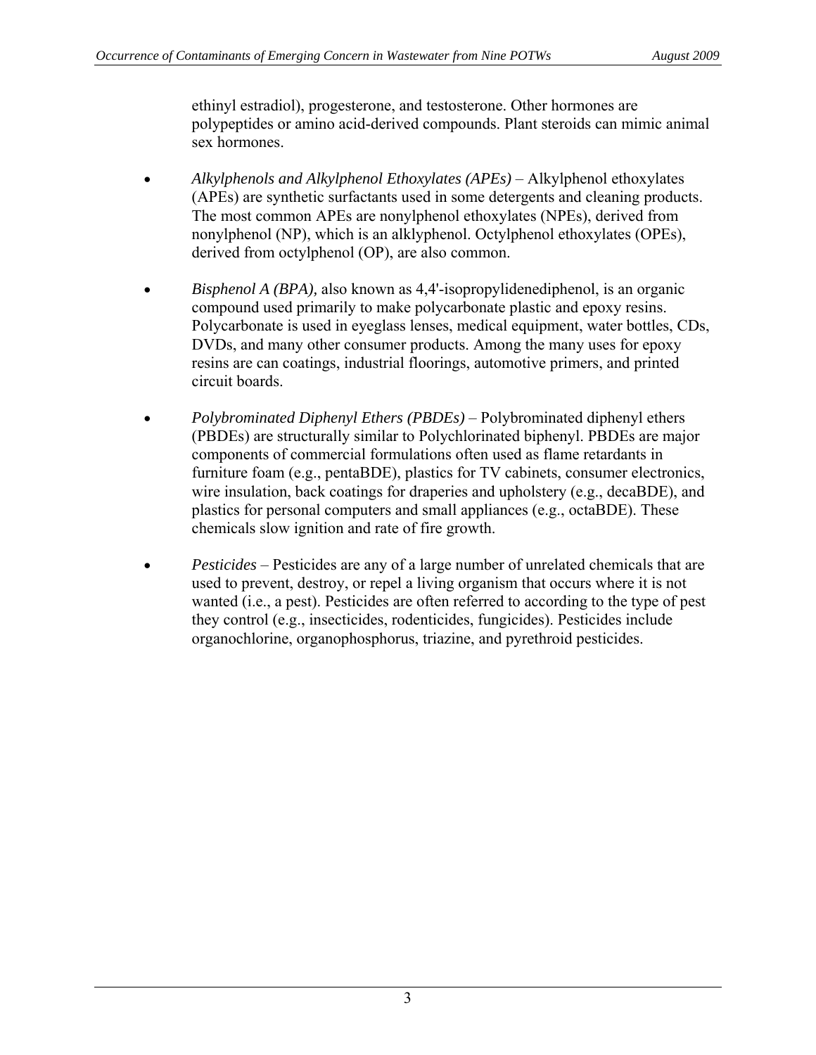ethinyl estradiol), progesterone, and testosterone. Other hormones are polypeptides or amino acid-derived compounds. Plant steroids can mimic animal sex hormones.

- *Alkylphenols and Alkylphenol Ethoxylates (APEs)* – Alkylphenol ethoxylates (APEs) are synthetic surfactants used in some detergents and cleaning products. The most common APEs are nonylphenol ethoxylates (NPEs), derived from nonylphenol (NP), which is an alklyphenol. Octylphenol ethoxylates (OPEs), derived from octylphenol (OP), are also common.

- *Bisphenol A (BPA),* also known as 4,4'-isopropylidenediphenol, is an organic compound used primarily to make polycarbonate plastic and epoxy resins. Polycarbonate is used in eyeglass lenses, medical equipment, water bottles, CDs, DVDs, and many other consumer products. Among the many uses for epoxy resins are can coatings, industrial floorings, automotive primers, and printed circuit boards.

- *Polybrominated Diphenyl Ethers (PBDEs)* – Polybrominated diphenyl ethers (PBDEs) are structurally similar to Polychlorinated biphenyl. PBDEs are major components of commercial formulations often used as flame retardants in furniture foam (e.g., pentaBDE), plastics for TV cabinets, consumer electronics, wire insulation, back coatings for draperies and upholstery (e.g., decaBDE), and plastics for personal computers and small appliances (e.g., octaBDE). These chemicals slow ignition and rate of fire growth.

- *Pesticides* – Pesticides are any of a large number of unrelated chemicals that are used to prevent, destroy, or repel a living organism that occurs where it is not wanted (i.e., a pest). Pesticides are often referred to according to the type of pest they control (e.g., insecticides, rodenticides, fungicides). Pesticides include organochlorine, organophosphorus, triazine, and pyrethroid pesticides.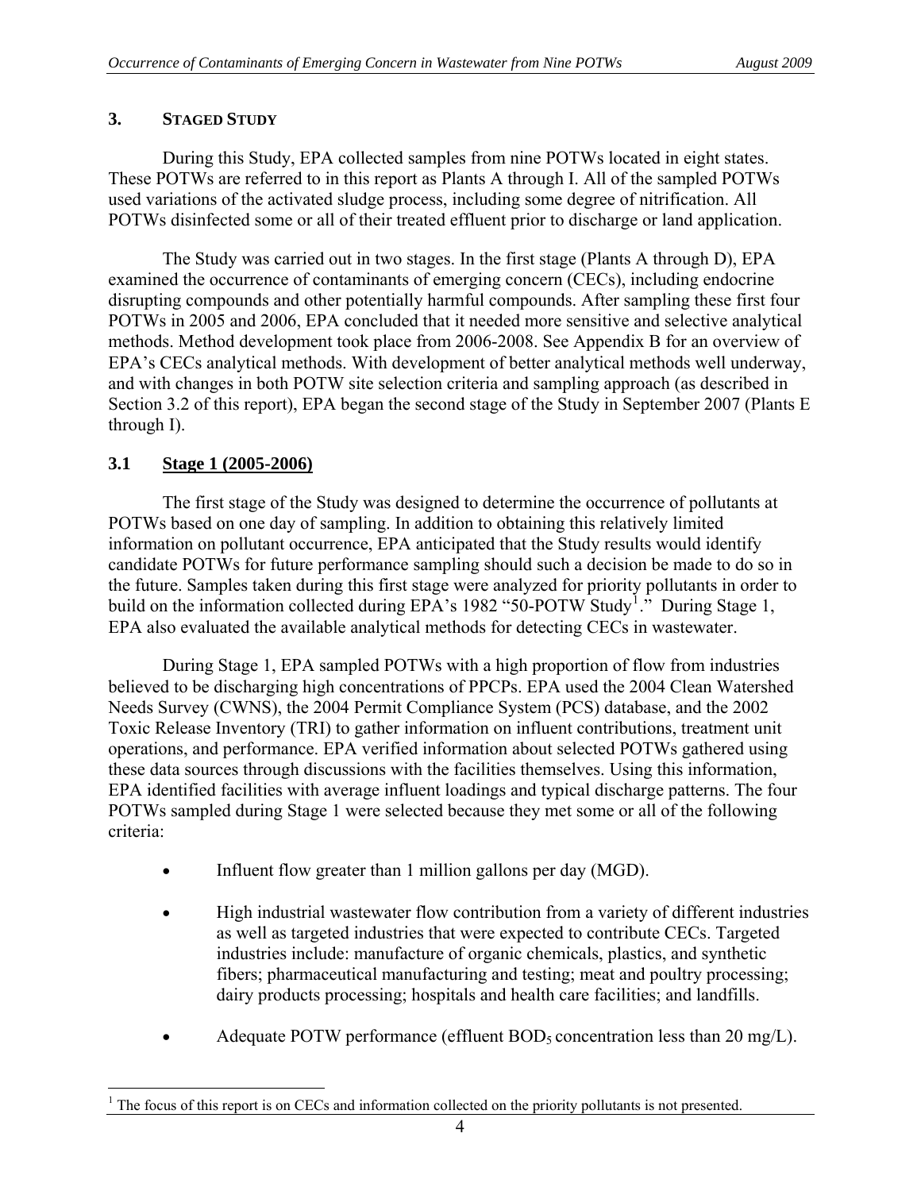## 3. STAGED STUDY

During this Study, EPA collected samples from nine POTWs located in eight states. These POTWs are referred to in this report as Plants A through I. All of the sampled POTWs used variations of the activated sludge process, including some degree of nitrification. All POTWs disinfected some or all of their treated effluent prior to discharge or land application.

The Study was carried out in two stages. In the first stage (Plants A through D), EPA examined the occurrence of contaminants of emerging concern (CECs), including endocrine disrupting compounds and other potentially harmful compounds. After sampling these first four POTWs in 2005 and 2006, EPA concluded that it needed more sensitive and selective analytical methods. Method development took place from 2006-2008. See Appendix B for an overview of EPA's CECs analytical methods. With development of better analytical methods well underway, and with changes in both POTW site selection criteria and sampling approach (as described in Section 3.2 of this report), EPA began the second stage of the Study in September 2007 (Plants E through I).

### 3.1 Stage 1 (2005-2006)

The first stage of the Study was designed to determine the occurrence of pollutants at POTWs based on one day of sampling. In addition to obtaining this relatively limited information on pollutant occurrence, EPA anticipated that the Study results would identify candidate POTWs for future performance sampling should such a decision be made to do so in the future. Samples taken during this first stage were analyzed for priority pollutants in order to build on the information collected during EPA's 1982 "50-POTW Study[1]." During Stage 1, EPA also evaluated the available analytical methods for detecting CECs in wastewater.

During Stage 1, EPA sampled POTWs with a high proportion of flow from industries believed to be discharging high concentrations of PPCPs. EPA used the 2004 Clean Watershed Needs Survey (CWNS), the 2004 Permit Compliance System (PCS) database, and the 2002 Toxic Release Inventory (TRI) to gather information on influent contributions, treatment unit operations, and performance. EPA verified information about selected POTWs gathered using these data sources through discussions with the facilities themselves. Using this information, EPA identified facilities with average influent loadings and typical discharge patterns. The four POTWs sampled during Stage 1 were selected because they met some or all of the following criteria:

- Influent flow greater than 1 million gallons per day (MGD).
- High industrial wastewater flow contribution from a variety of different industries as well as targeted industries that were expected to contribute CECs. Targeted industries include: manufacture of organic chemicals, plastics, and synthetic fibers; pharmaceutical manufacturing and testing; meat and poultry processing; dairy products processing; hospitals and health care facilities; and landfills.
- Adequate POTW performance (effluent $BOD_5$ concentration less than 20 mg/L).

[1] The focus of this report is on CECs and information collected on the priority pollutants is not presented.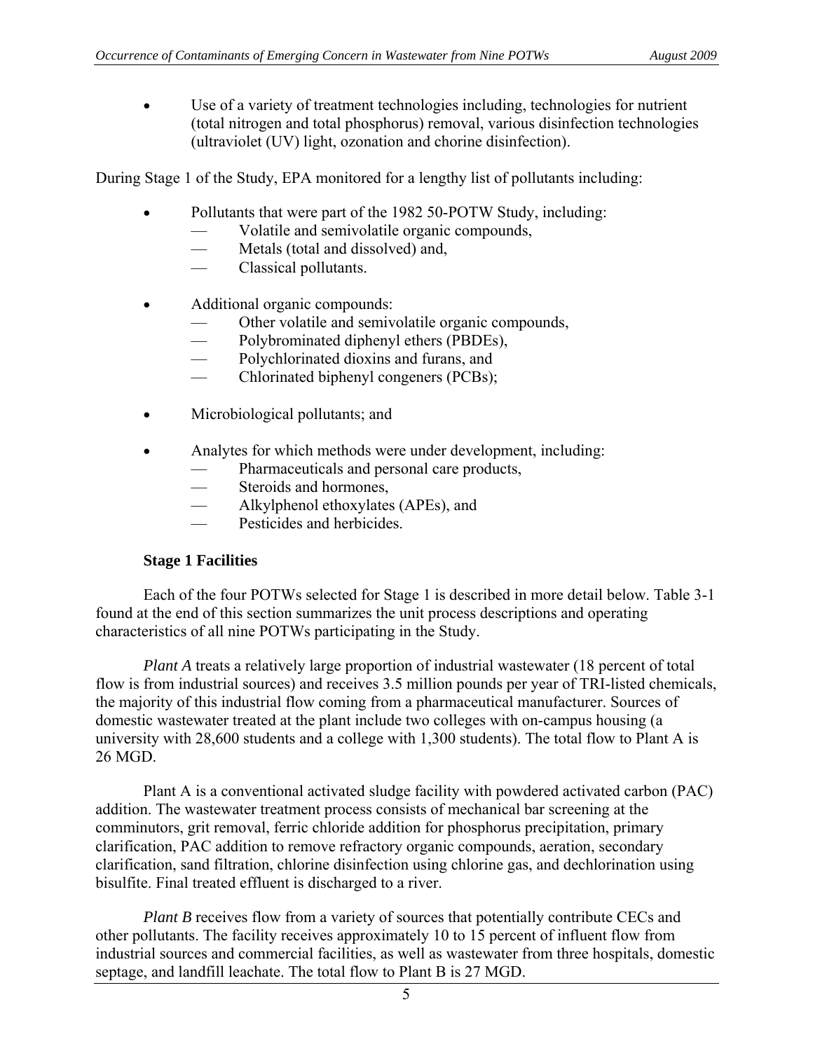- Use of a variety of treatment technologies including, technologies for nutrient (total nitrogen and total phosphorus) removal, various disinfection technologies (ultraviolet (UV) light, ozonation and chorine disinfection).

During Stage 1 of the Study, EPA monitored for a lengthy list of pollutants including:

- Pollutants that were part of the 1982 50-POTW Study, including:
  - Volatile and semivolatile organic compounds,
  - Metals (total and dissolved) and,
  - Classical pollutants.

- Additional organic compounds:
  - Other volatile and semivolatile organic compounds,
  - Polybrominated diphenyl ethers (PBDEs),
  - Polychlorinated dioxins and furans, and
  - Chlorinated biphenyl congeners (PCBs);

- Microbiological pollutants; and

- Analytes for which methods were under development, including:
  - Pharmaceuticals and personal care products,
  - Steroids and hormones,
  - Alkylphenol ethoxylates (APEs), and
  - Pesticides and herbicides.

**Stage 1 Facilities**

Each of the four POTWs selected for Stage 1 is described in more detail below. Table 3-1 found at the end of this section summarizes the unit process descriptions and operating characteristics of all nine POTWs participating in the Study.

*Plant A* treats a relatively large proportion of industrial wastewater (18 percent of total flow is from industrial sources) and receives 3.5 million pounds per year of TRI-listed chemicals, the majority of this industrial flow coming from a pharmaceutical manufacturer. Sources of domestic wastewater treated at the plant include two colleges with on-campus housing (a university with 28,600 students and a college with 1,300 students). The total flow to Plant A is 26 MGD.

Plant A is a conventional activated sludge facility with powdered activated carbon (PAC) addition. The wastewater treatment process consists of mechanical bar screening at the comminutors, grit removal, ferric chloride addition for phosphorus precipitation, primary clarification, PAC addition to remove refractory organic compounds, aeration, secondary clarification, sand filtration, chlorine disinfection using chlorine gas, and dechlorination using bisulfite. Final treated effluent is discharged to a river.

*Plant B* receives flow from a variety of sources that potentially contribute CECs and other pollutants. The facility receives approximately 10 to 15 percent of influent flow from industrial sources and commercial facilities, as well as wastewater from three hospitals, domestic septage, and landfill leachate. The total flow to Plant B is 27 MGD.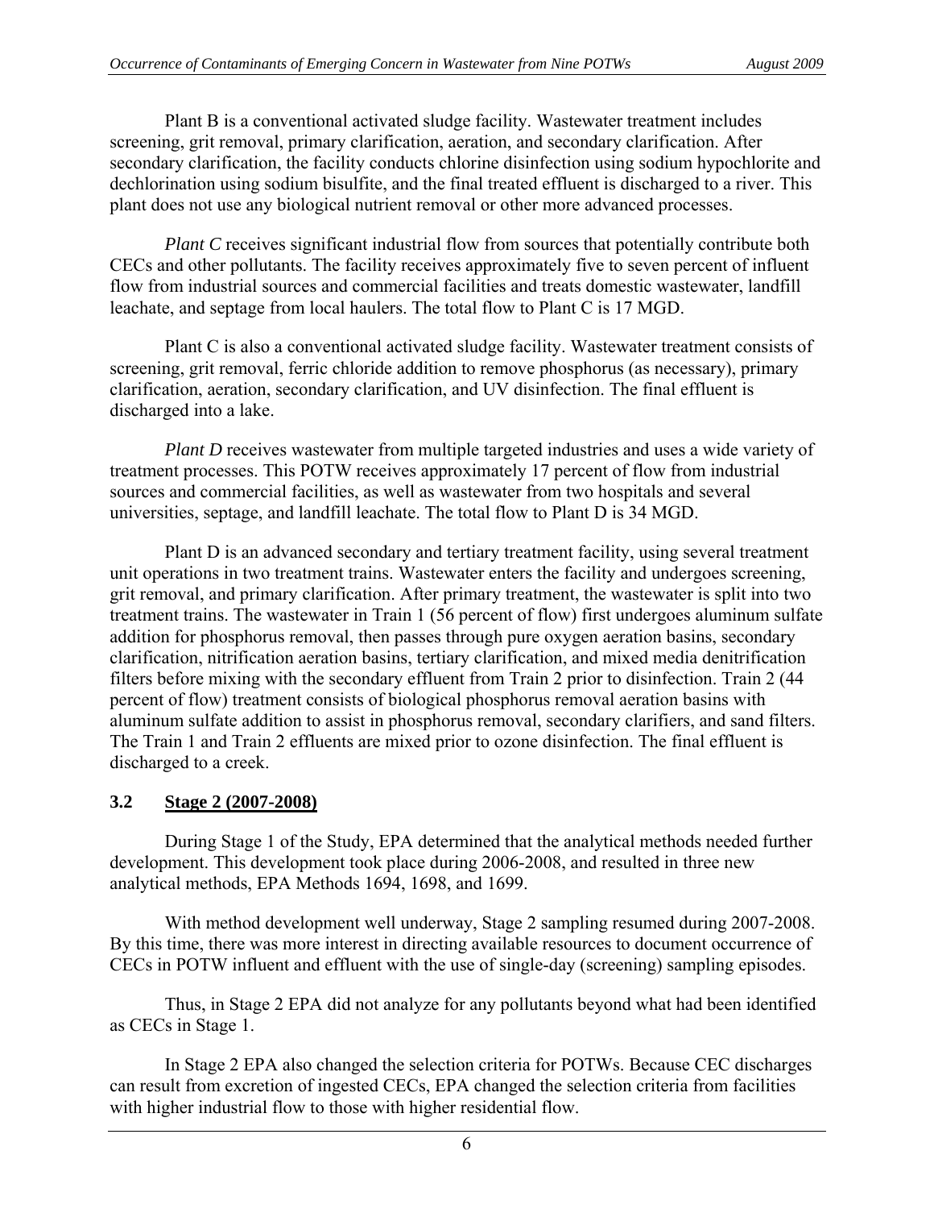Plant B is a conventional activated sludge facility. Wastewater treatment includes screening, grit removal, primary clarification, aeration, and secondary clarification. After secondary clarification, the facility conducts chlorine disinfection using sodium hypochlorite and dechlorination using sodium bisulfite, and the final treated effluent is discharged to a river. This plant does not use any biological nutrient removal or other more advanced processes.

*Plant C* receives significant industrial flow from sources that potentially contribute both CECs and other pollutants. The facility receives approximately five to seven percent of influent flow from industrial sources and commercial facilities and treats domestic wastewater, landfill leachate, and septage from local haulers. The total flow to Plant C is 17 MGD.

Plant C is also a conventional activated sludge facility. Wastewater treatment consists of screening, grit removal, ferric chloride addition to remove phosphorus (as necessary), primary clarification, aeration, secondary clarification, and UV disinfection. The final effluent is discharged into a lake.

*Plant D* receives wastewater from multiple targeted industries and uses a wide variety of treatment processes. This POTW receives approximately 17 percent of flow from industrial sources and commercial facilities, as well as wastewater from two hospitals and several universities, septage, and landfill leachate. The total flow to Plant D is 34 MGD.

Plant D is an advanced secondary and tertiary treatment facility, using several treatment unit operations in two treatment trains. Wastewater enters the facility and undergoes screening, grit removal, and primary clarification. After primary treatment, the wastewater is split into two treatment trains. The wastewater in Train 1 (56 percent of flow) first undergoes aluminum sulfate addition for phosphorus removal, then passes through pure oxygen aeration basins, secondary clarification, nitrification aeration basins, tertiary clarification, and mixed media denitrification filters before mixing with the secondary effluent from Train 2 prior to disinfection. Train 2 (44 percent of flow) treatment consists of biological phosphorus removal aeration basins with aluminum sulfate addition to assist in phosphorus removal, secondary clarifiers, and sand filters. The Train 1 and Train 2 effluents are mixed prior to ozone disinfection. The final effluent is discharged to a creek.

## 3.2 Stage 2 (2007-2008)

During Stage 1 of the Study, EPA determined that the analytical methods needed further development. This development took place during 2006-2008, and resulted in three new analytical methods, EPA Methods 1694, 1698, and 1699.

With method development well underway, Stage 2 sampling resumed during 2007-2008. By this time, there was more interest in directing available resources to document occurrence of CECs in POTW influent and effluent with the use of single-day (screening) sampling episodes.

Thus, in Stage 2 EPA did not analyze for any pollutants beyond what had been identified as CECs in Stage 1.

In Stage 2 EPA also changed the selection criteria for POTWs. Because CEC discharges can result from excretion of ingested CECs, EPA changed the selection criteria from facilities with higher industrial flow to those with higher residential flow.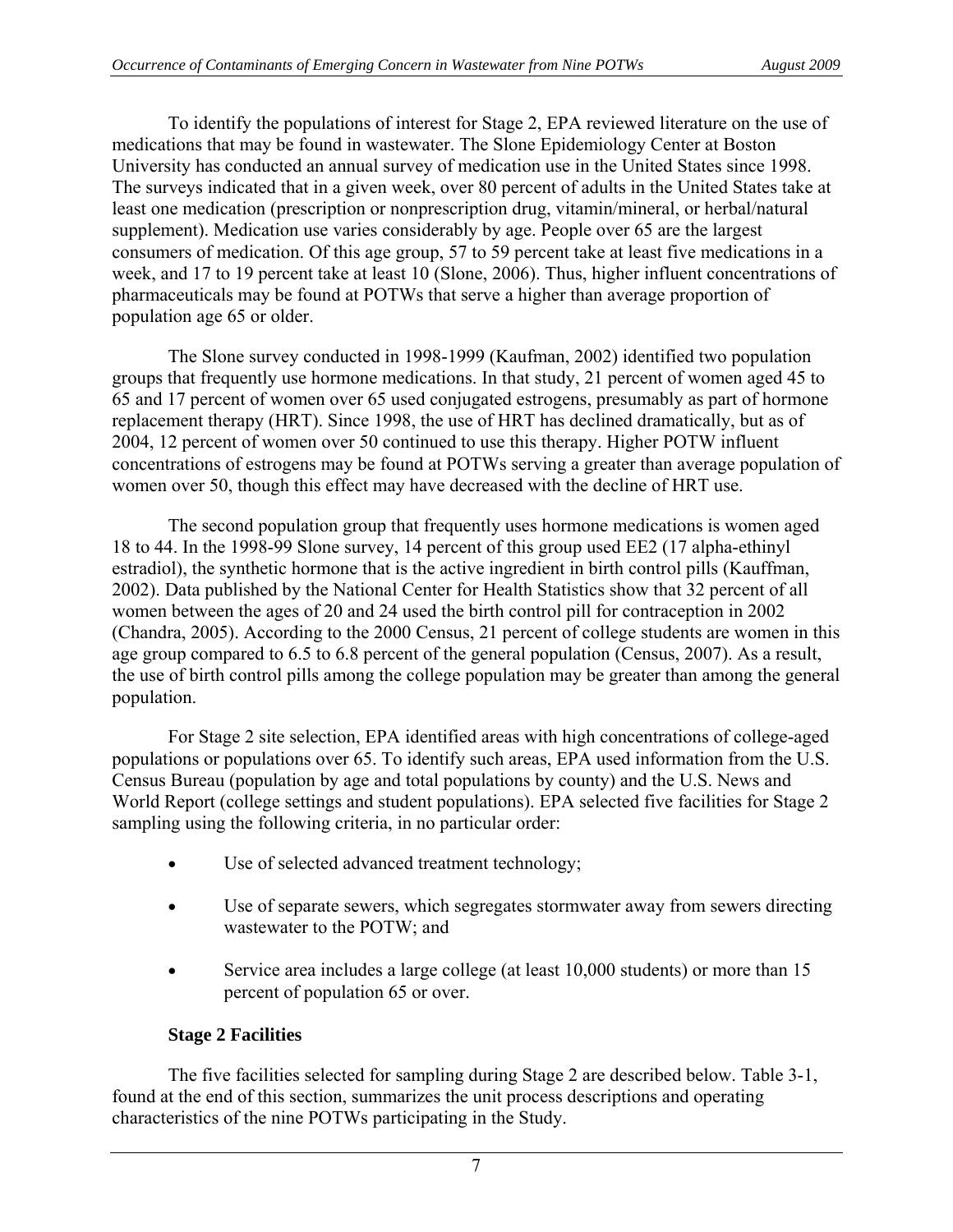To identify the populations of interest for Stage 2, EPA reviewed literature on the use of medications that may be found in wastewater. The Slone Epidemiology Center at Boston University has conducted an annual survey of medication use in the United States since 1998. The surveys indicated that in a given week, over 80 percent of adults in the United States take at least one medication (prescription or nonprescription drug, vitamin/mineral, or herbal/natural supplement). Medication use varies considerably by age. People over 65 are the largest consumers of medication. Of this age group, 57 to 59 percent take at least five medications in a week, and 17 to 19 percent take at least 10 (Slone, 2006). Thus, higher influent concentrations of pharmaceuticals may be found at POTWs that serve a higher than average proportion of population age 65 or older.

The Slone survey conducted in 1998-1999 (Kaufman, 2002) identified two population groups that frequently use hormone medications. In that study, 21 percent of women aged 45 to 65 and 17 percent of women over 65 used conjugated estrogens, presumably as part of hormone replacement therapy (HRT). Since 1998, the use of HRT has declined dramatically, but as of 2004, 12 percent of women over 50 continued to use this therapy. Higher POTW influent concentrations of estrogens may be found at POTWs serving a greater than average population of women over 50, though this effect may have decreased with the decline of HRT use.

The second population group that frequently uses hormone medications is women aged 18 to 44. In the 1998-99 Slone survey, 14 percent of this group used EE2 (17 alpha-ethinyl estradiol), the synthetic hormone that is the active ingredient in birth control pills (Kauffman, 2002). Data published by the National Center for Health Statistics show that 32 percent of all women between the ages of 20 and 24 used the birth control pill for contraception in 2002 (Chandra, 2005). According to the 2000 Census, 21 percent of college students are women in this age group compared to 6.5 to 6.8 percent of the general population (Census, 2007). As a result, the use of birth control pills among the college population may be greater than among the general population.

For Stage 2 site selection, EPA identified areas with high concentrations of college-aged populations or populations over 65. To identify such areas, EPA used information from the U.S. Census Bureau (population by age and total populations by county) and the U.S. News and World Report (college settings and student populations). EPA selected five facilities for Stage 2 sampling using the following criteria, in no particular order:

- Use of selected advanced treatment technology;
- Use of separate sewers, which segregates stormwater away from sewers directing wastewater to the POTW; and
- Service area includes a large college (at least 10,000 students) or more than 15 percent of population 65 or over.

**Stage 2 Facilities**

The five facilities selected for sampling during Stage 2 are described below. Table 3-1, found at the end of this section, summarizes the unit process descriptions and operating characteristics of the nine POTWs participating in the Study.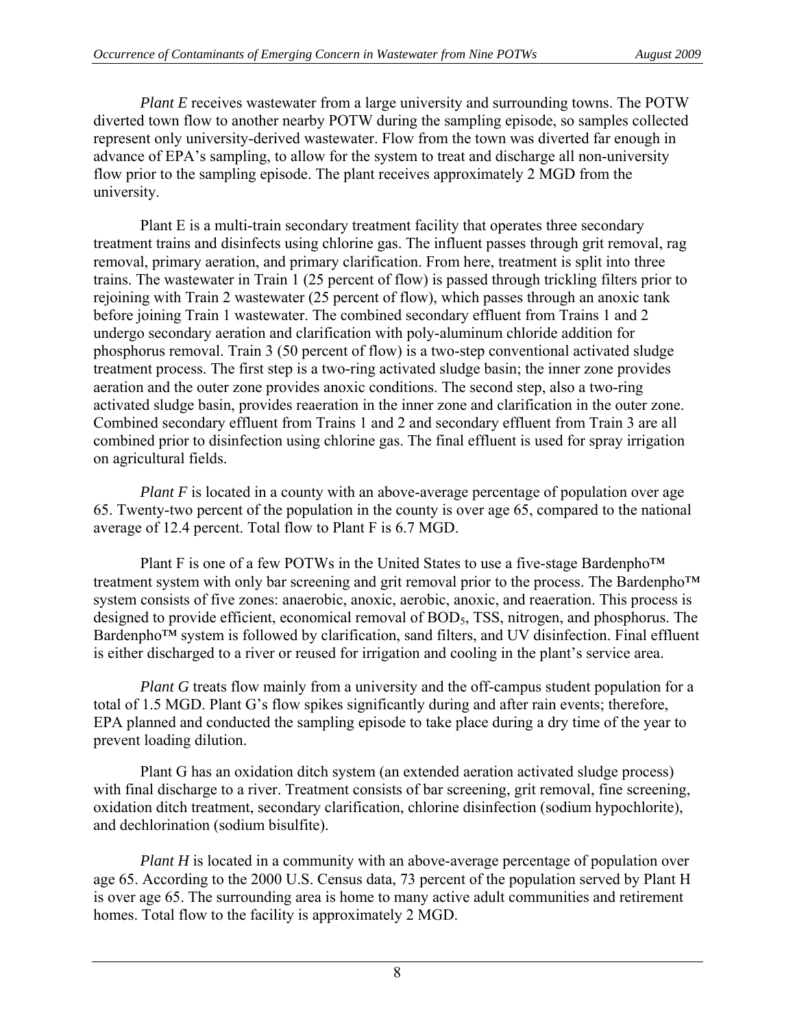*Plant E* receives wastewater from a large university and surrounding towns. The POTW diverted town flow to another nearby POTW during the sampling episode, so samples collected represent only university-derived wastewater. Flow from the town was diverted far enough in advance of EPA's sampling, to allow for the system to treat and discharge all non-university flow prior to the sampling episode. The plant receives approximately 2 MGD from the university.

Plant E is a multi-train secondary treatment facility that operates three secondary treatment trains and disinfects using chlorine gas. The influent passes through grit removal, rag removal, primary aeration, and primary clarification. From here, treatment is split into three trains. The wastewater in Train 1 (25 percent of flow) is passed through trickling filters prior to rejoining with Train 2 wastewater (25 percent of flow), which passes through an anoxic tank before joining Train 1 wastewater. The combined secondary effluent from Trains 1 and 2 undergo secondary aeration and clarification with poly-aluminum chloride addition for phosphorus removal. Train 3 (50 percent of flow) is a two-step conventional activated sludge treatment process. The first step is a two-ring activated sludge basin; the inner zone provides aeration and the outer zone provides anoxic conditions. The second step, also a two-ring activated sludge basin, provides reaeration in the inner zone and clarification in the outer zone. Combined secondary effluent from Trains 1 and 2 and secondary effluent from Train 3 are all combined prior to disinfection using chlorine gas. The final effluent is used for spray irrigation on agricultural fields.

*Plant F* is located in a county with an above-average percentage of population over age 65. Twenty-two percent of the population in the county is over age 65, compared to the national average of 12.4 percent. Total flow to Plant F is 6.7 MGD.

Plant F is one of a few POTWs in the United States to use a five-stage Bardenpho™ treatment system with only bar screening and grit removal prior to the process. The Bardenpho™ system consists of five zones: anaerobic, anoxic, aerobic, anoxic, and reaeration. This process is designed to provide efficient, economical removal of $BOD_5$, TSS, nitrogen, and phosphorus. The Bardenpho™ system is followed by clarification, sand filters, and UV disinfection. Final effluent is either discharged to a river or reused for irrigation and cooling in the plant's service area.

*Plant G* treats flow mainly from a university and the off-campus student population for a total of 1.5 MGD. Plant G's flow spikes significantly during and after rain events; therefore, EPA planned and conducted the sampling episode to take place during a dry time of the year to prevent loading dilution.

Plant G has an oxidation ditch system (an extended aeration activated sludge process) with final discharge to a river. Treatment consists of bar screening, grit removal, fine screening, oxidation ditch treatment, secondary clarification, chlorine disinfection (sodium hypochlorite), and dechlorination (sodium bisulfite).

*Plant H* is located in a community with an above-average percentage of population over age 65. According to the 2000 U.S. Census data, 73 percent of the population served by Plant H is over age 65. The surrounding area is home to many active adult communities and retirement homes. Total flow to the facility is approximately 2 MGD.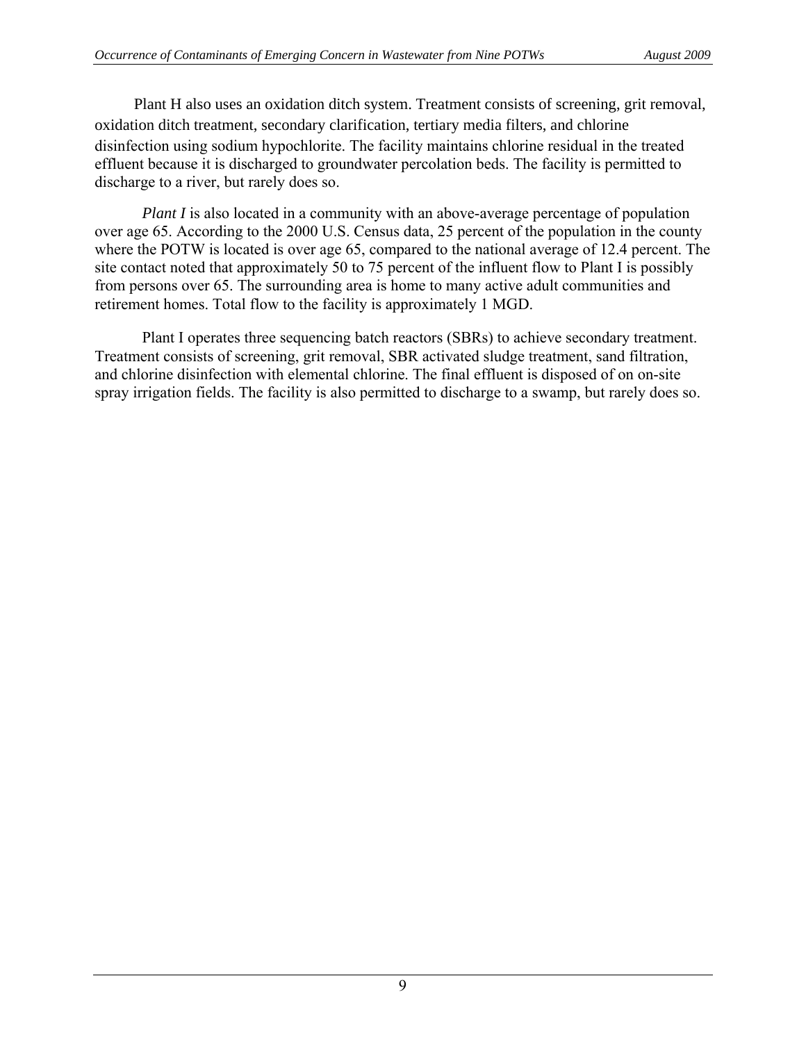Plant H also uses an oxidation ditch system. Treatment consists of screening, grit removal, oxidation ditch treatment, secondary clarification, tertiary media filters, and chlorine disinfection using sodium hypochlorite. The facility maintains chlorine residual in the treated effluent because it is discharged to groundwater percolation beds. The facility is permitted to discharge to a river, but rarely does so.

*Plant I* is also located in a community with an above-average percentage of population over age 65. According to the 2000 U.S. Census data, 25 percent of the population in the county where the POTW is located is over age 65, compared to the national average of 12.4 percent. The site contact noted that approximately 50 to 75 percent of the influent flow to Plant I is possibly from persons over 65. The surrounding area is home to many active adult communities and retirement homes. Total flow to the facility is approximately 1 MGD.

Plant I operates three sequencing batch reactors (SBRs) to achieve secondary treatment. Treatment consists of screening, grit removal, SBR activated sludge treatment, sand filtration, and chlorine disinfection with elemental chlorine. The final effluent is disposed of on on-site spray irrigation fields. The facility is also permitted to discharge to a swamp, but rarely does so.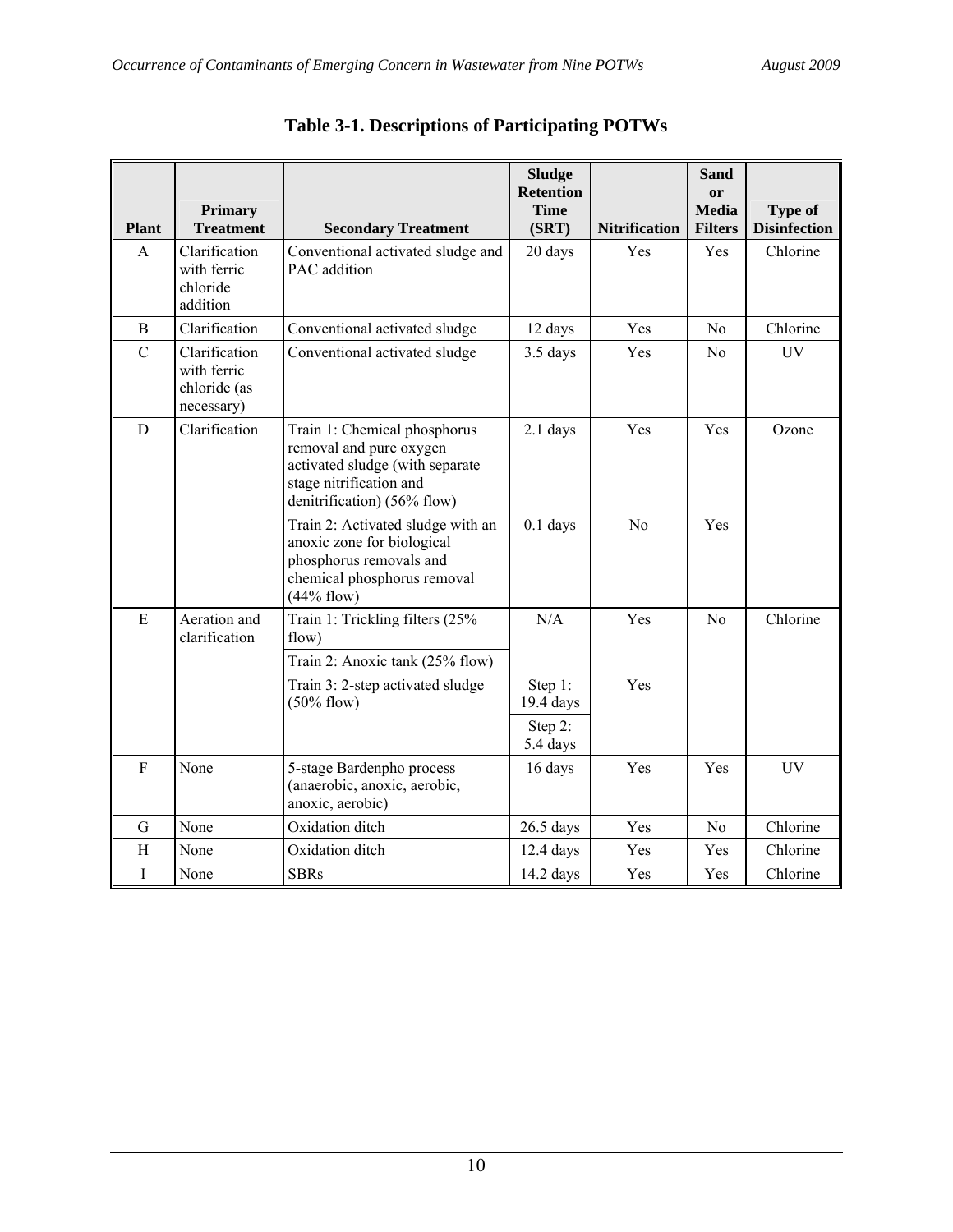## Table 3-1. Descriptions of Participating POTWs

| Plant | Primary Treatment | Secondary Treatment | Sludge Retention Time (SRT) | Nitrification | Sand or Media Filters | Type of Disinfection |
|---|---|---|---|---|---|---|
| A | Clarification with ferric chloride addition | Conventional activated sludge and PAC addition | 20 days | Yes | Yes | Chlorine |
| B | Clarification | Conventional activated sludge | 12 days | Yes | No | Chlorine |
| C | Clarification with ferric chloride (as necessary) | Conventional activated sludge | 3.5 days | Yes | No | UV |
| D | Clarification | Train 1: Chemical phosphorus removal and pure oxygen activated sludge (with separate stage nitrification and denitrification) (56% flow) | 2.1 days | Yes | Yes | Ozone |
| | | Train 2: Activated sludge with an anoxic zone for biological phosphorus removals and chemical phosphorus removal (44% flow) | 0.1 days | No | Yes | |
| E | Aeration and clarification | Train 1: Trickling filters (25% flow) | N/A | Yes | No | Chlorine |
| | | Train 2: Anoxic tank (25% flow) | | | | |
| | | Train 3: 2-step activated sludge (50% flow) | Step 1: 19.4 days | Yes | | |
| | | | Step 2: 5.4 days | | | |
| F | None | 5-stage Bardenpho process (anaerobic, anoxic, aerobic, anoxic, aerobic) | 16 days | Yes | Yes | UV |
| G | None | Oxidation ditch | 26.5 days | Yes | No | Chlorine |
| H | None | Oxidation ditch | 12.4 days | Yes | Yes | Chlorine |
| I | None | SBRs | 14.2 days | Yes | Yes | Chlorine |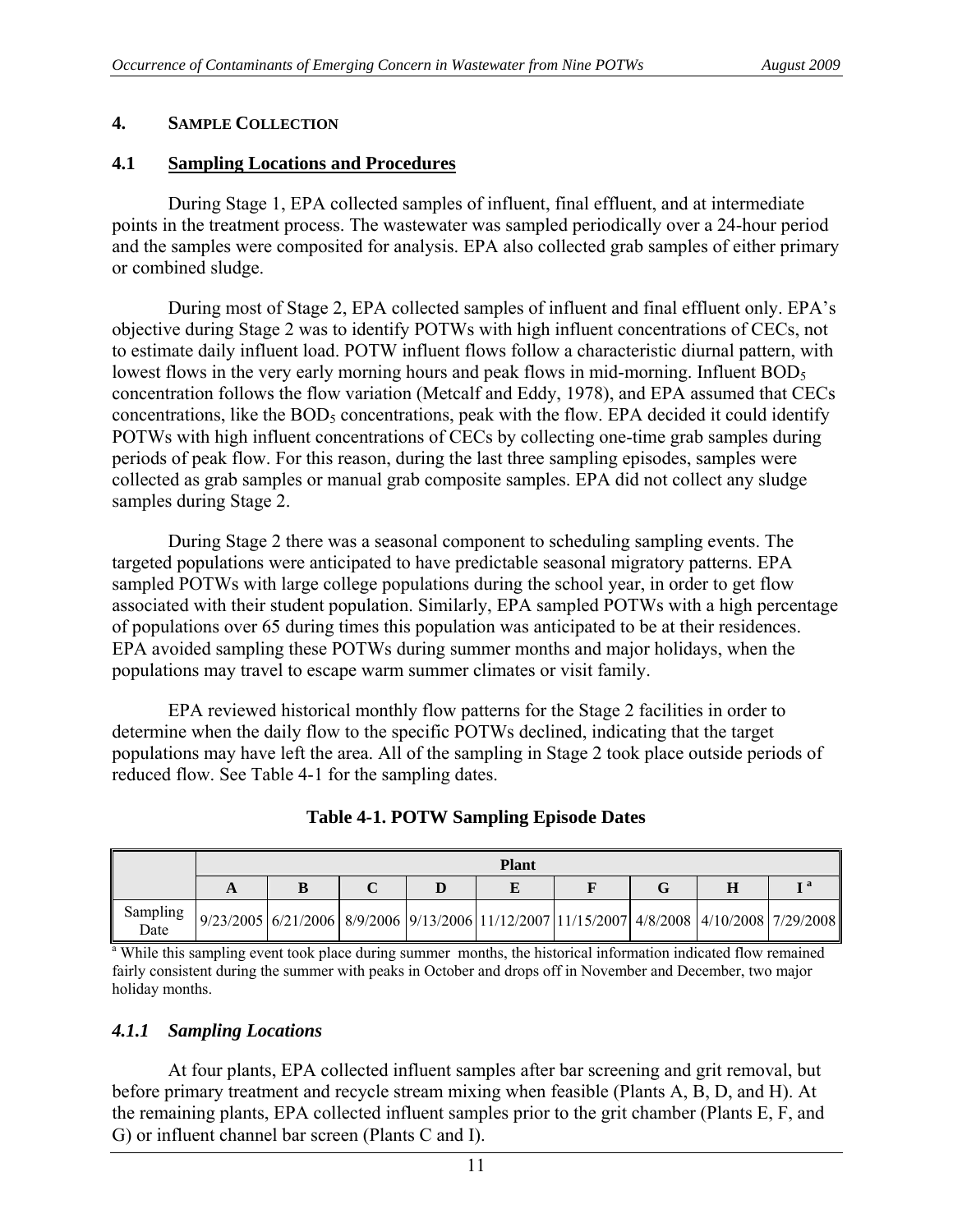## 4. SAMPLE COLLECTION

### 4.1 Sampling Locations and Procedures

During Stage 1, EPA collected samples of influent, final effluent, and at intermediate points in the treatment process. The wastewater was sampled periodically over a 24-hour period and the samples were composited for analysis. EPA also collected grab samples of either primary or combined sludge.

During most of Stage 2, EPA collected samples of influent and final effluent only. EPA's objective during Stage 2 was to identify POTWs with high influent concentrations of CECs, not to estimate daily influent load. POTW influent flows follow a characteristic diurnal pattern, with lowest flows in the very early morning hours and peak flows in mid-morning. Influent $BOD_5$ concentration follows the flow variation (Metcalf and Eddy, 1978), and EPA assumed that CECs concentrations, like the $BOD_5$ concentrations, peak with the flow. EPA decided it could identify POTWs with high influent concentrations of CECs by collecting one-time grab samples during periods of peak flow. For this reason, during the last three sampling episodes, samples were collected as grab samples or manual grab composite samples. EPA did not collect any sludge samples during Stage 2.

During Stage 2 there was a seasonal component to scheduling sampling events. The targeted populations were anticipated to have predictable seasonal migratory patterns. EPA sampled POTWs with large college populations during the school year, in order to get flow associated with their student population. Similarly, EPA sampled POTWs with a high percentage of populations over 65 during times this population was anticipated to be at their residences. EPA avoided sampling these POTWs during summer months and major holidays, when the populations may travel to escape warm summer climates or visit family.

EPA reviewed historical monthly flow patterns for the Stage 2 facilities in order to determine when the daily flow to the specific POTWs declined, indicating that the target populations may have left the area. All of the sampling in Stage 2 took place outside periods of reduced flow. See Table 4-1 for the sampling dates.

**Table 4-1. POTW Sampling Episode Dates**

| | Plant | | | | | | | | |
|---|---|---|---|---|---|---|---|---|---|
| | A | B | C | D | E | F | G | H | I [a] |
| Sampling Date | 9/23/2005 | 6/21/2006 | 8/9/2006 | 9/13/2006 | 11/12/2007 | 11/15/2007 | 4/8/2008 | 4/10/2008 | 7/29/2008 |

[a] While this sampling event took place during summer months, the historical information indicated flow remained fairly consistent during the summer with peaks in October and drops off in November and December, two major holiday months.

#### *4.1.1 Sampling Locations*

At four plants, EPA collected influent samples after bar screening and grit removal, but before primary treatment and recycle stream mixing when feasible (Plants A, B, D, and H). At the remaining plants, EPA collected influent samples prior to the grit chamber (Plants E, F, and G) or influent channel bar screen (Plants C and I).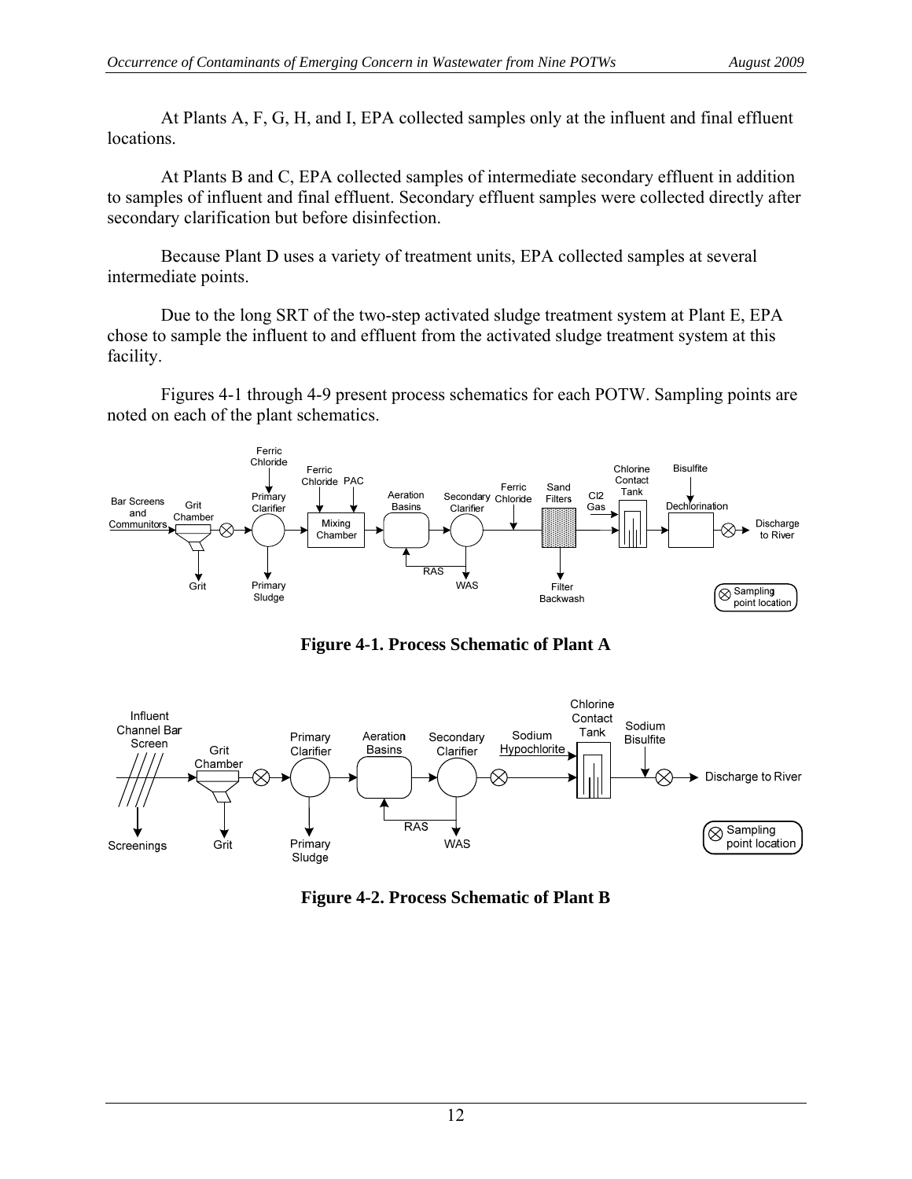At Plants A, F, G, H, and I, EPA collected samples only at the influent and final effluent locations.

At Plants B and C, EPA collected samples of intermediate secondary effluent in addition to samples of influent and final effluent. Secondary effluent samples were collected directly after secondary clarification but before disinfection.

Because Plant D uses a variety of treatment units, EPA collected samples at several intermediate points.

Due to the long SRT of the two-step activated sludge treatment system at Plant E, EPA chose to sample the influent to and effluent from the activated sludge treatment system at this facility.

Figures 4-1 through 4-9 present process schematics for each POTW. Sampling points are noted on each of the plant schematics.

**Figure 4-1. Process Schematic of Plant A**

**Figure 4-2. Process Schematic of Plant B**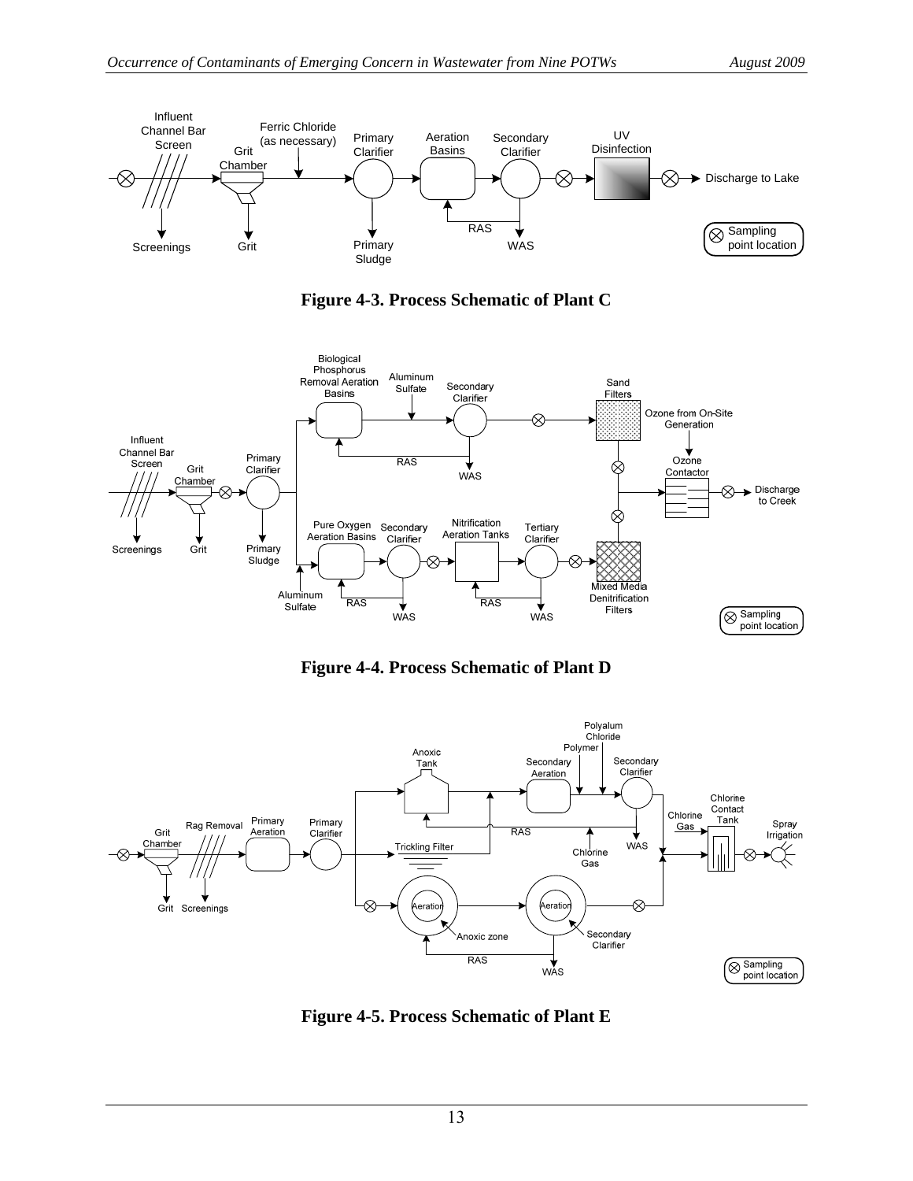**Figure 4-3. Process Schematic of Plant C**

**Figure 4-4. Process Schematic of Plant D**

**Figure 4-5. Process Schematic of Plant E**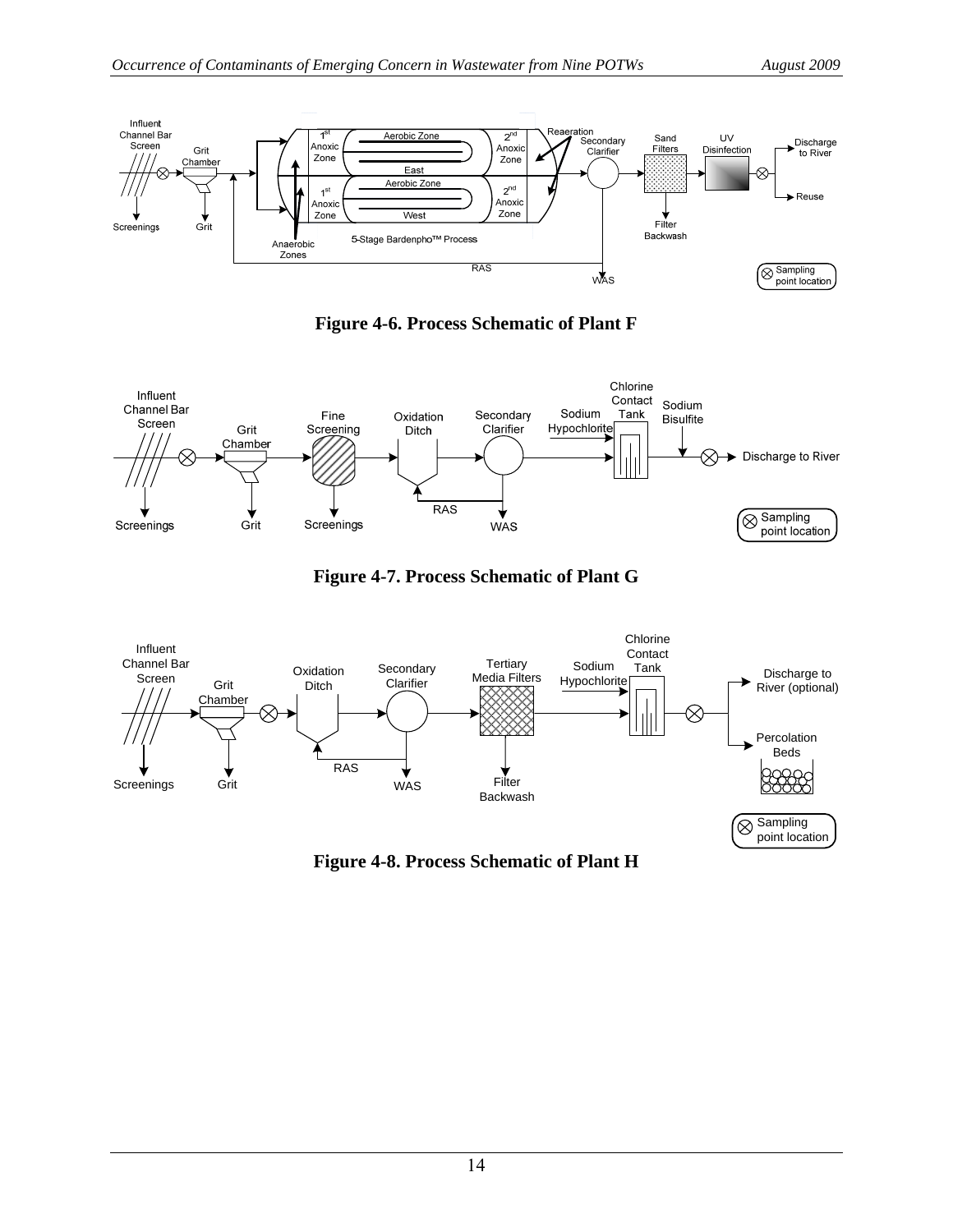Figure 4-6. Process Schematic of Plant F

Figure 4-7. Process Schematic of Plant G

Figure 4-8. Process Schematic of Plant H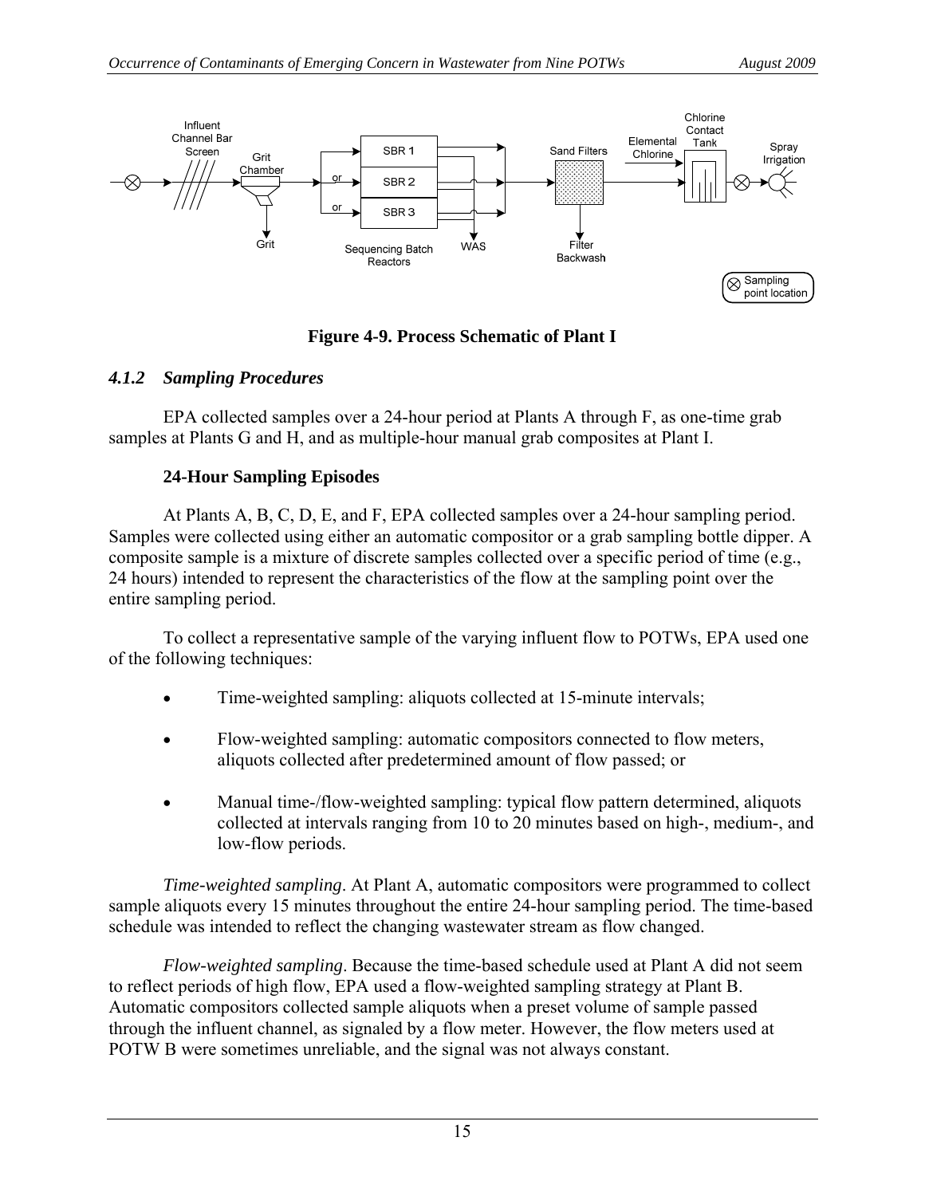**Figure 4-9. Process Schematic of Plant I**

### *4.1.2 Sampling Procedures*

EPA collected samples over a 24-hour period at Plants A through F, as one-time grab samples at Plants G and H, and as multiple-hour manual grab composites at Plant I.

**24-Hour Sampling Episodes**

At Plants A, B, C, D, E, and F, EPA collected samples over a 24-hour sampling period. Samples were collected using either an automatic compositor or a grab sampling bottle dipper. A composite sample is a mixture of discrete samples collected over a specific period of time (e.g., 24 hours) intended to represent the characteristics of the flow at the sampling point over the entire sampling period.

To collect a representative sample of the varying influent flow to POTWs, EPA used one of the following techniques:

- Time-weighted sampling: aliquots collected at 15-minute intervals;
- Flow-weighted sampling: automatic compositors connected to flow meters, aliquots collected after predetermined amount of flow passed; or
- Manual time-/flow-weighted sampling: typical flow pattern determined, aliquots collected at intervals ranging from 10 to 20 minutes based on high-, medium-, and low-flow periods.

*Time-weighted sampling*. At Plant A, automatic compositors were programmed to collect sample aliquots every 15 minutes throughout the entire 24-hour sampling period. The time-based schedule was intended to reflect the changing wastewater stream as flow changed.

*Flow-weighted sampling*. Because the time-based schedule used at Plant A did not seem to reflect periods of high flow, EPA used a flow-weighted sampling strategy at Plant B. Automatic compositors collected sample aliquots when a preset volume of sample passed through the influent channel, as signaled by a flow meter. However, the flow meters used at POTW B were sometimes unreliable, and the signal was not always constant.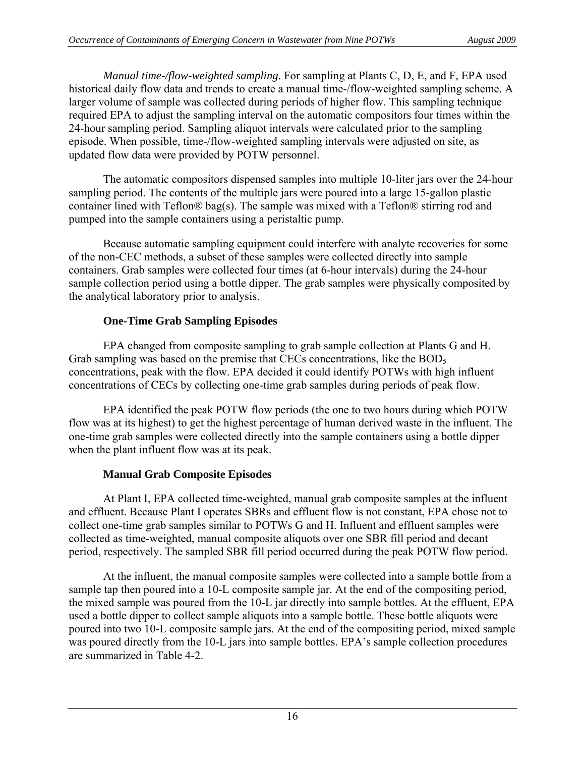*Manual time-/flow-weighted sampling*. For sampling at Plants C, D, E, and F, EPA used historical daily flow data and trends to create a manual time-/flow-weighted sampling scheme. A larger volume of sample was collected during periods of higher flow. This sampling technique required EPA to adjust the sampling interval on the automatic compositors four times within the 24-hour sampling period. Sampling aliquot intervals were calculated prior to the sampling episode. When possible, time-/flow-weighted sampling intervals were adjusted on site, as updated flow data were provided by POTW personnel.

The automatic compositors dispensed samples into multiple 10-liter jars over the 24-hour sampling period. The contents of the multiple jars were poured into a large 15-gallon plastic container lined with Teflon® bag(s). The sample was mixed with a Teflon® stirring rod and pumped into the sample containers using a peristaltic pump.

Because automatic sampling equipment could interfere with analyte recoveries for some of the non-CEC methods, a subset of these samples were collected directly into sample containers. Grab samples were collected four times (at 6-hour intervals) during the 24-hour sample collection period using a bottle dipper. The grab samples were physically composited by the analytical laboratory prior to analysis.

### One-Time Grab Sampling Episodes

EPA changed from composite sampling to grab sample collection at Plants G and H. Grab sampling was based on the premise that CECs concentrations, like the $BOD_5$ concentrations, peak with the flow. EPA decided it could identify POTWs with high influent concentrations of CECs by collecting one-time grab samples during periods of peak flow.

EPA identified the peak POTW flow periods (the one to two hours during which POTW flow was at its highest) to get the highest percentage of human derived waste in the influent. The one-time grab samples were collected directly into the sample containers using a bottle dipper when the plant influent flow was at its peak.

### Manual Grab Composite Episodes

At Plant I, EPA collected time-weighted, manual grab composite samples at the influent and effluent. Because Plant I operates SBRs and effluent flow is not constant, EPA chose not to collect one-time grab samples similar to POTWs G and H. Influent and effluent samples were collected as time-weighted, manual composite aliquots over one SBR fill period and decant period, respectively. The sampled SBR fill period occurred during the peak POTW flow period.

At the influent, the manual composite samples were collected into a sample bottle from a sample tap then poured into a 10-L composite sample jar. At the end of the compositing period, the mixed sample was poured from the 10-L jar directly into sample bottles. At the effluent, EPA used a bottle dipper to collect sample aliquots into a sample bottle. These bottle aliquots were poured into two 10-L composite sample jars. At the end of the compositing period, mixed sample was poured directly from the 10-L jars into sample bottles. EPA's sample collection procedures are summarized in Table 4-2.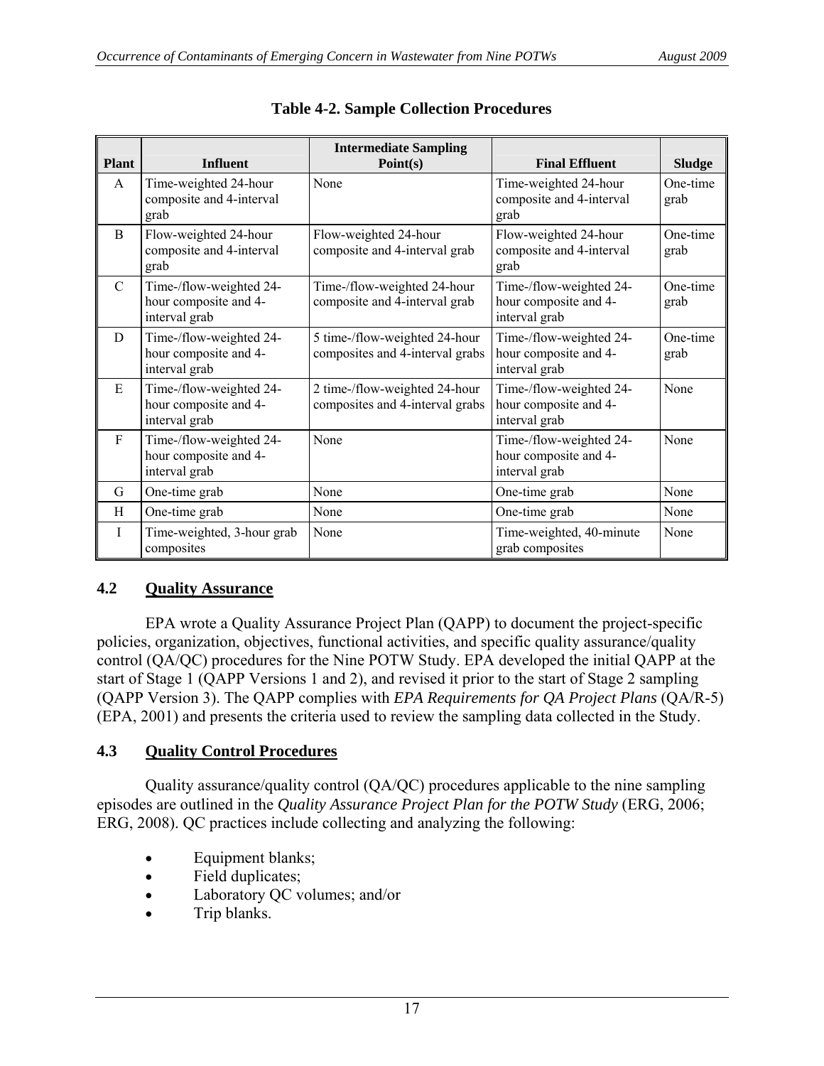**Table 4-2. Sample Collection Procedures**

| Plant | Influent | Intermediate Sampling Point(s) | Final Effluent | Sludge |
|---|---|---|---|---|
| A | Time-weighted 24-hour composite and 4-interval grab | None | Time-weighted 24-hour composite and 4-interval grab | One-time grab |
| B | Flow-weighted 24-hour composite and 4-interval grab | Flow-weighted 24-hour composite and 4-interval grab | Flow-weighted 24-hour composite and 4-interval grab | One-time grab |
| C | Time-/flow-weighted 24-hour composite and 4-interval grab | Time-/flow-weighted 24-hour composite and 4-interval grab | Time-/flow-weighted 24-hour composite and 4-interval grab | One-time grab |
| D | Time-/flow-weighted 24-hour composite and 4-interval grab | 5 time-/flow-weighted 24-hour composites and 4-interval grabs | Time-/flow-weighted 24-hour composite and 4-interval grab | One-time grab |
| E | Time-/flow-weighted 24-hour composite and 4-interval grab | 2 time-/flow-weighted 24-hour composites and 4-interval grabs | Time-/flow-weighted 24-hour composite and 4-interval grab | None |
| F | Time-/flow-weighted 24-hour composite and 4-interval grab | None | Time-/flow-weighted 24-hour composite and 4-interval grab | None |
| G | One-time grab | None | One-time grab | None |
| H | One-time grab | None | One-time grab | None |
| I | Time-weighted, 3-hour grab composites | None | Time-weighted, 40-minute grab composites | None |

## 4.2 Quality Assurance

EPA wrote a Quality Assurance Project Plan (QAPP) to document the project-specific policies, organization, objectives, functional activities, and specific quality assurance/quality control (QA/QC) procedures for the Nine POTW Study. EPA developed the initial QAPP at the start of Stage 1 (QAPP Versions 1 and 2), and revised it prior to the start of Stage 2 sampling (QAPP Version 3). The QAPP complies with *EPA Requirements for QA Project Plans* (QA/R-5) (EPA, 2001) and presents the criteria used to review the sampling data collected in the Study.

## 4.3 Quality Control Procedures

Quality assurance/quality control (QA/QC) procedures applicable to the nine sampling episodes are outlined in the *Quality Assurance Project Plan for the POTW Study* (ERG, 2006; ERG, 2008). QC practices include collecting and analyzing the following:

- Equipment blanks;
- Field duplicates;
- Laboratory QC volumes; and/or
- Trip blanks.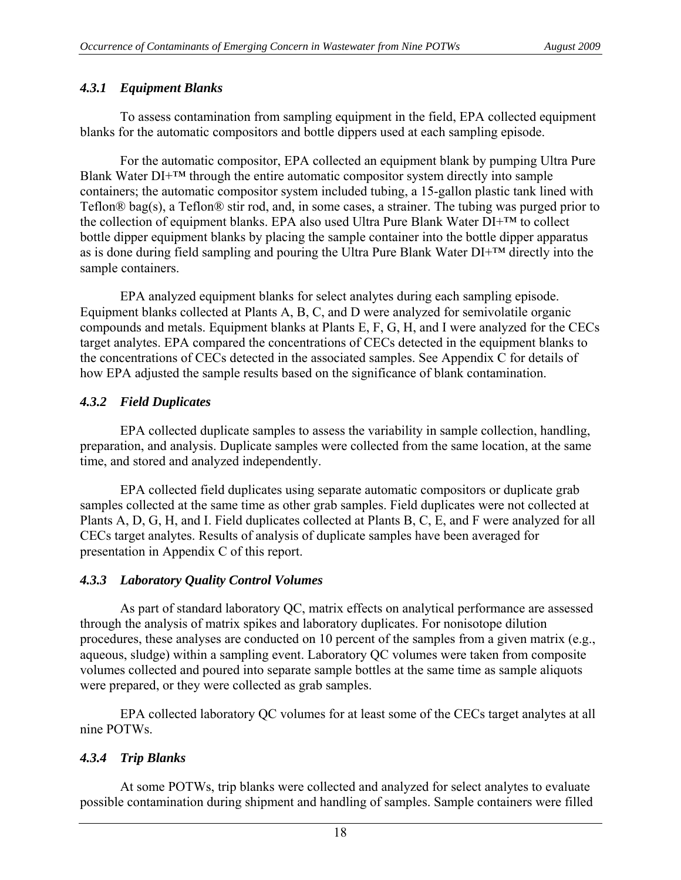### *4.3.1 Equipment Blanks*

To assess contamination from sampling equipment in the field, EPA collected equipment blanks for the automatic compositors and bottle dippers used at each sampling episode.

For the automatic compositor, EPA collected an equipment blank by pumping Ultra Pure Blank Water DI+™ through the entire automatic compositor system directly into sample containers; the automatic compositor system included tubing, a 15-gallon plastic tank lined with Teflon® bag(s), a Teflon® stir rod, and, in some cases, a strainer. The tubing was purged prior to the collection of equipment blanks. EPA also used Ultra Pure Blank Water DI+™ to collect bottle dipper equipment blanks by placing the sample container into the bottle dipper apparatus as is done during field sampling and pouring the Ultra Pure Blank Water DI+™ directly into the sample containers.

EPA analyzed equipment blanks for select analytes during each sampling episode. Equipment blanks collected at Plants A, B, C, and D were analyzed for semivolatile organic compounds and metals. Equipment blanks at Plants E, F, G, H, and I were analyzed for the CECs target analytes. EPA compared the concentrations of CECs detected in the equipment blanks to the concentrations of CECs detected in the associated samples. See Appendix C for details of how EPA adjusted the sample results based on the significance of blank contamination.

### *4.3.2 Field Duplicates*

EPA collected duplicate samples to assess the variability in sample collection, handling, preparation, and analysis. Duplicate samples were collected from the same location, at the same time, and stored and analyzed independently.

EPA collected field duplicates using separate automatic compositors or duplicate grab samples collected at the same time as other grab samples. Field duplicates were not collected at Plants A, D, G, H, and I. Field duplicates collected at Plants B, C, E, and F were analyzed for all CECs target analytes. Results of analysis of duplicate samples have been averaged for presentation in Appendix C of this report.

### *4.3.3 Laboratory Quality Control Volumes*

As part of standard laboratory QC, matrix effects on analytical performance are assessed through the analysis of matrix spikes and laboratory duplicates. For nonisotope dilution procedures, these analyses are conducted on 10 percent of the samples from a given matrix (e.g., aqueous, sludge) within a sampling event. Laboratory QC volumes were taken from composite volumes collected and poured into separate sample bottles at the same time as sample aliquots were prepared, or they were collected as grab samples.

EPA collected laboratory QC volumes for at least some of the CECs target analytes at all nine POTWs.

### *4.3.4 Trip Blanks*

At some POTWs, trip blanks were collected and analyzed for select analytes to evaluate possible contamination during shipment and handling of samples. Sample containers were filled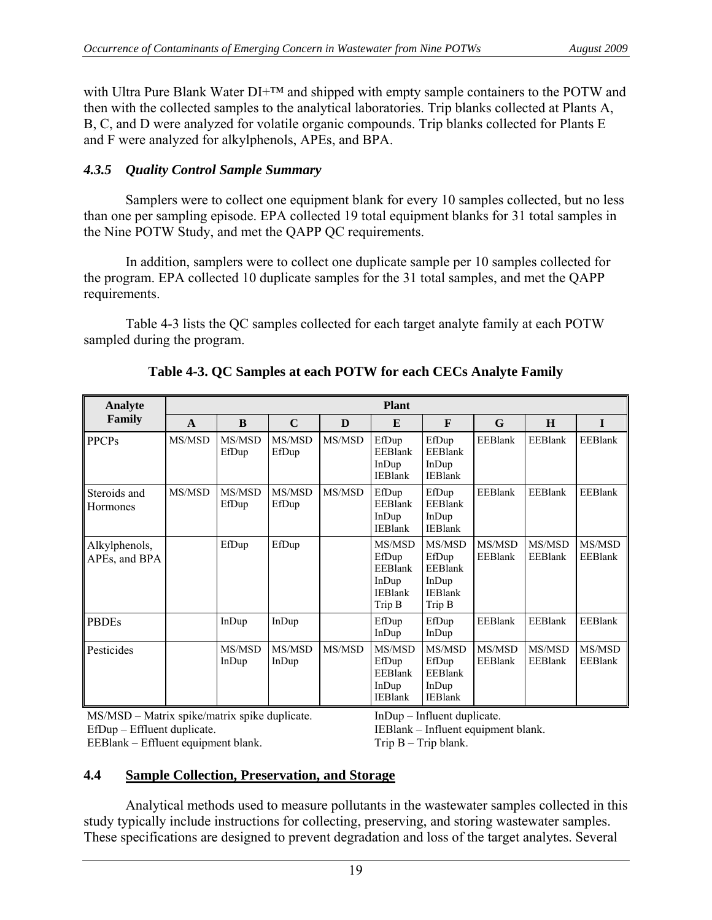with Ultra Pure Blank Water DI+™ and shipped with empty sample containers to the POTW and then with the collected samples to the analytical laboratories. Trip blanks collected at Plants A, B, C, and D were analyzed for volatile organic compounds. Trip blanks collected for Plants E and F were analyzed for alkylphenols, APEs, and BPA.

### *4.3.5 Quality Control Sample Summary*

Samplers were to collect one equipment blank for every 10 samples collected, but no less than one per sampling episode. EPA collected 19 total equipment blanks for 31 total samples in the Nine POTW Study, and met the QAPP QC requirements.

In addition, samplers were to collect one duplicate sample per 10 samples collected for the program. EPA collected 10 duplicate samples for the 31 total samples, and met the QAPP requirements.

Table 4-3 lists the QC samples collected for each target analyte family at each POTW sampled during the program.

**Table 4-3. QC Samples at each POTW for each CECs Analyte Family**

| Analyte Family | Plant | | | | | | | | |
|---|---|---|---|---|---|---|---|---|---|
| | A | B | C | D | E | F | G | H | I |
| PPCPs | MS/MSD | MS/MSD<br>EfDup | MS/MSD<br>EfDup | MS/MSD | EfDup<br>EEBlank<br>InDup<br>IEBlank | EfDup<br>EEBlank<br>InDup<br>IEBlank | EEBlank | EEBlank | EEBlank |
| Steroids and Hormones | MS/MSD | MS/MSD<br>EfDup | MS/MSD<br>EfDup | MS/MSD | EfDup<br>EEBlank<br>InDup<br>IEBlank | EfDup<br>EEBlank<br>InDup<br>IEBlank | EEBlank | EEBlank | EEBlank |
| Alkylphenols, APEs, and BPA | | EfDup | EfDup | | MS/MSD<br>EfDup<br>EEBlank<br>InDup<br>IEBlank<br>Trip B | MS/MSD<br>EfDup<br>EEBlank<br>InDup<br>IEBlank<br>Trip B | MS/MSD<br>EEBlank | MS/MSD<br>EEBlank | MS/MSD<br>EEBlank |
| PBDEs | | InDup | InDup | | EfDup<br>InDup | EfDup<br>InDup | EEBlank | EEBlank | EEBlank |
| Pesticides | | MS/MSD<br>InDup | MS/MSD<br>InDup | MS/MSD | MS/MSD<br>EfDup<br>EEBlank<br>InDup<br>IEBlank | MS/MSD<br>EfDup<br>EEBlank<br>InDup<br>IEBlank | MS/MSD<br>EEBlank | MS/MSD<br>EEBlank | MS/MSD<br>EEBlank |

MS/MSD – Matrix spike/matrix spike duplicate.
EfDup – Effluent duplicate.
EEBlank – Effluent equipment blank.
InDup – Influent duplicate.
IEBlank – Influent equipment blank.
Trip B – Trip blank.

## 4.4 Sample Collection, Preservation, and Storage

Analytical methods used to measure pollutants in the wastewater samples collected in this study typically include instructions for collecting, preserving, and storing wastewater samples. These specifications are designed to prevent degradation and loss of the target analytes. Several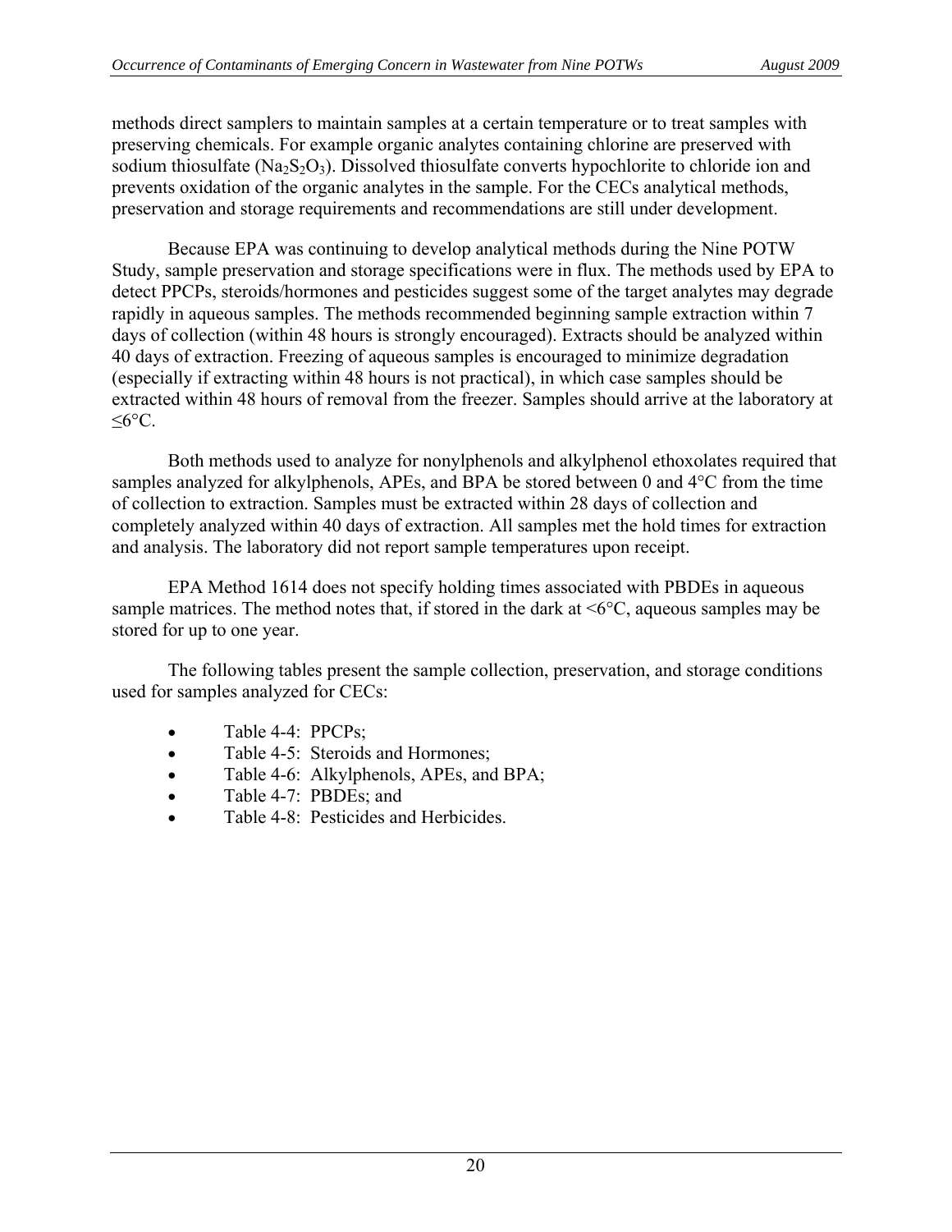methods direct samplers to maintain samples at a certain temperature or to treat samples with preserving chemicals. For example organic analytes containing chlorine are preserved with sodium thiosulfate ($Na_2S_2O_3$). Dissolved thiosulfate converts hypochlorite to chloride ion and prevents oxidation of the organic analytes in the sample. For the CECs analytical methods, preservation and storage requirements and recommendations are still under development.

Because EPA was continuing to develop analytical methods during the Nine POTW Study, sample preservation and storage specifications were in flux. The methods used by EPA to detect PPCPs, steroids/hormones and pesticides suggest some of the target analytes may degrade rapidly in aqueous samples. The methods recommended beginning sample extraction within 7 days of collection (within 48 hours is strongly encouraged). Extracts should be analyzed within 40 days of extraction. Freezing of aqueous samples is encouraged to minimize degradation (especially if extracting within 48 hours is not practical), in which case samples should be extracted within 48 hours of removal from the freezer. Samples should arrive at the laboratory at ≤6°C.

Both methods used to analyze for nonylphenols and alkylphenol ethoxolates required that samples analyzed for alkylphenols, APEs, and BPA be stored between 0 and 4°C from the time of collection to extraction. Samples must be extracted within 28 days of collection and completely analyzed within 40 days of extraction. All samples met the hold times for extraction and analysis. The laboratory did not report sample temperatures upon receipt.

EPA Method 1614 does not specify holding times associated with PBDEs in aqueous sample matrices. The method notes that, if stored in the dark at <6°C, aqueous samples may be stored for up to one year.

The following tables present the sample collection, preservation, and storage conditions used for samples analyzed for CECs:

- Table 4-4: PPCPs;
- Table 4-5: Steroids and Hormones;
- Table 4-6: Alkylphenols, APEs, and BPA;
- Table 4-7: PBDEs; and
- Table 4-8: Pesticides and Herbicides.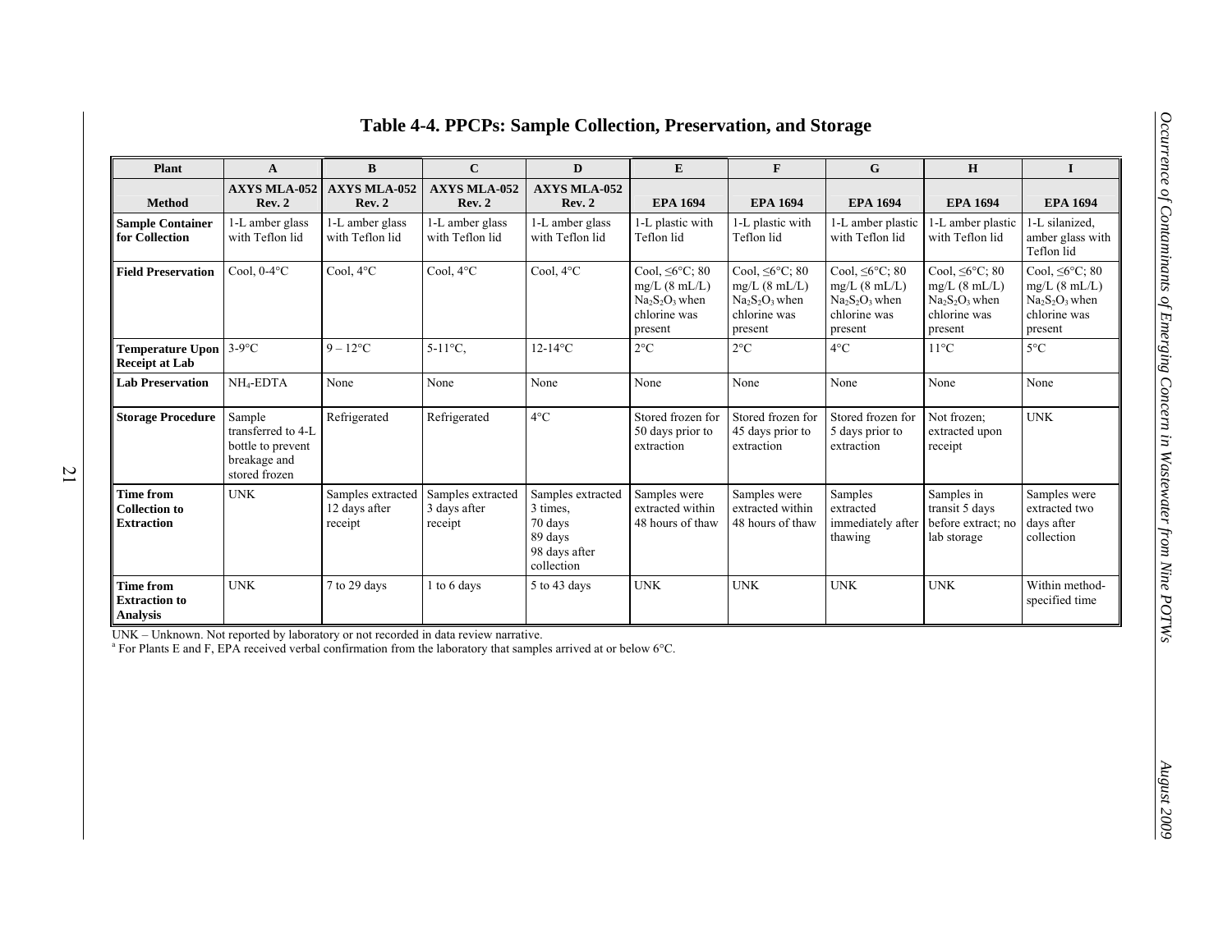# Table 4-4. PPCPs: Sample Collection, Preservation, and Storage

| Plant | A | B | C | D | E | F | G | H | I |
|---|---|---|---|---|---|---|---|---|---|
| **Method** | **AXYS MLA-052 Rev. 2** | **AXYS MLA-052 Rev. 2** | **AXYS MLA-052 Rev. 2** | **AXYS MLA-052 Rev. 2** | **EPA 1694** | **EPA 1694** | **EPA 1694** | **EPA 1694** | **EPA 1694** |
| **Sample Container for Collection** | 1-L amber glass with Teflon lid | 1-L amber glass with Teflon lid | 1-L amber glass with Teflon lid | 1-L amber glass with Teflon lid | 1-L plastic with Teflon lid | 1-L plastic with Teflon lid | 1-L amber plastic with Teflon lid | 1-L amber plastic with Teflon lid | 1-L silanized, amber glass with Teflon lid |
| **Field Preservation** | Cool, 0-4°C | Cool, 4°C | Cool, 4°C | Cool, 4°C | Cool, ≤6°C; 80 mg/L (8 mL/L) $Na_2S_2O_3$ when chlorine was present | Cool, ≤6°C; 80 mg/L (8 mL/L) $Na_2S_2O_3$ when chlorine was present | Cool, ≤6°C; 80 mg/L (8 mL/L) $Na_2S_2O_3$ when chlorine was present | Cool, ≤6°C; 80 mg/L (8 mL/L) $Na_2S_2O_3$ when chlorine was present | Cool, ≤6°C; 80 mg/L (8 mL/L) $Na_2S_2O_3$ when chlorine was present |
| **Temperature Upon Receipt at Lab** | 3-9°C | 9 – 12°C | 5-11°C, | 12-14°C | 2°C | 2°C | 4°C | 11°C | 5°C |
| **Lab Preservation** | $NH_4$-EDTA | None | None | None | None | None | None | None | None |
| **Storage Procedure** | Sample transferred to 4-L bottle to prevent breakage and stored frozen | Refrigerated | Refrigerated | 4°C | Stored frozen for 50 days prior to extraction | Stored frozen for 45 days prior to extraction | Stored frozen for 5 days prior to extraction | Not frozen; extracted upon receipt | UNK |
| **Time from Collection to Extraction** | UNK | Samples extracted 12 days after receipt | Samples extracted 3 days after receipt | Samples extracted 3 times, 70 days 89 days 98 days after collection | Samples were extracted within 48 hours of thaw | Samples were extracted within 48 hours of thaw | Samples extracted immediately after thawing | Samples in transit 5 days before extract; no lab storage | Samples were extracted two days after collection |
| **Time from Extraction to Analysis** | UNK | 7 to 29 days | 1 to 6 days | 5 to 43 days | UNK | UNK | UNK | UNK | Within method-specified time |

UNK – Unknown. Not reported by laboratory or not recorded in data review narrative.
[a] For Plants E and F, EPA received verbal confirmation from the laboratory that samples arrived at or below 6°C.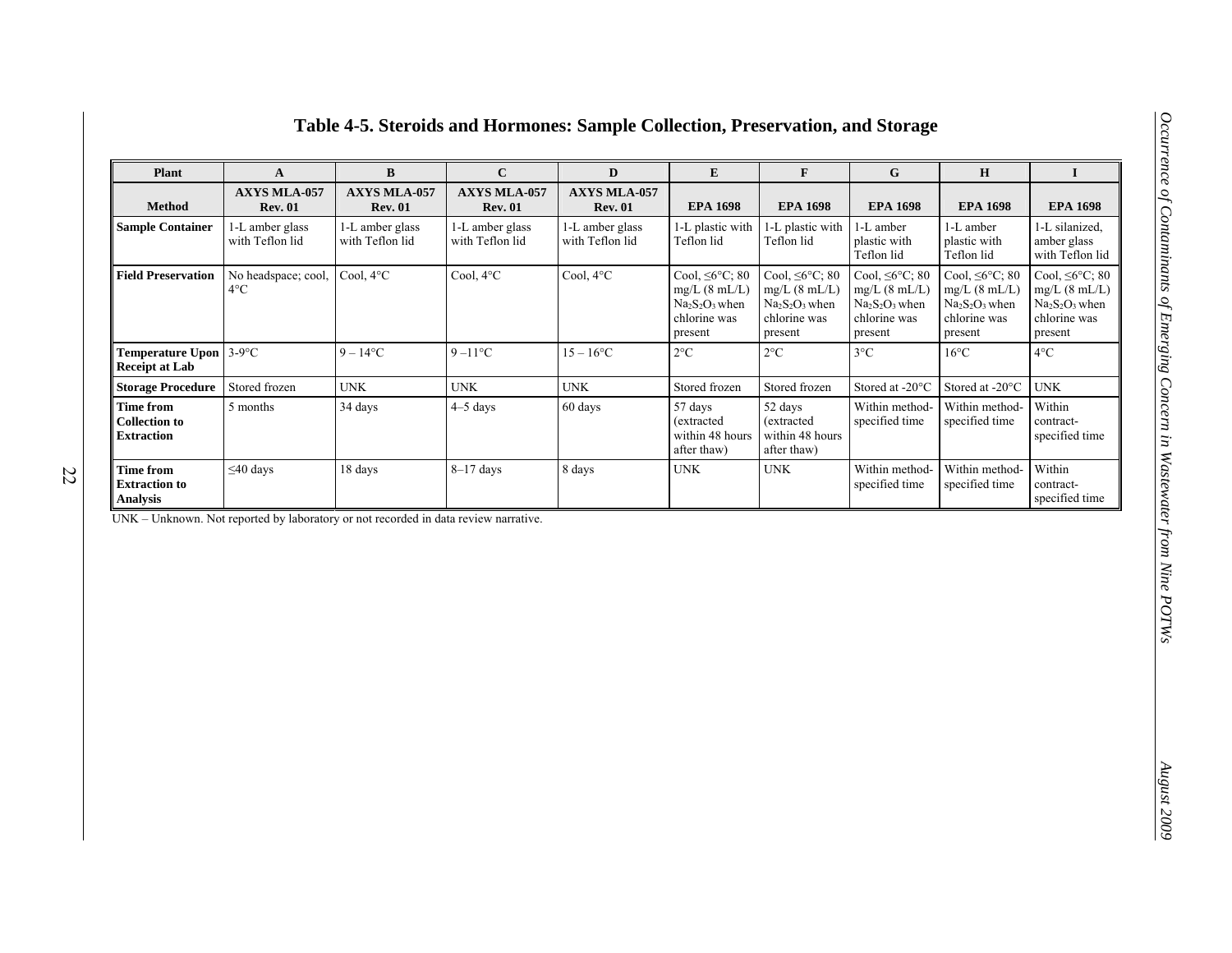# Table 4-5. Steroids and Hormones: Sample Collection, Preservation, and Storage

| Plant | A | B | C | D | E | F | G | H | I |
|---|---|---|---|---|---|---|---|---|---|
| **Method** | **AXYS MLA-057 Rev. 01** | **AXYS MLA-057 Rev. 01** | **AXYS MLA-057 Rev. 01** | **AXYS MLA-057 Rev. 01** | **EPA 1698** | **EPA 1698** | **EPA 1698** | **EPA 1698** | **EPA 1698** |
| **Sample Container** | 1-L amber glass with Teflon lid | 1-L amber glass with Teflon lid | 1-L amber glass with Teflon lid | 1-L amber glass with Teflon lid | 1-L plastic with Teflon lid | 1-L plastic with Teflon lid | 1-L amber plastic with Teflon lid | 1-L amber plastic with Teflon lid | 1-L silanized, amber glass with Teflon lid |
| **Field Preservation** | No headspace; cool, 4°C | Cool, 4°C | Cool, 4°C | Cool, 4°C | Cool, ≤6°C; 80 mg/L (8 mL/L) $Na_2S_2O_3$ when chlorine was present | Cool, ≤6°C; 80 mg/L (8 mL/L) $Na_2S_2O_3$ when chlorine was present | Cool, ≤6°C; 80 mg/L (8 mL/L) $Na_2S_2O_3$ when chlorine was present | Cool, ≤6°C; 80 mg/L (8 mL/L) $Na_2S_2O_3$ when chlorine was present | Cool, ≤6°C; 80 mg/L (8 mL/L) $Na_2S_2O_3$ when chlorine was present |
| **Temperature Upon Receipt at Lab** | 3-9°C | 9 – 14°C | 9 –11°C | 15 – 16°C | 2°C | 2°C | 3°C | 16°C | 4°C |
| **Storage Procedure** | Stored frozen | UNK | UNK | UNK | Stored frozen | Stored frozen | Stored at -20°C | Stored at -20°C | UNK |
| **Time from Collection to Extraction** | 5 months | 34 days | 4–5 days | 60 days | 57 days (extracted within 48 hours after thaw) | 52 days (extracted within 48 hours after thaw) | Within method-specified time | Within method-specified time | Within contract-specified time |
| **Time from Extraction to Analysis** | ≤40 days | 18 days | 8–17 days | 8 days | UNK | UNK | Within method-specified time | Within method-specified time | Within contract-specified time |

UNK – Unknown. Not reported by laboratory or not recorded in data review narrative.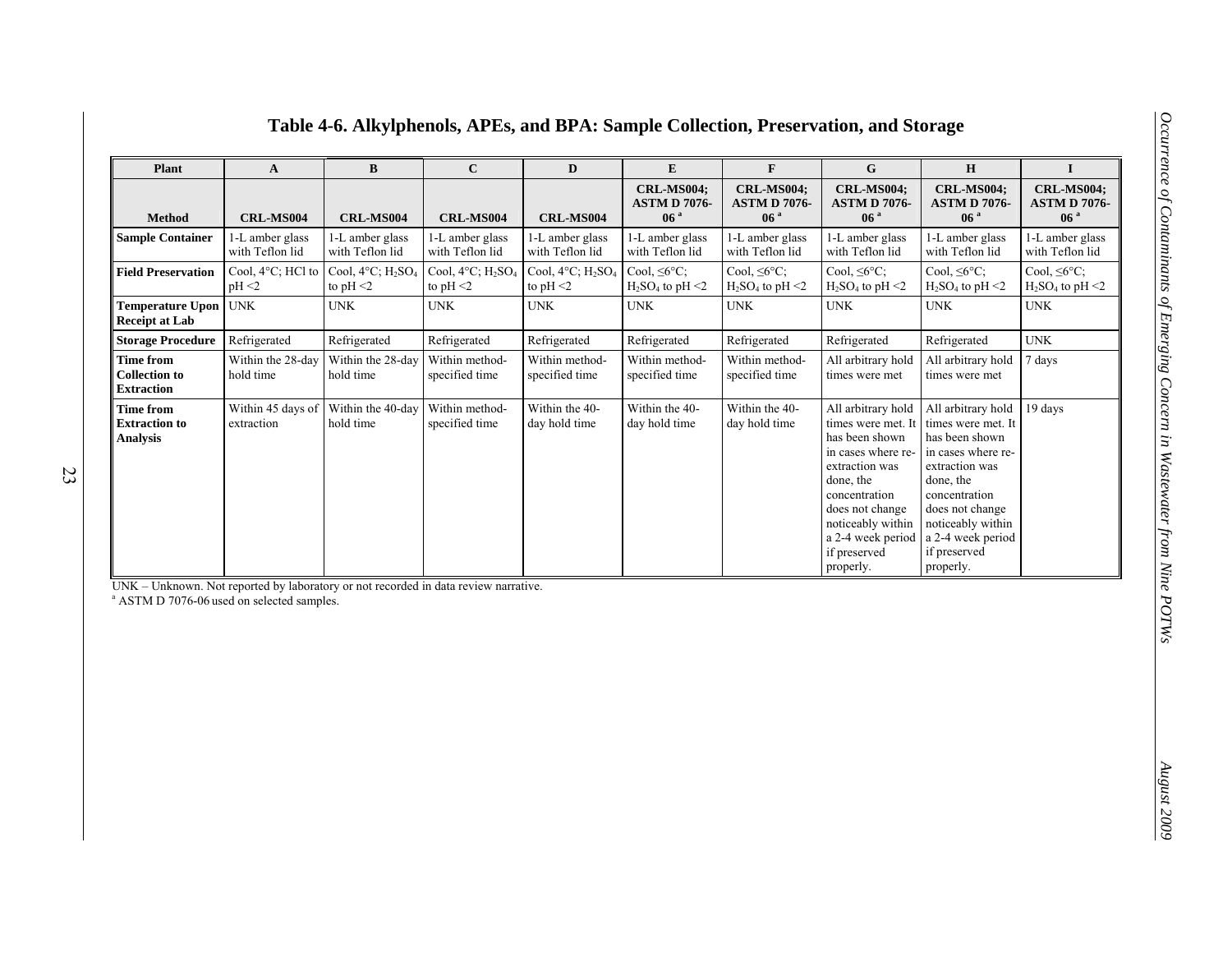# Table 4-6. Alkylphenols, APEs, and BPA: Sample Collection, Preservation, and Storage

| Plant | A | B | C | D | E | F | G | H | I |
|---|---|---|---|---|---|---|---|---|---|
| **Method** | **CRL-MS004** | **CRL-MS004** | **CRL-MS004** | **CRL-MS004** | **CRL-MS004; ASTM D 7076-06** [a] | **CRL-MS004; ASTM D 7076-06** [a] | **CRL-MS004; ASTM D 7076-06** [a] | **CRL-MS004; ASTM D 7076-06** [a] | **CRL-MS004; ASTM D 7076-06** [a] |
| **Sample Container** | 1-L amber glass with Teflon lid | 1-L amber glass with Teflon lid | 1-L amber glass with Teflon lid | 1-L amber glass with Teflon lid | 1-L amber glass with Teflon lid | 1-L amber glass with Teflon lid | 1-L amber glass with Teflon lid | 1-L amber glass with Teflon lid | 1-L amber glass with Teflon lid |
| **Field Preservation** | Cool, 4°C; HCl to pH <2 | Cool, 4°C; $H_2SO_4$ to pH <2 | Cool, 4°C; $H_2SO_4$ to pH <2 | Cool, 4°C; $H_2SO_4$ to pH <2 | Cool, ≤6°C; $H_2SO_4$ to pH <2 | Cool, ≤6°C; $H_2SO_4$ to pH <2 | Cool, ≤6°C; $H_2SO_4$ to pH <2 | Cool, ≤6°C; $H_2SO_4$ to pH <2 | Cool, ≤6°C; $H_2SO_4$ to pH <2 |
| **Temperature Upon Receipt at Lab** | UNK | UNK | UNK | UNK | UNK | UNK | UNK | UNK | UNK |
| **Storage Procedure** | Refrigerated | Refrigerated | Refrigerated | Refrigerated | Refrigerated | Refrigerated | Refrigerated | Refrigerated | UNK |
| **Time from Collection to Extraction** | Within the 28-day hold time | Within the 28-day hold time | Within method-specified time | Within method-specified time | Within method-specified time | Within method-specified time | All arbitrary hold times were met | All arbitrary hold times were met | 7 days |
| **Time from Extraction to Analysis** | Within 45 days of extraction | Within the 40-day hold time | Within method-specified time | Within the 40-day hold time | Within the 40-day hold time | Within the 40-day hold time | All arbitrary hold times were met. It has been shown in cases where re-extraction was done, the concentration does not change noticeably within a 2-4 week period if preserved properly. | All arbitrary hold times were met. It has been shown in cases where re-extraction was done, the concentration does not change noticeably within a 2-4 week period if preserved properly. | 19 days |

UNK – Unknown. Not reported by laboratory or not recorded in data review narrative.
[a] ASTM D 7076-06 used on selected samples.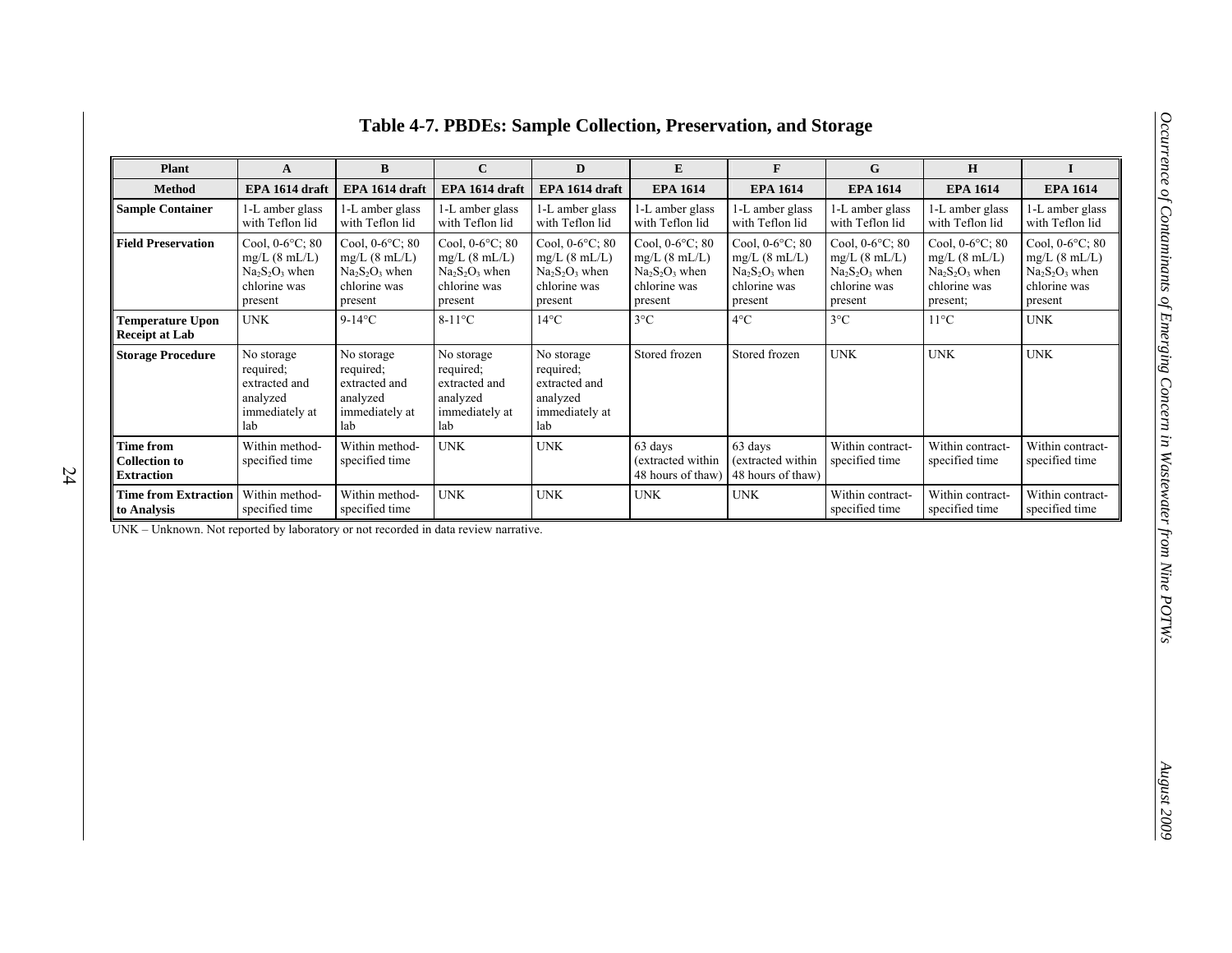# Table 4-7. PBDEs: Sample Collection, Preservation, and Storage

| Plant | A | B | C | D | E | F | G | H | I |
|---|---|---|---|---|---|---|---|---|---|
| **Method** | **EPA 1614 draft** | **EPA 1614 draft** | **EPA 1614 draft** | **EPA 1614 draft** | **EPA 1614** | **EPA 1614** | **EPA 1614** | **EPA 1614** | **EPA 1614** |
| **Sample Container** | 1-L amber glass with Teflon lid | 1-L amber glass with Teflon lid | 1-L amber glass with Teflon lid | 1-L amber glass with Teflon lid | 1-L amber glass with Teflon lid | 1-L amber glass with Teflon lid | 1-L amber glass with Teflon lid | 1-L amber glass with Teflon lid | 1-L amber glass with Teflon lid |
| **Field Preservation** | Cool, 0-6°C; 80 mg/L (8 mL/L) $Na_2S_2O_3$ when chlorine was present | Cool, 0-6°C; 80 mg/L (8 mL/L) $Na_2S_2O_3$ when chlorine was present | Cool, 0-6°C; 80 mg/L (8 mL/L) $Na_2S_2O_3$ when chlorine was present | Cool, 0-6°C; 80 mg/L (8 mL/L) $Na_2S_2O_3$ when chlorine was present | Cool, 0-6°C; 80 mg/L (8 mL/L) $Na_2S_2O_3$ when chlorine was present | Cool, 0-6°C; 80 mg/L (8 mL/L) $Na_2S_2O_3$ when chlorine was present | Cool, 0-6°C; 80 mg/L (8 mL/L) $Na_2S_2O_3$ when chlorine was present | Cool, 0-6°C; 80 mg/L (8 mL/L) $Na_2S_2O_3$ when chlorine was present; | Cool, 0-6°C; 80 mg/L (8 mL/L) $Na_2S_2O_3$ when chlorine was present |
| **Temperature Upon Receipt at Lab** | UNK | 9-14°C | 8-11°C | 14°C | 3°C | 4°C | 3°C | 11°C | UNK |
| **Storage Procedure** | No storage required; extracted and analyzed immediately at lab | No storage required; extracted and analyzed immediately at lab | No storage required; extracted and analyzed immediately at lab | No storage required; extracted and analyzed immediately at lab | Stored frozen | Stored frozen | UNK | UNK | UNK |
| **Time from Collection to Extraction** | Within method-specified time | Within method-specified time | UNK | UNK | 63 days (extracted within 48 hours of thaw) | 63 days (extracted within 48 hours of thaw) | Within contract-specified time | Within contract-specified time | Within contract-specified time |
| **Time from Extraction to Analysis** | Within method-specified time | Within method-specified time | UNK | UNK | UNK | UNK | Within contract-specified time | Within contract-specified time | Within contract-specified time |

UNK – Unknown. Not reported by laboratory or not recorded in data review narrative.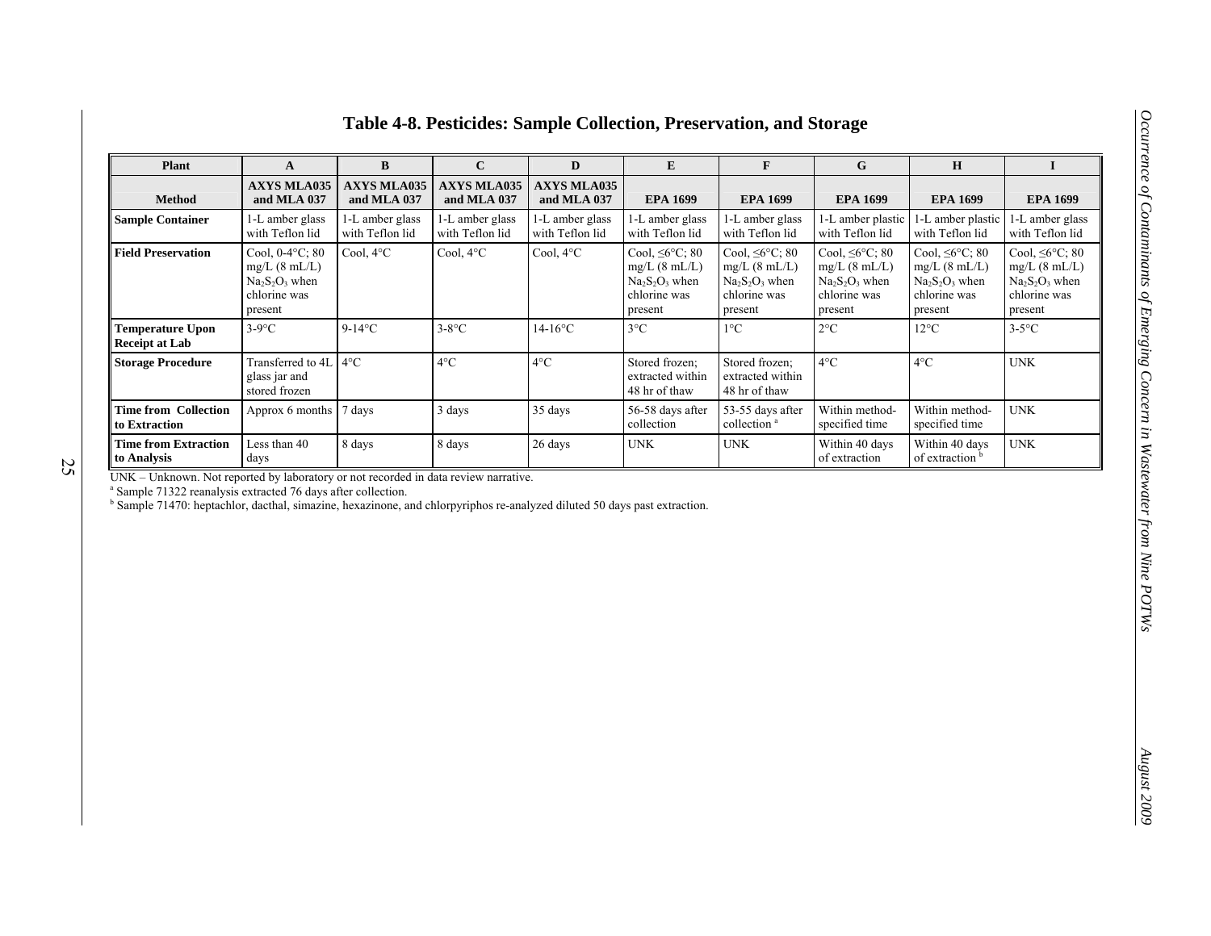# Table 4-8. Pesticides: Sample Collection, Preservation, and Storage

| Plant | A | B | C | D | E | F | G | H | I |
|---|---|---|---|---|---|---|---|---|---|
| **Method** | **AXYS MLA035 and MLA 037** | **AXYS MLA035 and MLA 037** | **AXYS MLA035 and MLA 037** | **AXYS MLA035 and MLA 037** | **EPA 1699** | **EPA 1699** | **EPA 1699** | **EPA 1699** | **EPA 1699** |
| **Sample Container** | 1-L amber glass with Teflon lid | 1-L amber glass with Teflon lid | 1-L amber glass with Teflon lid | 1-L amber glass with Teflon lid | 1-L amber glass with Teflon lid | 1-L amber glass with Teflon lid | 1-L amber plastic with Teflon lid | 1-L amber plastic with Teflon lid | 1-L amber glass with Teflon lid |
| **Field Preservation** | Cool, 0-4°C; 80 mg/L (8 mL/L) $Na_2S_2O_3$ when chlorine was present | Cool, 4°C | Cool, 4°C | Cool, 4°C | Cool, ≤6°C; 80 mg/L (8 mL/L) $Na_2S_2O_3$ when chlorine was present | Cool, ≤6°C; 80 mg/L (8 mL/L) $Na_2S_2O_3$ when chlorine was present | Cool, ≤6°C; 80 mg/L (8 mL/L) $Na_2S_2O_3$ when chlorine was present | Cool, ≤6°C; 80 mg/L (8 mL/L) $Na_2S_2O_3$ when chlorine was present | Cool, ≤6°C; 80 mg/L (8 mL/L) $Na_2S_2O_3$ when chlorine was present |
| **Temperature Upon Receipt at Lab** | 3-9°C | 9-14°C | 3-8°C | 14-16°C | 3°C | 1°C | 2°C | 12°C | 3-5°C |
| **Storage Procedure** | Transferred to 4L glass jar and stored frozen | 4°C | 4°C | 4°C | Stored frozen; extracted within 48 hr of thaw | Stored frozen; extracted within 48 hr of thaw | 4°C | 4°C | UNK |
| **Time from Collection to Extraction** | Approx 6 months | 7 days | 3 days | 35 days | 56-58 days after collection | 53-55 days after collection [a] | Within method-specified time | Within method-specified time | UNK |
| **Time from Extraction to Analysis** | Less than 40 days | 8 days | 8 days | 26 days | UNK | UNK | Within 40 days of extraction | Within 40 days of extraction [b] | UNK |

UNK – Unknown. Not reported by laboratory or not recorded in data review narrative.

[a] Sample 71322 reanalysis extracted 76 days after collection.

[b] Sample 71470: heptachlor, dacthal, simazine, hexazinone, and chlorpyriphos re-analyzed diluted 50 days past extraction.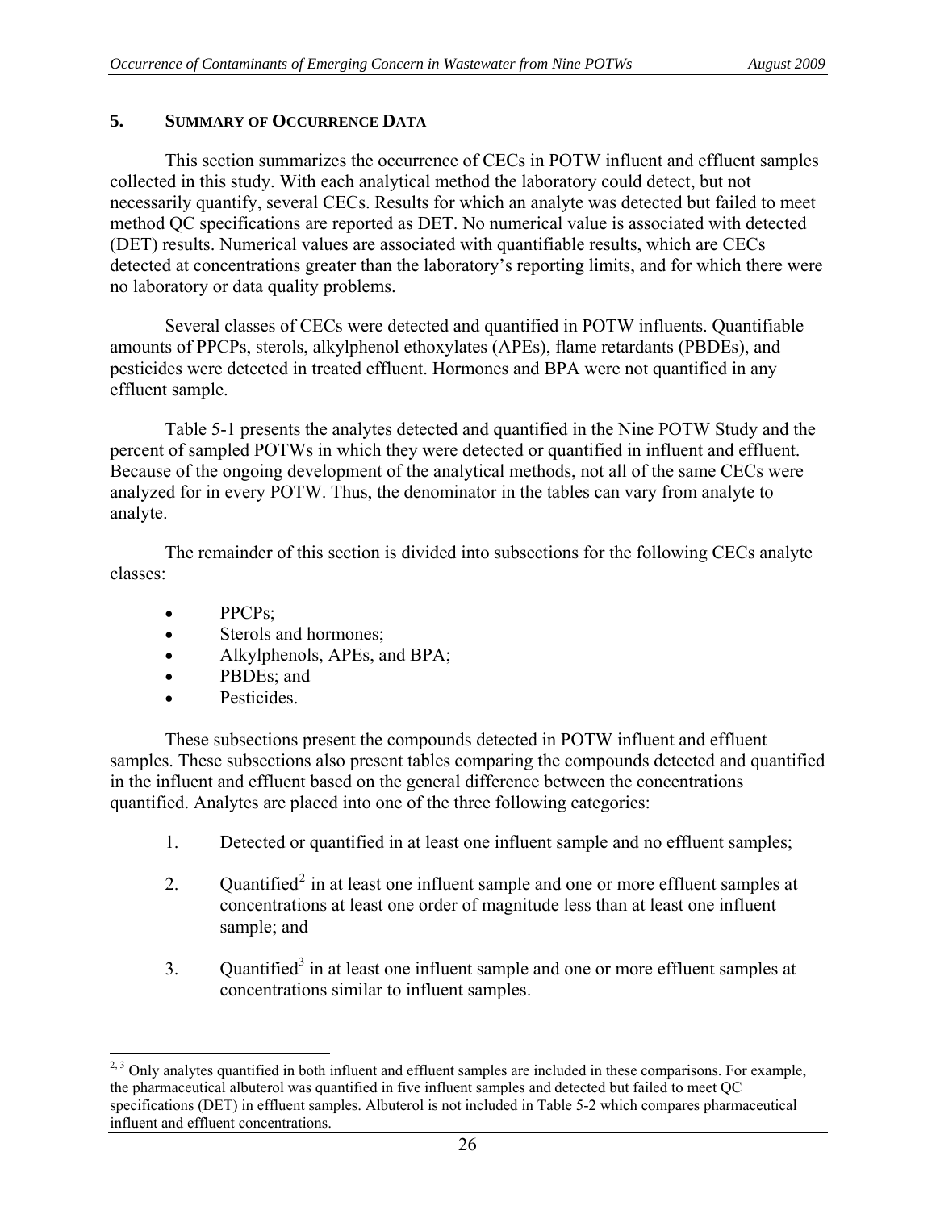## 5. SUMMARY OF OCCURRENCE DATA

This section summarizes the occurrence of CECs in POTW influent and effluent samples collected in this study. With each analytical method the laboratory could detect, but not necessarily quantify, several CECs. Results for which an analyte was detected but failed to meet method QC specifications are reported as DET. No numerical value is associated with detected (DET) results. Numerical values are associated with quantifiable results, which are CECs detected at concentrations greater than the laboratory's reporting limits, and for which there were no laboratory or data quality problems.

Several classes of CECs were detected and quantified in POTW influents. Quantifiable amounts of PPCPs, sterols, alkylphenol ethoxylates (APEs), flame retardants (PBDEs), and pesticides were detected in treated effluent. Hormones and BPA were not quantified in any effluent sample.

Table 5-1 presents the analytes detected and quantified in the Nine POTW Study and the percent of sampled POTWs in which they were detected or quantified in influent and effluent. Because of the ongoing development of the analytical methods, not all of the same CECs were analyzed for in every POTW. Thus, the denominator in the tables can vary from analyte to analyte.

The remainder of this section is divided into subsections for the following CECs analyte classes:

- PPCPs;
- Sterols and hormones;
- Alkylphenols, APEs, and BPA;
- PBDEs; and
- Pesticides.

These subsections present the compounds detected in POTW influent and effluent samples. These subsections also present tables comparing the compounds detected and quantified in the influent and effluent based on the general difference between the concentrations quantified. Analytes are placed into one of the three following categories:

1. Detected or quantified in at least one influent sample and no effluent samples;
2. Quantified[2] in at least one influent sample and one or more effluent samples at concentrations at least one order of magnitude less than at least one influent sample; and
3. Quantified[3] in at least one influent sample and one or more effluent samples at concentrations similar to influent samples.

---

[2, 3] Only analytes quantified in both influent and effluent samples are included in these comparisons. For example, the pharmaceutical albuterol was quantified in five influent samples and detected but failed to meet QC specifications (DET) in effluent samples. Albuterol is not included in Table 5-2 which compares pharmaceutical influent and effluent concentrations.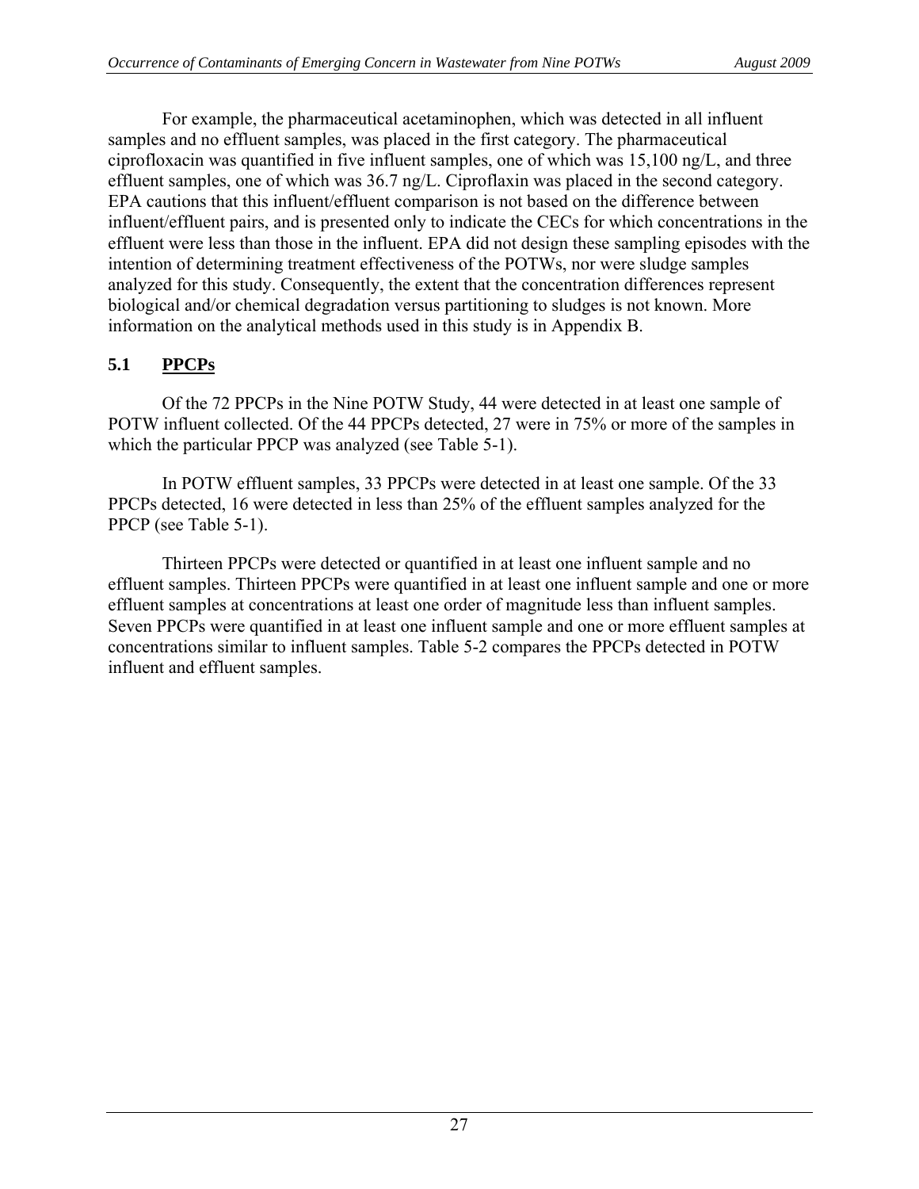For example, the pharmaceutical acetaminophen, which was detected in all influent samples and no effluent samples, was placed in the first category. The pharmaceutical ciprofloxacin was quantified in five influent samples, one of which was 15,100 ng/L, and three effluent samples, one of which was 36.7 ng/L. Ciproflaxin was placed in the second category. EPA cautions that this influent/effluent comparison is not based on the difference between influent/effluent pairs, and is presented only to indicate the CECs for which concentrations in the effluent were less than those in the influent. EPA did not design these sampling episodes with the intention of determining treatment effectiveness of the POTWs, nor were sludge samples analyzed for this study. Consequently, the extent that the concentration differences represent biological and/or chemical degradation versus partitioning to sludges is not known. More information on the analytical methods used in this study is in Appendix B.

## 5.1 PPCPs

Of the 72 PPCPs in the Nine POTW Study, 44 were detected in at least one sample of POTW influent collected. Of the 44 PPCPs detected, 27 were in 75% or more of the samples in which the particular PPCP was analyzed (see Table 5-1).

In POTW effluent samples, 33 PPCPs were detected in at least one sample. Of the 33 PPCPs detected, 16 were detected in less than 25% of the effluent samples analyzed for the PPCP (see Table 5-1).

Thirteen PPCPs were detected or quantified in at least one influent sample and no effluent samples. Thirteen PPCPs were quantified in at least one influent sample and one or more effluent samples at concentrations at least one order of magnitude less than influent samples. Seven PPCPs were quantified in at least one influent sample and one or more effluent samples at concentrations similar to influent samples. Table 5-2 compares the PPCPs detected in POTW influent and effluent samples.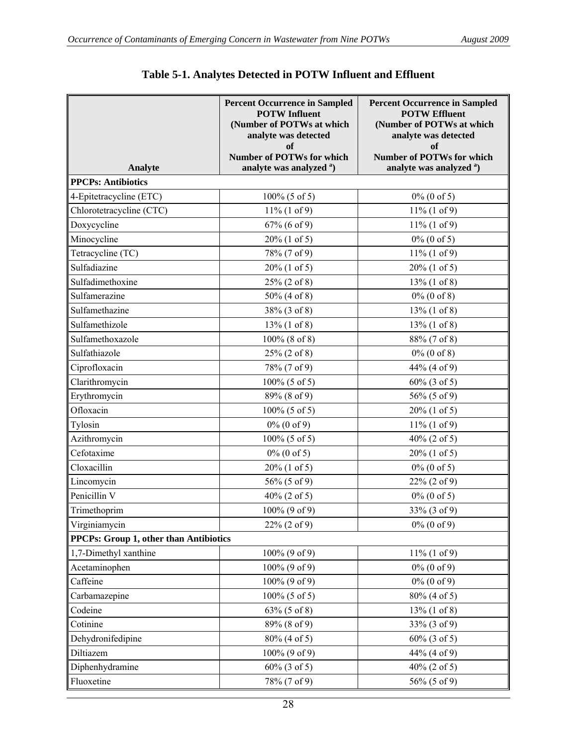## Table 5-1. Analytes Detected in POTW Influent and Effluent

| Analyte | Percent Occurrence in Sampled POTW Influent (Number of POTWs at which analyte was detected of Number of POTWs for which analyte was analyzed [a]) | Percent Occurrence in Sampled POTW Effluent (Number of POTWs at which analyte was detected of Number of POTWs for which analyte was analyzed [a]) |
|---|---|---|
| **PPCPs: Antibiotics** | | |
| 4-Epitetracycline (ETC) | 100% (5 of 5) | 0% (0 of 5) |
| Chlorotetracycline (CTC) | 11% (1 of 9) | 11% (1 of 9) |
| Doxycycline | 67% (6 of 9) | 11% (1 of 9) |
| Minocycline | 20% (1 of 5) | 0% (0 of 5) |
| Tetracycline (TC) | 78% (7 of 9) | 11% (1 of 9) |
| Sulfadiazine | 20% (1 of 5) | 20% (1 of 5) |
| Sulfadimethoxine | 25% (2 of 8) | 13% (1 of 8) |
| Sulfamerazine | 50% (4 of 8) | 0% (0 of 8) |
| Sulfamethazine | 38% (3 of 8) | 13% (1 of 8) |
| Sulfamethizole | 13% (1 of 8) | 13% (1 of 8) |
| Sulfamethoxazole | 100% (8 of 8) | 88% (7 of 8) |
| Sulfathiazole | 25% (2 of 8) | 0% (0 of 8) |
| Ciprofloxacin | 78% (7 of 9) | 44% (4 of 9) |
| Clarithromycin | 100% (5 of 5) | 60% (3 of 5) |
| Erythromycin | 89% (8 of 9) | 56% (5 of 9) |
| Ofloxacin | 100% (5 of 5) | 20% (1 of 5) |
| Tylosin | 0% (0 of 9) | 11% (1 of 9) |
| Azithromycin | 100% (5 of 5) | 40% (2 of 5) |
| Cefotaxime | 0% (0 of 5) | 20% (1 of 5) |
| Cloxacillin | 20% (1 of 5) | 0% (0 of 5) |
| Lincomycin | 56% (5 of 9) | 22% (2 of 9) |
| Penicillin V | 40% (2 of 5) | 0% (0 of 5) |
| Trimethoprim | 100% (9 of 9) | 33% (3 of 9) |
| Virginiamycin | 22% (2 of 9) | 0% (0 of 9) |
| **PPCPs: Group 1, other than Antibiotics** | | |
| 1,7-Dimethyl xanthine | 100% (9 of 9) | 11% (1 of 9) |
| Acetaminophen | 100% (9 of 9) | 0% (0 of 9) |
| Caffeine | 100% (9 of 9) | 0% (0 of 9) |
| Carbamazepine | 100% (5 of 5) | 80% (4 of 5) |
| Codeine | 63% (5 of 8) | 13% (1 of 8) |
| Cotinine | 89% (8 of 9) | 33% (3 of 9) |
| Dehydronifedipine | 80% (4 of 5) | 60% (3 of 5) |
| Diltiazem | 100% (9 of 9) | 44% (4 of 9) |
| Diphenhydramine | 60% (3 of 5) | 40% (2 of 5) |
| Fluoxetine | 78% (7 of 9) | 56% (5 of 9) |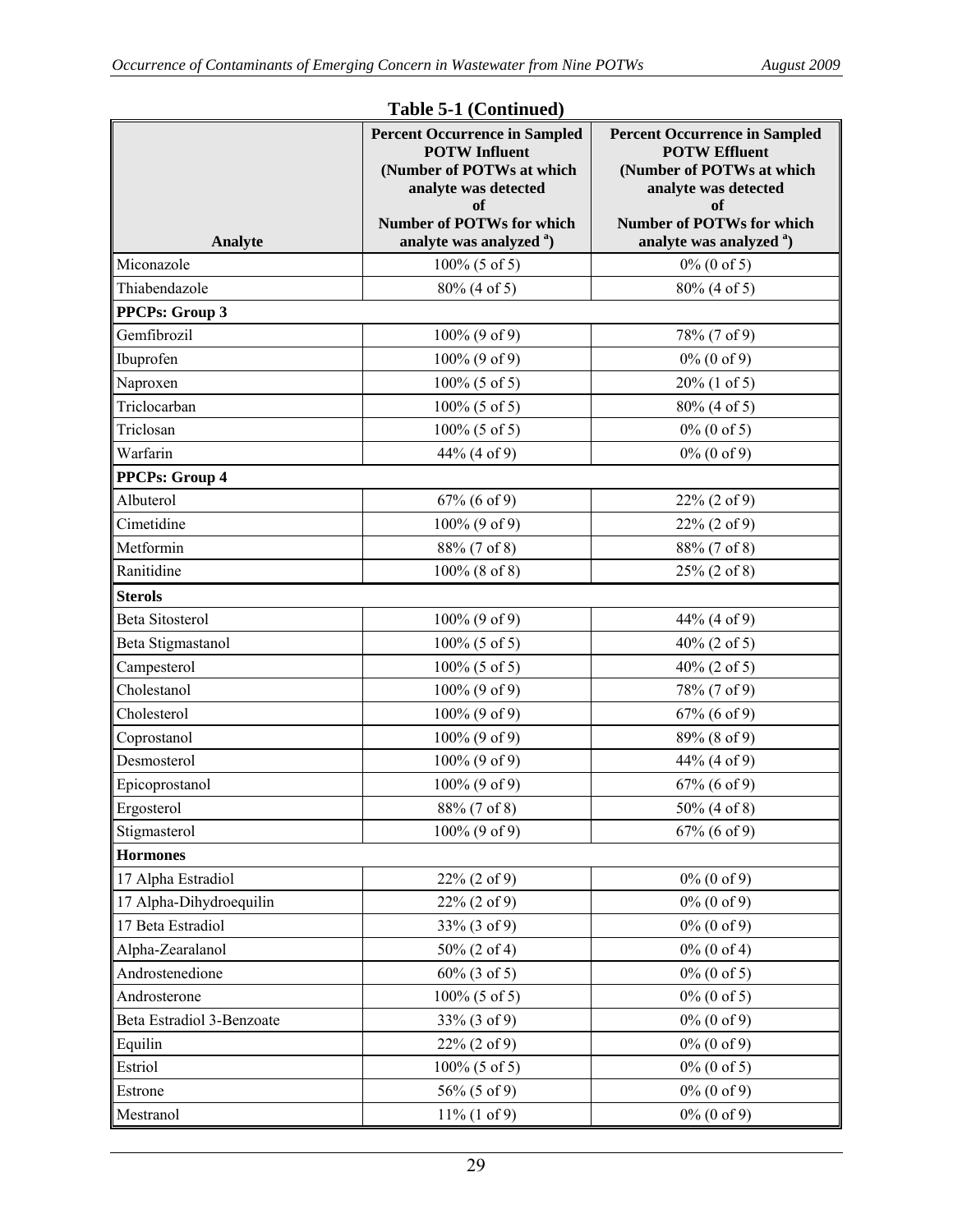**Table 5-1 (Continued)**

| Analyte | Percent Occurrence in Sampled POTW Influent (Number of POTWs at which analyte was detected of Number of POTWs for which analyte was analyzed [a]) | Percent Occurrence in Sampled POTW Effluent (Number of POTWs at which analyte was detected of Number of POTWs for which analyte was analyzed [a]) |
|---|---|---|
| Miconazole | 100% (5 of 5) | 0% (0 of 5) |
| Thiabendazole | 80% (4 of 5) | 80% (4 of 5) |
| **PPCPs: Group 3** | | |
| Gemfibrozil | 100% (9 of 9) | 78% (7 of 9) |
| Ibuprofen | 100% (9 of 9) | 0% (0 of 9) |
| Naproxen | 100% (5 of 5) | 20% (1 of 5) |
| Triclocarban | 100% (5 of 5) | 80% (4 of 5) |
| Triclosan | 100% (5 of 5) | 0% (0 of 5) |
| Warfarin | 44% (4 of 9) | 0% (0 of 9) |
| **PPCPs: Group 4** | | |
| Albuterol | 67% (6 of 9) | 22% (2 of 9) |
| Cimetidine | 100% (9 of 9) | 22% (2 of 9) |
| Metformin | 88% (7 of 8) | 88% (7 of 8) |
| Ranitidine | 100% (8 of 8) | 25% (2 of 8) |
| **Sterols** | | |
| Beta Sitosterol | 100% (9 of 9) | 44% (4 of 9) |
| Beta Stigmastanol | 100% (5 of 5) | 40% (2 of 5) |
| Campesterol | 100% (5 of 5) | 40% (2 of 5) |
| Cholestanol | 100% (9 of 9) | 78% (7 of 9) |
| Cholesterol | 100% (9 of 9) | 67% (6 of 9) |
| Coprostanol | 100% (9 of 9) | 89% (8 of 9) |
| Desmosterol | 100% (9 of 9) | 44% (4 of 9) |
| Epicoprostanol | 100% (9 of 9) | 67% (6 of 9) |
| Ergosterol | 88% (7 of 8) | 50% (4 of 8) |
| Stigmasterol | 100% (9 of 9) | 67% (6 of 9) |
| **Hormones** | | |
| 17 Alpha Estradiol | 22% (2 of 9) | 0% (0 of 9) |
| 17 Alpha-Dihydroequilin | 22% (2 of 9) | 0% (0 of 9) |
| 17 Beta Estradiol | 33% (3 of 9) | 0% (0 of 9) |
| Alpha-Zearalanol | 50% (2 of 4) | 0% (0 of 4) |
| Androstenedione | 60% (3 of 5) | 0% (0 of 5) |
| Androsterone | 100% (5 of 5) | 0% (0 of 5) |
| Beta Estradiol 3-Benzoate | 33% (3 of 9) | 0% (0 of 9) |
| Equilin | 22% (2 of 9) | 0% (0 of 9) |
| Estriol | 100% (5 of 5) | 0% (0 of 5) |
| Estrone | 56% (5 of 9) | 0% (0 of 9) |
| Mestranol | 11% (1 of 9) | 0% (0 of 9) |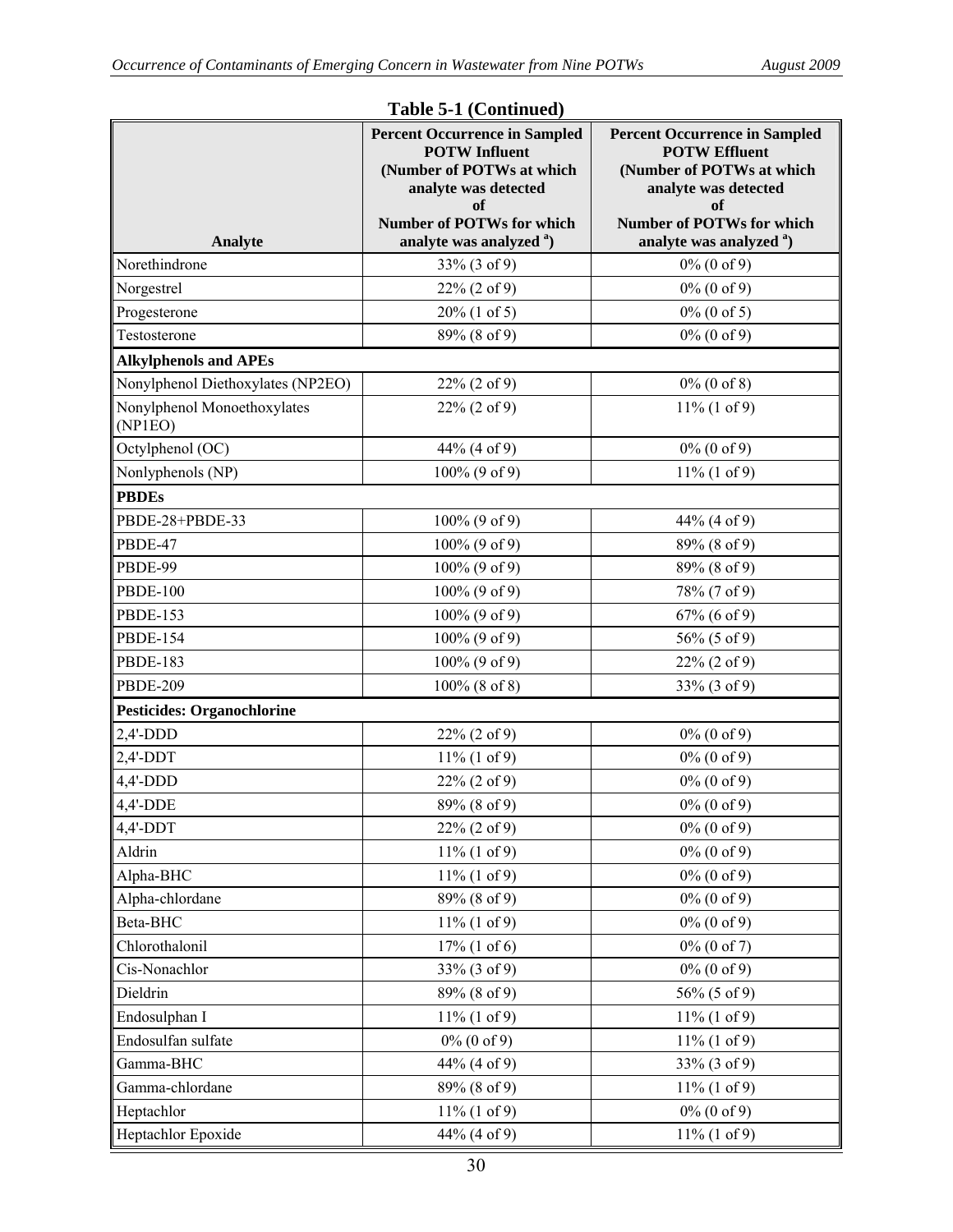## Table 5-1 (Continued)

| Analyte | Percent Occurrence in Sampled POTW Influent (Number of POTWs at which analyte was detected of Number of POTWs for which analyte was analyzed [a]) | Percent Occurrence in Sampled POTW Effluent (Number of POTWs at which analyte was detected of Number of POTWs for which analyte was analyzed [a]) |
|---|---|---|
| Norethindrone | 33% (3 of 9) | 0% (0 of 9) |
| Norgestrel | 22% (2 of 9) | 0% (0 of 9) |
| Progesterone | 20% (1 of 5) | 0% (0 of 5) |
| Testosterone | 89% (8 of 9) | 0% (0 of 9) |
| **Alkylphenols and APEs** | | |
| Nonylphenol Diethoxylates (NP2EO) | 22% (2 of 9) | 0% (0 of 8) |
| Nonylphenol Monoethoxylates (NP1EO) | 22% (2 of 9) | 11% (1 of 9) |
| Octylphenol (OC) | 44% (4 of 9) | 0% (0 of 9) |
| Nonlyphenols (NP) | 100% (9 of 9) | 11% (1 of 9) |
| **PBDEs** | | |
| PBDE-28+PBDE-33 | 100% (9 of 9) | 44% (4 of 9) |
| PBDE-47 | 100% (9 of 9) | 89% (8 of 9) |
| PBDE-99 | 100% (9 of 9) | 89% (8 of 9) |
| PBDE-100 | 100% (9 of 9) | 78% (7 of 9) |
| PBDE-153 | 100% (9 of 9) | 67% (6 of 9) |
| PBDE-154 | 100% (9 of 9) | 56% (5 of 9) |
| PBDE-183 | 100% (9 of 9) | 22% (2 of 9) |
| PBDE-209 | 100% (8 of 8) | 33% (3 of 9) |
| **Pesticides: Organochlorine** | | |
| 2,4'-DDD | 22% (2 of 9) | 0% (0 of 9) |
| 2,4'-DDT | 11% (1 of 9) | 0% (0 of 9) |
| 4,4'-DDD | 22% (2 of 9) | 0% (0 of 9) |
| 4,4'-DDE | 89% (8 of 9) | 0% (0 of 9) |
| 4,4'-DDT | 22% (2 of 9) | 0% (0 of 9) |
| Aldrin | 11% (1 of 9) | 0% (0 of 9) |
| Alpha-BHC | 11% (1 of 9) | 0% (0 of 9) |
| Alpha-chlordane | 89% (8 of 9) | 0% (0 of 9) |
| Beta-BHC | 11% (1 of 9) | 0% (0 of 9) |
| Chlorothalonil | 17% (1 of 6) | 0% (0 of 7) |
| Cis-Nonachlor | 33% (3 of 9) | 0% (0 of 9) |
| Dieldrin | 89% (8 of 9) | 56% (5 of 9) |
| Endosulphan I | 11% (1 of 9) | 11% (1 of 9) |
| Endosulfan sulfate | 0% (0 of 9) | 11% (1 of 9) |
| Gamma-BHC | 44% (4 of 9) | 33% (3 of 9) |
| Gamma-chlordane | 89% (8 of 9) | 11% (1 of 9) |
| Heptachlor | 11% (1 of 9) | 0% (0 of 9) |
| Heptachlor Epoxide | 44% (4 of 9) | 11% (1 of 9) |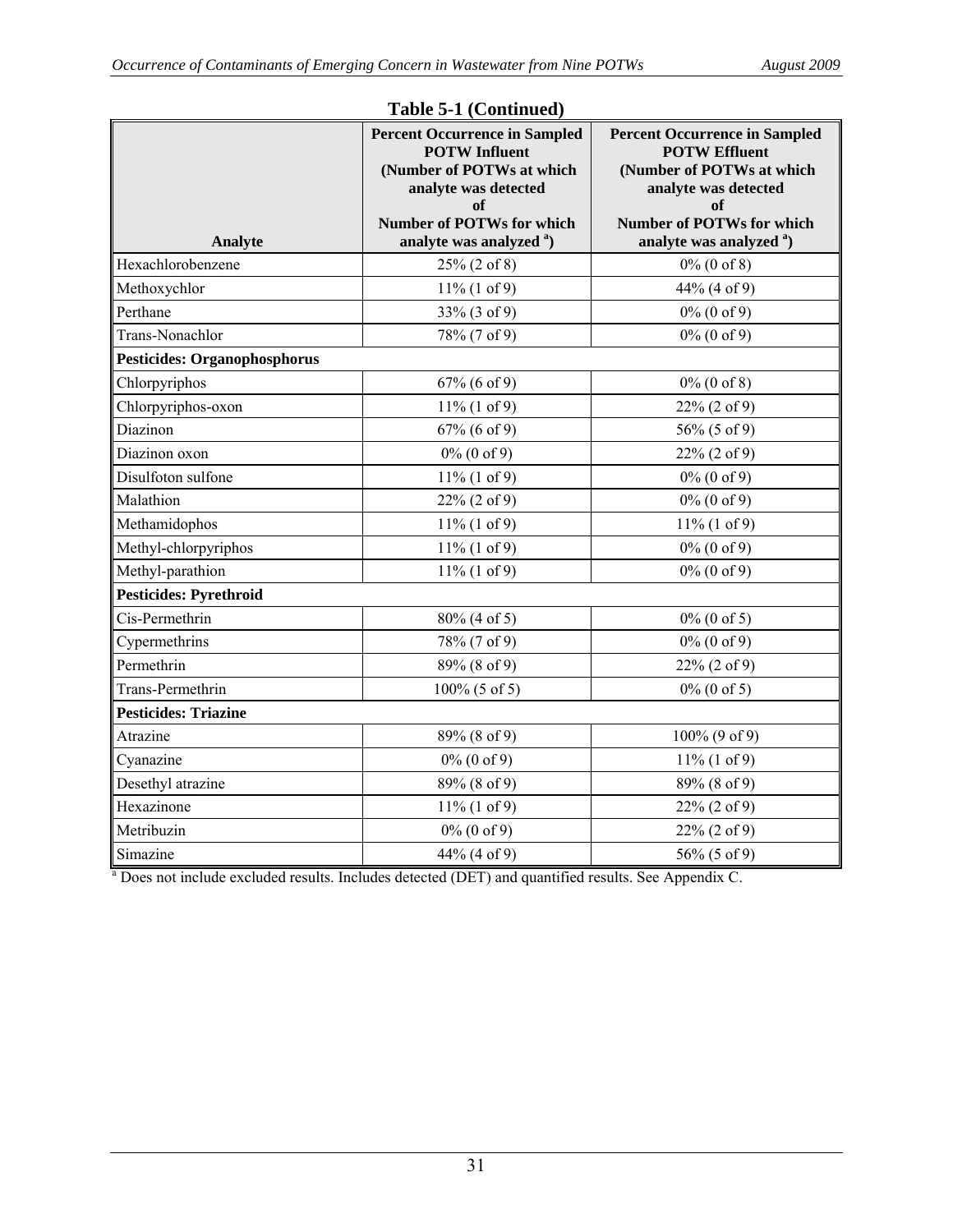**Table 5-1 (Continued)**

| Analyte | Percent Occurrence in Sampled POTW Influent (Number of POTWs at which analyte was detected of Number of POTWs for which analyte was analyzed [a]) | Percent Occurrence in Sampled POTW Effluent (Number of POTWs at which analyte was detected of Number of POTWs for which analyte was analyzed [a]) |
|---|---|---|
| Hexachlorobenzene | 25% (2 of 8) | 0% (0 of 8) |
| Methoxychlor | 11% (1 of 9) | 44% (4 of 9) |
| Perthane | 33% (3 of 9) | 0% (0 of 9) |
| Trans-Nonachlor | 78% (7 of 9) | 0% (0 of 9) |
| **Pesticides: Organophosphorus** | | |
| Chlorpyriphos | 67% (6 of 9) | 0% (0 of 8) |
| Chlorpyriphos-oxon | 11% (1 of 9) | 22% (2 of 9) |
| Diazinon | 67% (6 of 9) | 56% (5 of 9) |
| Diazinon oxon | 0% (0 of 9) | 22% (2 of 9) |
| Disulfoton sulfone | 11% (1 of 9) | 0% (0 of 9) |
| Malathion | 22% (2 of 9) | 0% (0 of 9) |
| Methamidophos | 11% (1 of 9) | 11% (1 of 9) |
| Methyl-chlorpyriphos | 11% (1 of 9) | 0% (0 of 9) |
| Methyl-parathion | 11% (1 of 9) | 0% (0 of 9) |
| **Pesticides: Pyrethroid** | | |
| Cis-Permethrin | 80% (4 of 5) | 0% (0 of 5) |
| Cypermethrins | 78% (7 of 9) | 0% (0 of 9) |
| Permethrin | 89% (8 of 9) | 22% (2 of 9) |
| Trans-Permethrin | 100% (5 of 5) | 0% (0 of 5) |
| **Pesticides: Triazine** | | |
| Atrazine | 89% (8 of 9) | 100% (9 of 9) |
| Cyanazine | 0% (0 of 9) | 11% (1 of 9) |
| Desethyl atrazine | 89% (8 of 9) | 89% (8 of 9) |
| Hexazinone | 11% (1 of 9) | 22% (2 of 9) |
| Metribuzin | 0% (0 of 9) | 22% (2 of 9) |
| Simazine | 44% (4 of 9) | 56% (5 of 9) |

[a] Does not include excluded results. Includes detected (DET) and quantified results. See Appendix C.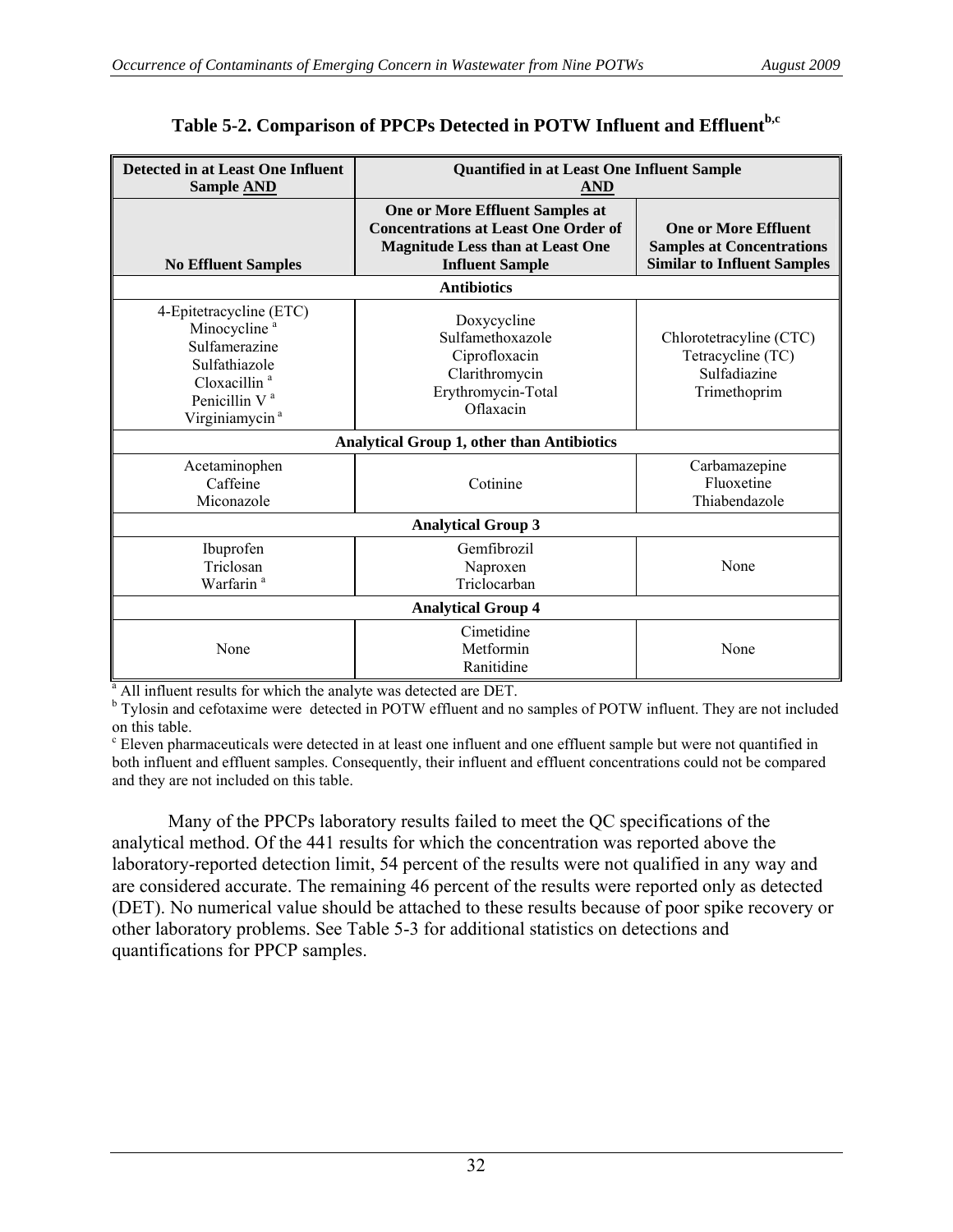### Table 5-2. Comparison of PPCPs Detected in POTW Influent and Effluent[b,c]

| Detected in at Least One Influent Sample AND | Quantified in at Least One Influent Sample AND | |
|---|---|---|
| **No Effluent Samples** | **One or More Effluent Samples at Concentrations at Least One Order of Magnitude Less than at Least One Influent Sample** | **One or More Effluent Samples at Concentrations Similar to Influent Samples** |
| **Antibiotics** | | |
| 4-Epitetracycline (ETC)<br>Minocycline [a]<br>Sulfamerazine<br>Sulfathiazole<br>Cloxacillin [a]<br>Penicillin V [a]<br>Virginiamycin [a] | Doxycycline<br>Sulfamethoxazole<br>Ciprofloxacin<br>Clarithromycin<br>Erythromycin-Total<br>Oflaxacin | Chlorotetracyline (CTC)<br>Tetracycline (TC)<br>Sulfadiazine<br>Trimethoprim |
| **Analytical Group 1, other than Antibiotics** | | |
| Acetaminophen<br>Caffeine<br>Miconazole | Cotinine | Carbamazepine<br>Fluoxetine<br>Thiabendazole |
| **Analytical Group 3** | | |
| Ibuprofen<br>Triclosan<br>Warfarin [a] | Gemfibrozil<br>Naproxen<br>Triclocarban | None |
| **Analytical Group 4** | | |
| None | Cimetidine<br>Metformin<br>Ranitidine | None |

[a] All influent results for which the analyte was detected are DET.

[b] Tylosin and cefotaxime were detected in POTW effluent and no samples of POTW influent. They are not included on this table.

[c] Eleven pharmaceuticals were detected in at least one influent and one effluent sample but were not quantified in both influent and effluent samples. Consequently, their influent and effluent concentrations could not be compared and they are not included on this table.

Many of the PPCPs laboratory results failed to meet the QC specifications of the analytical method. Of the 441 results for which the concentration was reported above the laboratory-reported detection limit, 54 percent of the results were not qualified in any way and are considered accurate. The remaining 46 percent of the results were reported only as detected (DET). No numerical value should be attached to these results because of poor spike recovery or other laboratory problems. See Table 5-3 for additional statistics on detections and quantifications for PPCP samples.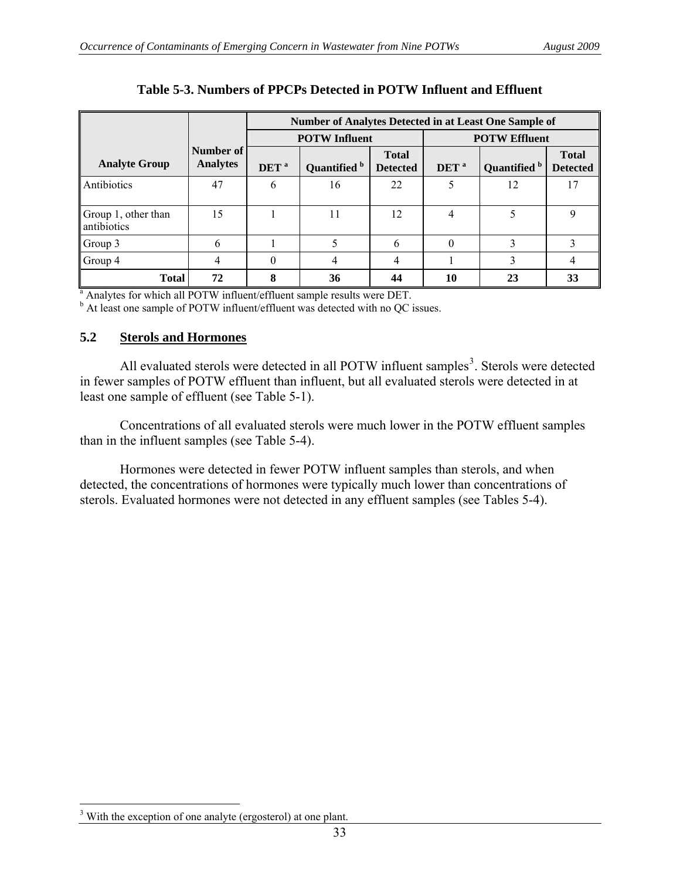**Table 5-3. Numbers of PPCPs Detected in POTW Influent and Effluent**

| Analyte Group | Number of Analytes | Number of Analytes Detected in at Least One Sample of | | | | | |
|---|---|---|---|---|---|---|---|
| | | POTW Influent | | | POTW Effluent | | |
| | | DET [a] | Quantified [b] | Total Detected | DET [a] | Quantified [b] | Total Detected |
| Antibiotics | 47 | 6 | 16 | 22 | 5 | 12 | 17 |
| Group 1, other than antibiotics | 15 | 1 | 11 | 12 | 4 | 5 | 9 |
| Group 3 | 6 | 1 | 5 | 6 | 0 | 3 | 3 |
| Group 4 | 4 | 0 | 4 | 4 | 1 | 3 | 4 |
| **Total** | **72** | **8** | **36** | **44** | **10** | **23** | **33** |

[a] Analytes for which all POTW influent/effluent sample results were DET.
[b] At least one sample of POTW influent/effluent was detected with no QC issues.

## 5.2 Sterols and Hormones

All evaluated sterols were detected in all POTW influent samples[3]. Sterols were detected in fewer samples of POTW effluent than influent, but all evaluated sterols were detected in at least one sample of effluent (see Table 5-1).

Concentrations of all evaluated sterols were much lower in the POTW effluent samples than in the influent samples (see Table 5-4).

Hormones were detected in fewer POTW influent samples than sterols, and when detected, the concentrations of hormones were typically much lower than concentrations of sterols. Evaluated hormones were not detected in any effluent samples (see Tables 5-4).

[3] With the exception of one analyte (ergosterol) at one plant.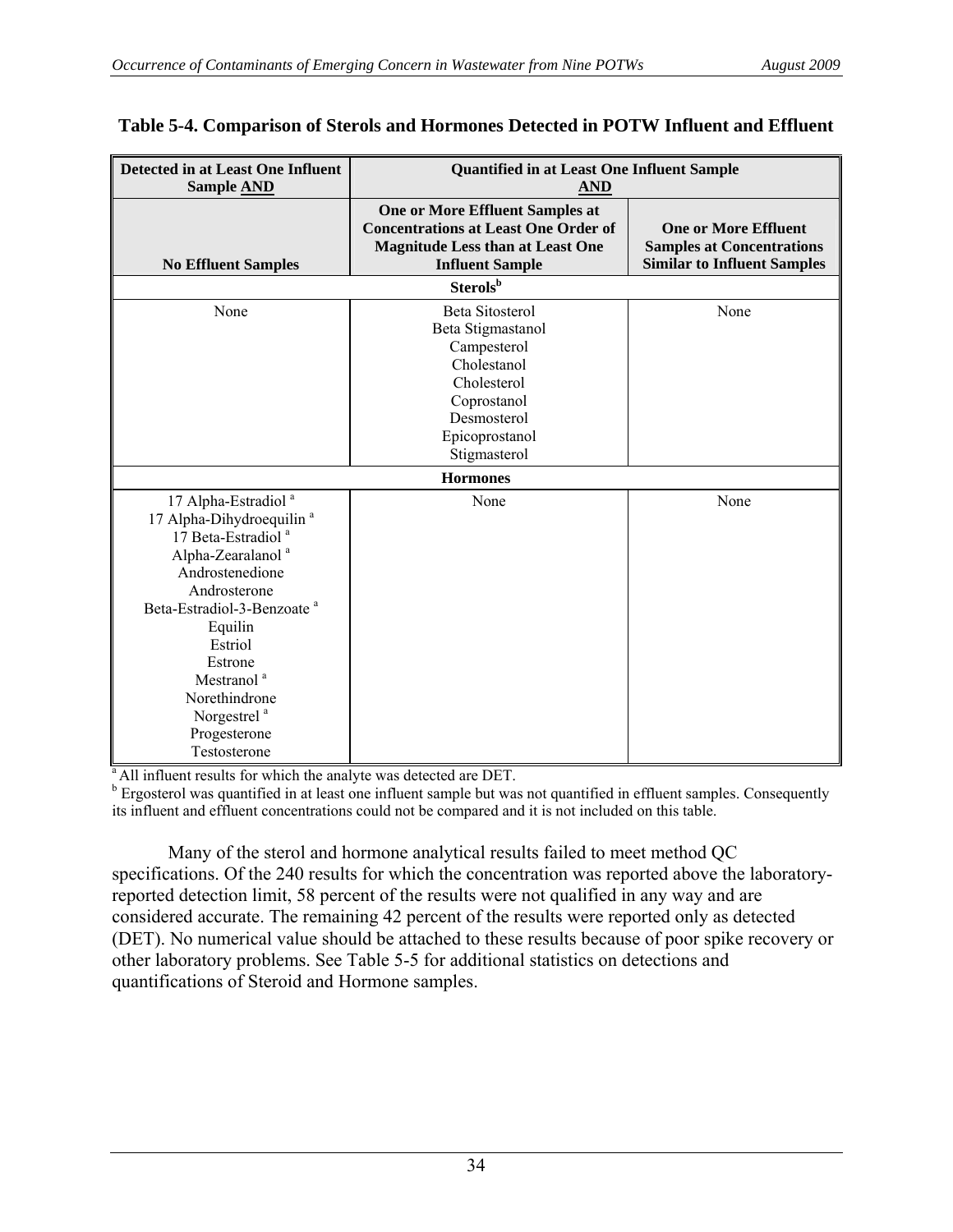**Table 5-4. Comparison of Sterols and Hormones Detected in POTW Influent and Effluent**

| Detected in at Least One Influent Sample AND | Quantified in at Least One Influent Sample AND | |
|---|---|---|
| No Effluent Samples | One or More Effluent Samples at Concentrations at Least One Order of Magnitude Less than at Least One Influent Sample | One or More Effluent Samples at Concentrations Similar to Influent Samples |
| **Sterols[b]** | | |
| None | Beta Sitosterol<br>Beta Stigmastanol<br>Campesterol<br>Cholestanol<br>Cholesterol<br>Coprostanol<br>Desmosterol<br>Epicoprostanol<br>Stigmasterol | None |
| **Hormones** | | |
| 17 Alpha-Estradiol [a]<br>17 Alpha-Dihydroequilin [a]<br>17 Beta-Estradiol [a]<br>Alpha-Zearalanol [a]<br>Androstenedione<br>Androsterone<br>Beta-Estradiol-3-Benzoate [a]<br>Equilin<br>Estriol<br>Estrone<br>Mestranol [a]<br>Norethindrone<br>Norgestrel [a]<br>Progesterone<br>Testosterone | None | None |

[a] All influent results for which the analyte was detected are DET.

[b] Ergosterol was quantified in at least one influent sample but was not quantified in effluent samples. Consequently its influent and effluent concentrations could not be compared and it is not included on this table.

Many of the sterol and hormone analytical results failed to meet method QC specifications. Of the 240 results for which the concentration was reported above the laboratory-reported detection limit, 58 percent of the results were not qualified in any way and are considered accurate. The remaining 42 percent of the results were reported only as detected (DET). No numerical value should be attached to these results because of poor spike recovery or other laboratory problems. See Table 5-5 for additional statistics on detections and quantifications of Steroid and Hormone samples.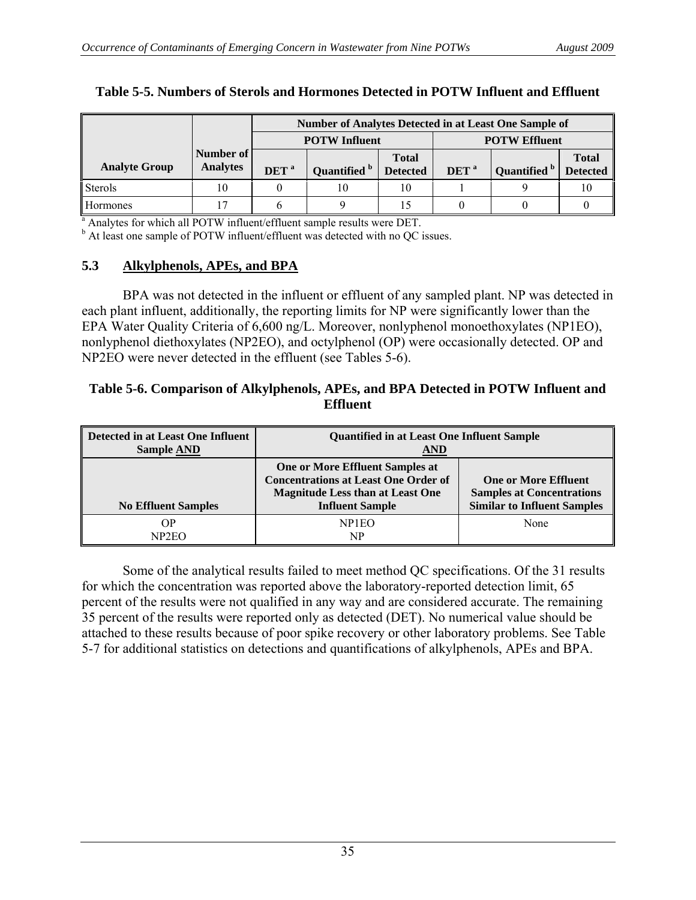**Table 5-5. Numbers of Sterols and Hormones Detected in POTW Influent and Effluent**

| Analyte Group | Number of Analytes | Number of Analytes Detected in at Least One Sample of | | | | | |
|---|---|---|---|---|---|---|---|
| | | POTW Influent | | | POTW Effluent | | |
| | | DET [a] | Quantified [b] | Total Detected | DET [a] | Quantified [b] | Total Detected |
| Sterols | 10 | 0 | 10 | 10 | 1 | 9 | 10 |
| Hormones | 17 | 6 | 9 | 15 | 0 | 0 | 0 |

[a] Analytes for which all POTW influent/effluent sample results were DET.
[b] At least one sample of POTW influent/effluent was detected with no QC issues.

## 5.3 Alkylphenols, APEs, and BPA

BPA was not detected in the influent or effluent of any sampled plant. NP was detected in each plant influent, additionally, the reporting limits for NP were significantly lower than the EPA Water Quality Criteria of 6,600 ng/L. Moreover, nonlyphenol monoethoxylates (NP1EO), nonlyphenol diethoxylates (NP2EO), and octylphenol (OP) were occasionally detected. OP and NP2EO were never detected in the effluent (see Tables 5-6).

**Table 5-6. Comparison of Alkylphenols, APEs, and BPA Detected in POTW Influent and Effluent**

| Detected in at Least One Influent Sample AND | Quantified in at Least One Influent Sample AND | |
|---|---|---|
| No Effluent Samples | One or More Effluent Samples at Concentrations at Least One Order of Magnitude Less than at Least One Influent Sample | One or More Effluent Samples at Concentrations Similar to Influent Samples |
| OP<br>NP2EO | NP1EO<br>NP | None |

Some of the analytical results failed to meet method QC specifications. Of the 31 results for which the concentration was reported above the laboratory-reported detection limit, 65 percent of the results were not qualified in any way and are considered accurate. The remaining 35 percent of the results were reported only as detected (DET). No numerical value should be attached to these results because of poor spike recovery or other laboratory problems. See Table 5-7 for additional statistics on detections and quantifications of alkylphenols, APEs and BPA.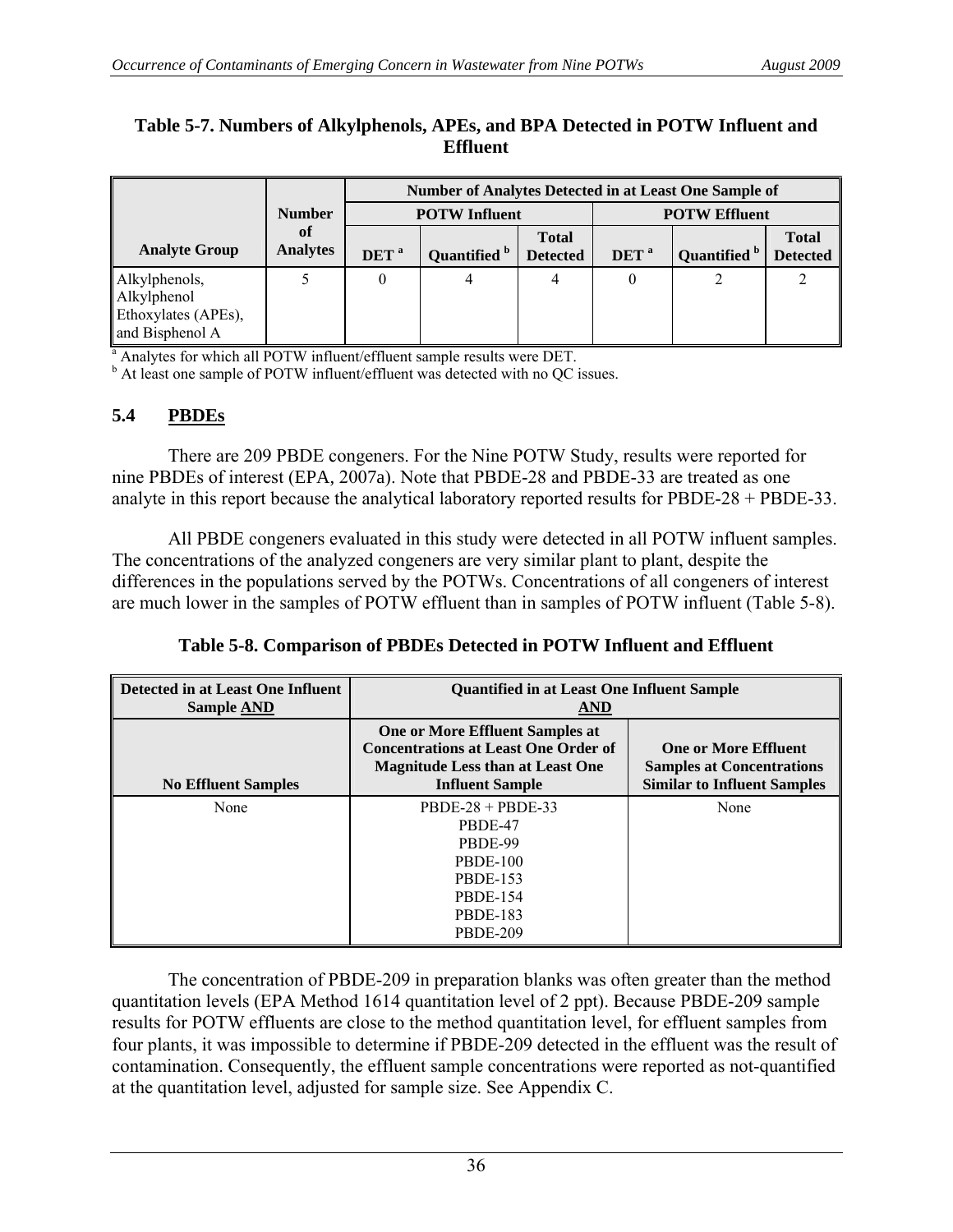**Table 5-7. Numbers of Alkylphenols, APEs, and BPA Detected in POTW Influent and Effluent**

| Analyte Group | Number of Analytes | Number of Analytes Detected in at Least One Sample of | | | | | |
|---|---|---|---|---|---|---|---|
| | | POTW Influent | | | POTW Effluent | | |
| | | DET [a] | Quantified [b] | Total Detected | DET [a] | Quantified [b] | Total Detected |
| Alkylphenols, Alkylphenol Ethoxylates (APEs), and Bisphenol A | 5 | 0 | 4 | 4 | 0 | 2 | 2 |

[a] Analytes for which all POTW influent/effluent sample results were DET.
[b] At least one sample of POTW influent/effluent was detected with no QC issues.

## 5.4 PBDEs

There are 209 PBDE congeners. For the Nine POTW Study, results were reported for nine PBDEs of interest (EPA, 2007a). Note that PBDE-28 and PBDE-33 are treated as one analyte in this report because the analytical laboratory reported results for PBDE-28 + PBDE-33.

All PBDE congeners evaluated in this study were detected in all POTW influent samples. The concentrations of the analyzed congeners are very similar plant to plant, despite the differences in the populations served by the POTWs. Concentrations of all congeners of interest are much lower in the samples of POTW effluent than in samples of POTW influent (Table 5-8).

**Table 5-8. Comparison of PBDEs Detected in POTW Influent and Effluent**

| Detected in at Least One Influent Sample AND | Quantified in at Least One Influent Sample AND | |
|---|---|---|
| No Effluent Samples | One or More Effluent Samples at Concentrations at Least One Order of Magnitude Less than at Least One Influent Sample | One or More Effluent Samples at Concentrations Similar to Influent Samples |
| None | PBDE-28 + PBDE-33<br>PBDE-47<br>PBDE-99<br>PBDE-100<br>PBDE-153<br>PBDE-154<br>PBDE-183<br>PBDE-209 | None |

The concentration of PBDE-209 in preparation blanks was often greater than the method quantitation levels (EPA Method 1614 quantitation level of 2 ppt). Because PBDE-209 sample results for POTW effluents are close to the method quantitation level, for effluent samples from four plants, it was impossible to determine if PBDE-209 detected in the effluent was the result of contamination. Consequently, the effluent sample concentrations were reported as not-quantified at the quantitation level, adjusted for sample size. See Appendix C.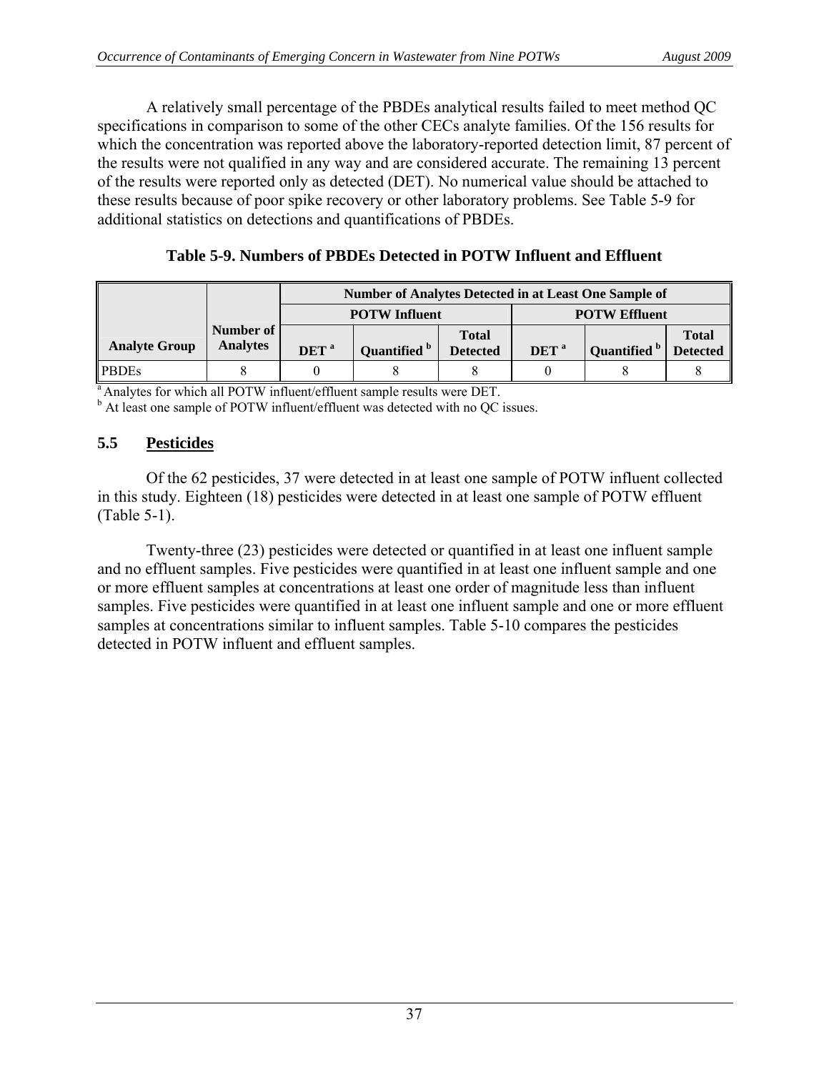A relatively small percentage of the PBDEs analytical results failed to meet method QC specifications in comparison to some of the other CECs analyte families. Of the 156 results for which the concentration was reported above the laboratory-reported detection limit, 87 percent of the results were not qualified in any way and are considered accurate. The remaining 13 percent of the results were reported only as detected (DET). No numerical value should be attached to these results because of poor spike recovery or other laboratory problems. See Table 5-9 for additional statistics on detections and quantifications of PBDEs.

**Table 5-9. Numbers of PBDEs Detected in POTW Influent and Effluent**

| Analyte Group | Number of Analytes | Number of Analytes Detected in at Least One Sample of | | | | | |
|---|---|---|---|---|---|---|---|
| | | POTW Influent | | | POTW Effluent | | |
| | | DET [a] | Quantified [b] | Total Detected | DET [a] | Quantified [b] | Total Detected |
| PBDEs | 8 | 0 | 8 | 8 | 0 | 8 | 8 |

[a] Analytes for which all POTW influent/effluent sample results were DET.
[b] At least one sample of POTW influent/effluent was detected with no QC issues.

## 5.5 Pesticides

Of the 62 pesticides, 37 were detected in at least one sample of POTW influent collected in this study. Eighteen (18) pesticides were detected in at least one sample of POTW effluent (Table 5-1).

Twenty-three (23) pesticides were detected or quantified in at least one influent sample and no effluent samples. Five pesticides were quantified in at least one influent sample and one or more effluent samples at concentrations at least one order of magnitude less than influent samples. Five pesticides were quantified in at least one influent sample and one or more effluent samples at concentrations similar to influent samples. Table 5-10 compares the pesticides detected in POTW influent and effluent samples.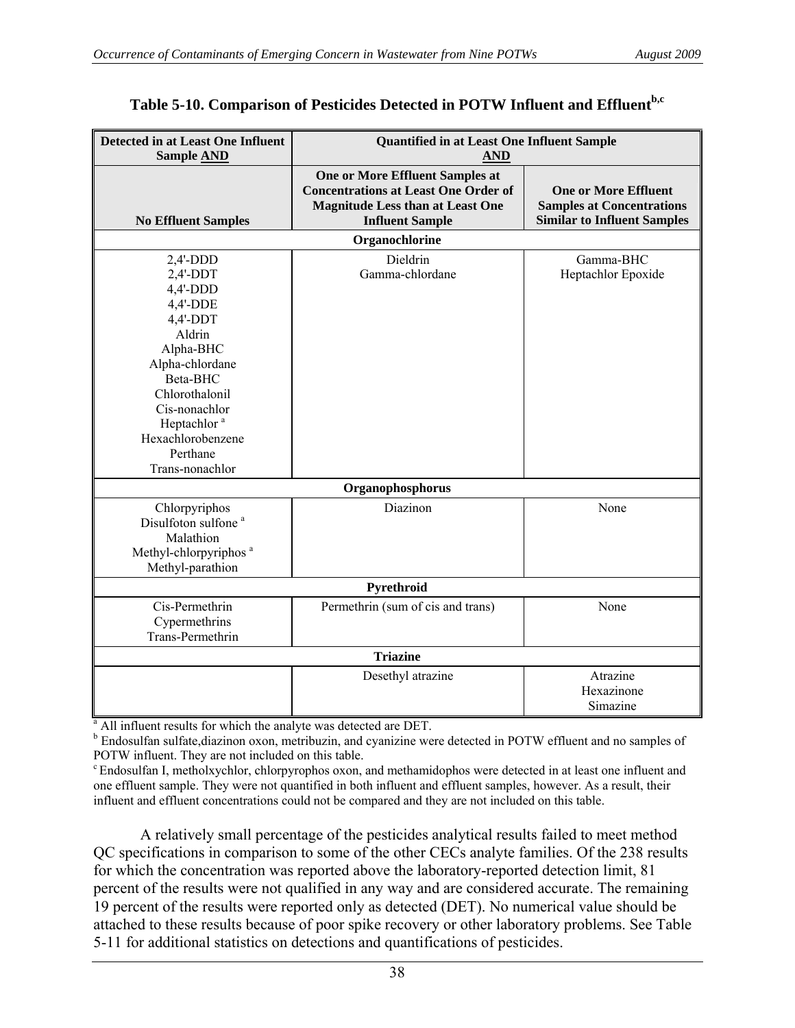**Table 5-10. Comparison of Pesticides Detected in POTW Influent and Effluent[b,c]**

| Detected in at Least One Influent Sample AND | Quantified in at Least One Influent Sample AND | |
|---|---|---|
| No Effluent Samples | One or More Effluent Samples at Concentrations at Least One Order of Magnitude Less than at Least One Influent Sample | One or More Effluent Samples at Concentrations Similar to Influent Samples |
| **Organochlorine** | | |
| 2,4'-DDD<br>2,4'-DDT<br>4,4'-DDD<br>4,4'-DDE<br>4,4'-DDT<br>Aldrin<br>Alpha-BHC<br>Alpha-chlordane<br>Beta-BHC<br>Chlorothalonil<br>Cis-nonachlor<br>Heptachlor [a]<br>Hexachlorobenzene<br>Perthane<br>Trans-nonachlor | Dieldrin<br>Gamma-chlordane | Gamma-BHC<br>Heptachlor Epoxide |
| **Organophosphorus** | | |
| Chlorpyriphos<br>Disulfoton sulfone [a]<br>Malathion<br>Methyl-chlorpyriphos [a]<br>Methyl-parathion | Diazinon | None |
| **Pyrethroid** | | |
| Cis-Permethrin<br>Cypermethrins<br>Trans-Permethrin | Permethrin (sum of cis and trans) | None |
| **Triazine** | | |
| | Desethyl atrazine | Atrazine<br>Hexazinone<br>Simazine |

[a] All influent results for which the analyte was detected are DET.

[b] Endosulfan sulfate,diazinon oxon, metribuzin, and cyanizine were detected in POTW effluent and no samples of POTW influent. They are not included on this table.

[c] Endosulfan I, metholxychlor, chlorpyrophos oxon, and methamidophos were detected in at least one influent and one effluent sample. They were not quantified in both influent and effluent samples, however. As a result, their influent and effluent concentrations could not be compared and they are not included on this table.

A relatively small percentage of the pesticides analytical results failed to meet method QC specifications in comparison to some of the other CECs analyte families. Of the 238 results for which the concentration was reported above the laboratory-reported detection limit, 81 percent of the results were not qualified in any way and are considered accurate. The remaining 19 percent of the results were reported only as detected (DET). No numerical value should be attached to these results because of poor spike recovery or other laboratory problems. See Table 5-11 for additional statistics on detections and quantifications of pesticides.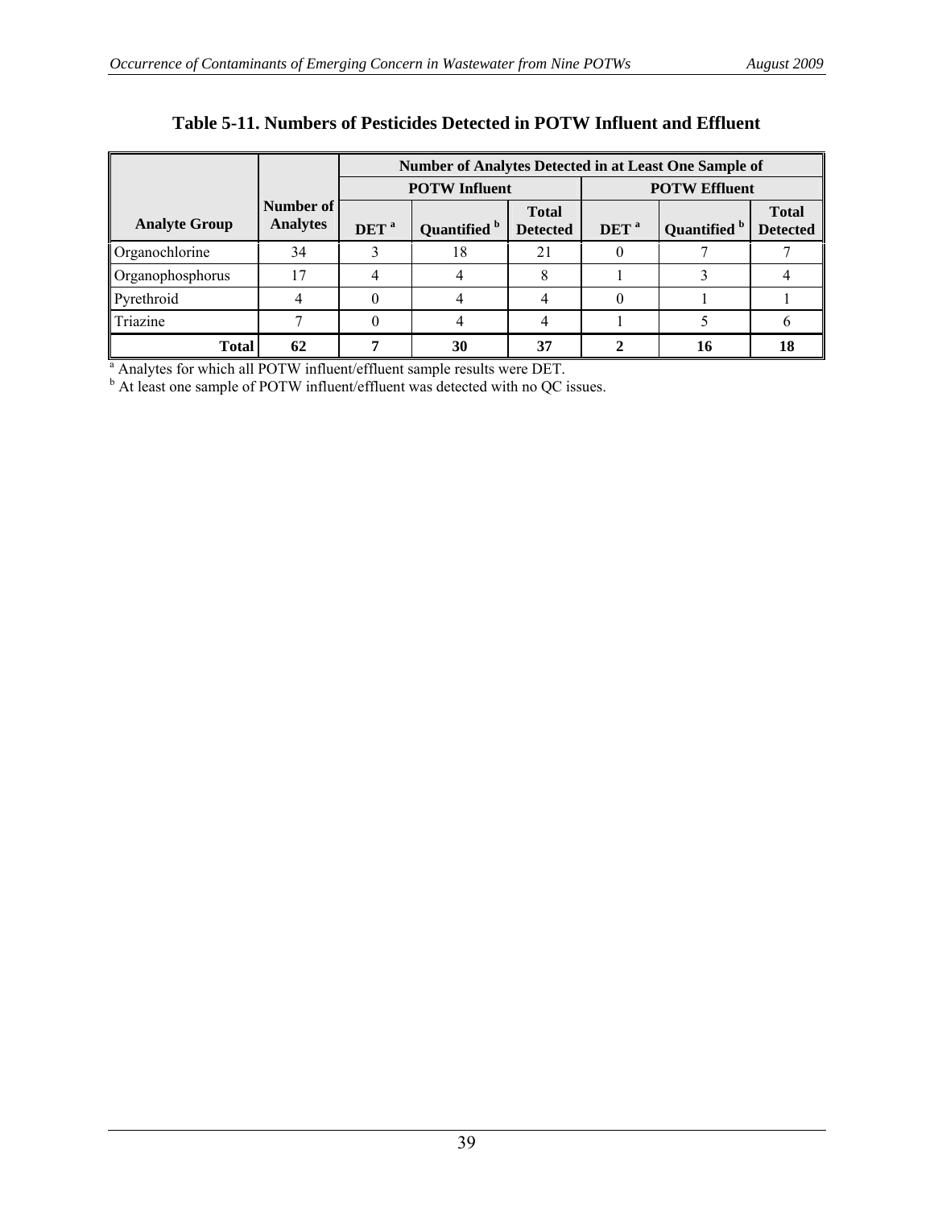**Table 5-11. Numbers of Pesticides Detected in POTW Influent and Effluent**

| Analyte Group | Number of Analytes | Number of Analytes Detected in at Least One Sample of | | | | | |
|---|---|---|---|---|---|---|---|
| | | POTW Influent | | | POTW Effluent | | |
| | | DET [a] | Quantified [b] | Total Detected | DET [a] | Quantified [b] | Total Detected |
| Organochlorine | 34 | 3 | 18 | 21 | 0 | 7 | 7 |
| Organophosphorus | 17 | 4 | 4 | 8 | 1 | 3 | 4 |
| Pyrethroid | 4 | 0 | 4 | 4 | 0 | 1 | 1 |
| Triazine | 7 | 0 | 4 | 4 | 1 | 5 | 6 |
| **Total** | **62** | **7** | **30** | **37** | **2** | **16** | **18** |

[a] Analytes for which all POTW influent/effluent sample results were DET.
[b] At least one sample of POTW influent/effluent was detected with no QC issues.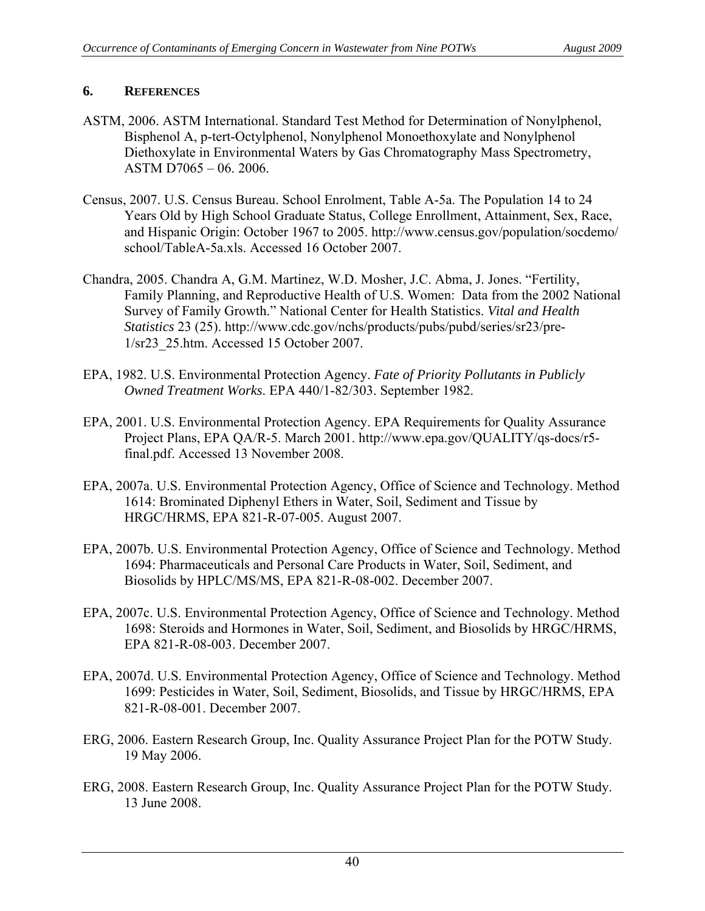## 6. References

ASTM, 2006. ASTM International. Standard Test Method for Determination of Nonylphenol, Bisphenol A, p-tert-Octylphenol, Nonylphenol Monoethoxylate and Nonylphenol Diethoxylate in Environmental Waters by Gas Chromatography Mass Spectrometry, ASTM D7065 – 06. 2006.

Census, 2007. U.S. Census Bureau. School Enrolment, Table A-5a. The Population 14 to 24 Years Old by High School Graduate Status, College Enrollment, Attainment, Sex, Race, and Hispanic Origin: October 1967 to 2005. http://www.census.gov/population/socdemo/school/TableA-5a.xls. Accessed 16 October 2007.

Chandra, 2005. Chandra A, G.M. Martinez, W.D. Mosher, J.C. Abma, J. Jones. "Fertility, Family Planning, and Reproductive Health of U.S. Women: Data from the 2002 National Survey of Family Growth." National Center for Health Statistics. *Vital and Health Statistics* 23 (25). http://www.cdc.gov/nchs/products/pubs/pubd/series/sr23/pre-1/sr23_25.htm. Accessed 15 October 2007.

EPA, 1982. U.S. Environmental Protection Agency. *Fate of Priority Pollutants in Publicly Owned Treatment Works*. EPA 440/1-82/303. September 1982.

EPA, 2001. U.S. Environmental Protection Agency. EPA Requirements for Quality Assurance Project Plans, EPA QA/R-5. March 2001. http://www.epa.gov/QUALITY/qs-docs/r5-final.pdf. Accessed 13 November 2008.

EPA, 2007a. U.S. Environmental Protection Agency, Office of Science and Technology. Method 1614: Brominated Diphenyl Ethers in Water, Soil, Sediment and Tissue by HRGC/HRMS, EPA 821-R-07-005. August 2007.

EPA, 2007b. U.S. Environmental Protection Agency, Office of Science and Technology. Method 1694: Pharmaceuticals and Personal Care Products in Water, Soil, Sediment, and Biosolids by HPLC/MS/MS, EPA 821-R-08-002. December 2007.

EPA, 2007c. U.S. Environmental Protection Agency, Office of Science and Technology. Method 1698: Steroids and Hormones in Water, Soil, Sediment, and Biosolids by HRGC/HRMS, EPA 821-R-08-003. December 2007.

EPA, 2007d. U.S. Environmental Protection Agency, Office of Science and Technology. Method 1699: Pesticides in Water, Soil, Sediment, Biosolids, and Tissue by HRGC/HRMS, EPA 821-R-08-001. December 2007.

ERG, 2006. Eastern Research Group, Inc. Quality Assurance Project Plan for the POTW Study. 19 May 2006.

ERG, 2008. Eastern Research Group, Inc. Quality Assurance Project Plan for the POTW Study. 13 June 2008.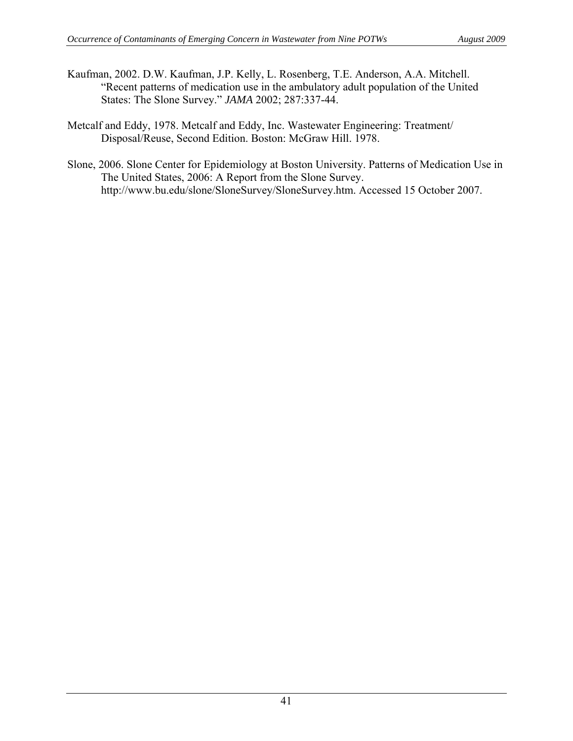Kaufman, 2002. D.W. Kaufman, J.P. Kelly, L. Rosenberg, T.E. Anderson, A.A. Mitchell. "Recent patterns of medication use in the ambulatory adult population of the United States: The Slone Survey." *JAMA* 2002; 287:337-44.

Metcalf and Eddy, 1978. Metcalf and Eddy, Inc. Wastewater Engineering: Treatment/ Disposal/Reuse, Second Edition. Boston: McGraw Hill. 1978.

Slone, 2006. Slone Center for Epidemiology at Boston University. Patterns of Medication Use in The United States, 2006: A Report from the Slone Survey. http://www.bu.edu/slone/SloneSurvey/SloneSurvey.htm. Accessed 15 October 2007.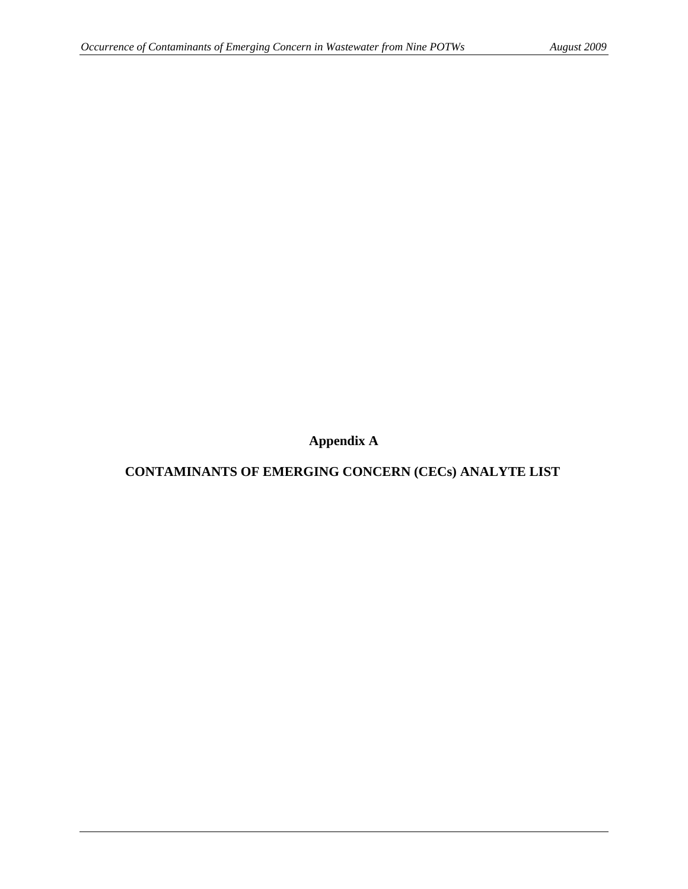# Appendix A

## CONTAMINANTS OF EMERGING CONCERN (CECs) ANALYTE LIST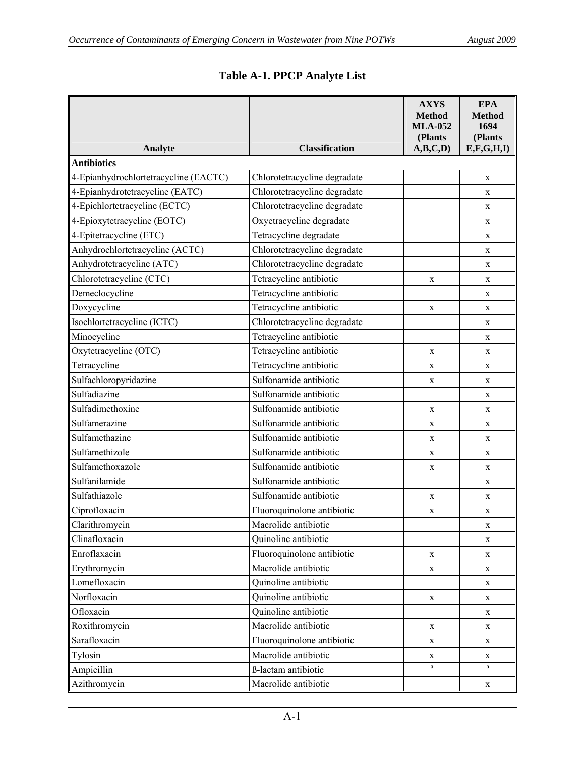# Table A-1. PPCP Analyte List

| Analyte | Classification | AXYS Method MLA-052 (Plants A,B,C,D) | EPA Method 1694 (Plants E,F,G,H,I) |
|---|---|---|---|
| **Antibiotics** | | | |
| 4-Epianhydrochlortetracycline (EACTC) | Chlorotetracycline degradate | | x |
| 4-Epianhydrotetracycline (EATC) | Chlorotetracycline degradate | | x |
| 4-Epichlortetracycline (ECTC) | Chlorotetracycline degradate | | x |
| 4-Epioxytetracycline (EOTC) | Oxyetracycline degradate | | x |
| 4-Epitetracycline (ETC) | Tetracycline degradate | | x |
| Anhydrochlortetracycline (ACTC) | Chlorotetracycline degradate | | x |
| Anhydrotetracycline (ATC) | Chlorotetracycline degradate | | x |
| Chlorotetracycline (CTC) | Tetracycline antibiotic | x | x |
| Demeclocycline | Tetracycline antibiotic | | x |
| Doxycycline | Tetracycline antibiotic | x | x |
| Isochlortetracycline (ICTC) | Chlorotetracycline degradate | | x |
| Minocycline | Tetracycline antibiotic | | x |
| Oxytetracycline (OTC) | Tetracycline antibiotic | x | x |
| Tetracycline | Tetracycline antibiotic | x | x |
| Sulfachloropyridazine | Sulfonamide antibiotic | x | x |
| Sulfadiazine | Sulfonamide antibiotic | | x |
| Sulfadimethoxine | Sulfonamide antibiotic | x | x |
| Sulfamerazine | Sulfonamide antibiotic | x | x |
| Sulfamethazine | Sulfonamide antibiotic | x | x |
| Sulfamethizole | Sulfonamide antibiotic | x | x |
| Sulfamethoxazole | Sulfonamide antibiotic | x | x |
| Sulfanilamide | Sulfonamide antibiotic | | x |
| Sulfathiazole | Sulfonamide antibiotic | x | x |
| Ciprofloxacin | Fluoroquinolone antibiotic | x | x |
| Clarithromycin | Macrolide antibiotic | | x |
| Clinafloxacin | Quinoline antibiotic | | x |
| Enroflaxacin | Fluoroquinolone antibiotic | x | x |
| Erythromycin | Macrolide antibiotic | x | x |
| Lomefloxacin | Quinoline antibiotic | | x |
| Norfloxacin | Quinoline antibiotic | x | x |
| Ofloxacin | Quinoline antibiotic | | x |
| Roxithromycin | Macrolide antibiotic | x | x |
| Sarafloxacin | Fluoroquinolone antibiotic | x | x |
| Tylosin | Macrolide antibiotic | x | x |
| Ampicillin | ß-lactam antibiotic | [a] | [a] |
| Azithromycin | Macrolide antibiotic | | x |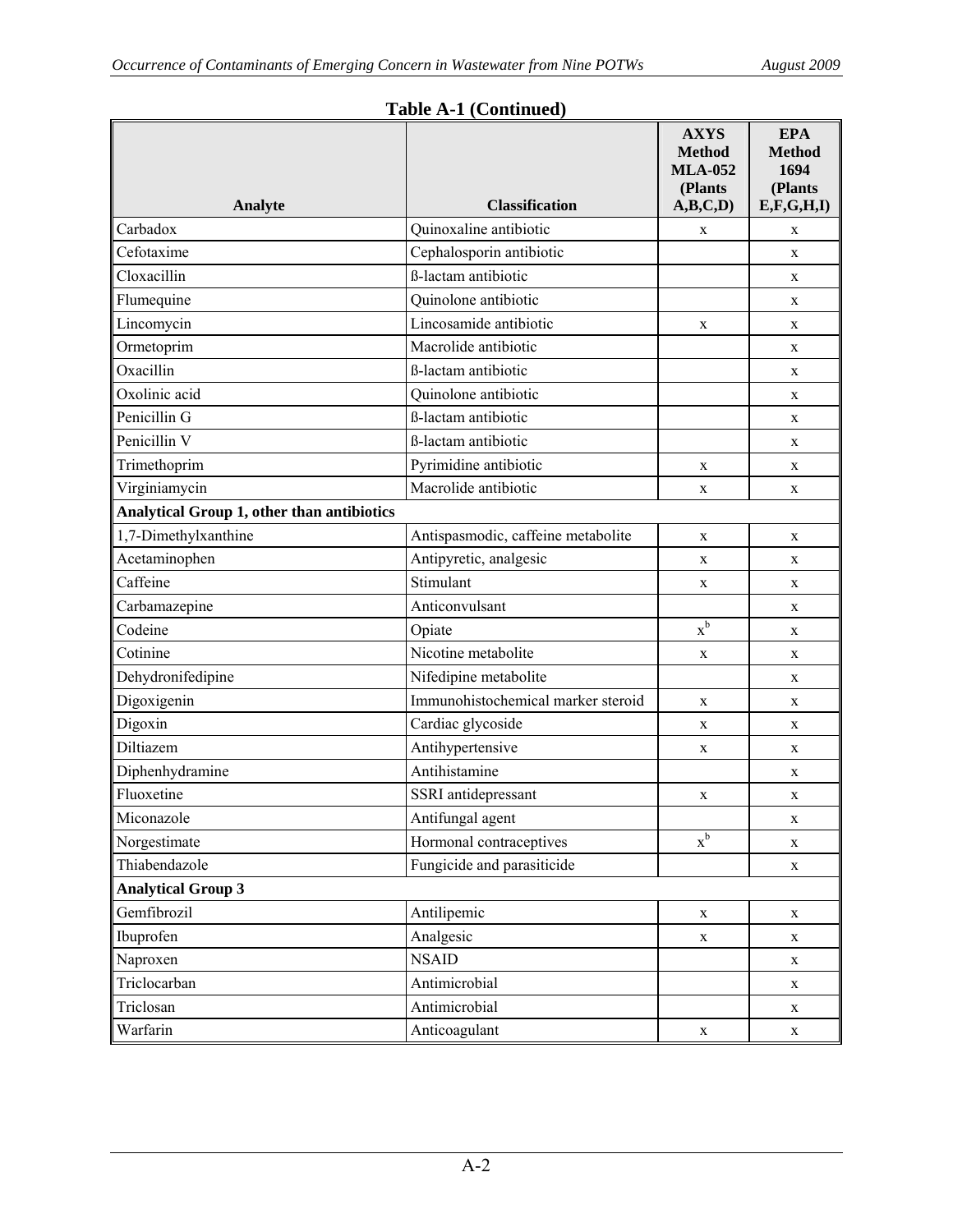**Table A-1 (Continued)**

| Analyte | Classification | AXYS Method MLA-052 (Plants A,B,C,D) | EPA Method 1694 (Plants E,F,G,H,I) |
|---|---|---|---|
| Carbadox | Quinoxaline antibiotic | x | x |
| Cefotaxime | Cephalosporin antibiotic | | x |
| Cloxacillin | ß-lactam antibiotic | | x |
| Flumequine | Quinolone antibiotic | | x |
| Lincomycin | Lincosamide antibiotic | x | x |
| Ormetoprim | Macrolide antibiotic | | x |
| Oxacillin | ß-lactam antibiotic | | x |
| Oxolinic acid | Quinolone antibiotic | | x |
| Penicillin G | ß-lactam antibiotic | | x |
| Penicillin V | ß-lactam antibiotic | | x |
| Trimethoprim | Pyrimidine antibiotic | x | x |
| Virginiamycin | Macrolide antibiotic | x | x |
| **Analytical Group 1, other than antibiotics** | | | |
| 1,7-Dimethylxanthine | Antispasmodic, caffeine metabolite | x | x |
| Acetaminophen | Antipyretic, analgesic | x | x |
| Caffeine | Stimulant | x | x |
| Carbamazepine | Anticonvulsant | | x |
| Codeine | Opiate | x[b] | x |
| Cotinine | Nicotine metabolite | x | x |
| Dehydronifedipine | Nifedipine metabolite | | x |
| Digoxigenin | Immunohistochemical marker steroid | x | x |
| Digoxin | Cardiac glycoside | x | x |
| Diltiazem | Antihypertensive | x | x |
| Diphenhydramine | Antihistamine | | x |
| Fluoxetine | SSRI antidepressant | x | x |
| Miconazole | Antifungal agent | | x |
| Norgestimate | Hormonal contraceptives | x[b] | x |
| Thiabendazole | Fungicide and parasiticide | | x |
| **Analytical Group 3** | | | |
| Gemfibrozil | Antilipemic | x | x |
| Ibuprofen | Analgesic | x | x |
| Naproxen | NSAID | | x |
| Triclocarban | Antimicrobial | | x |
| Triclosan | Antimicrobial | | x |
| Warfarin | Anticoagulant | x | x |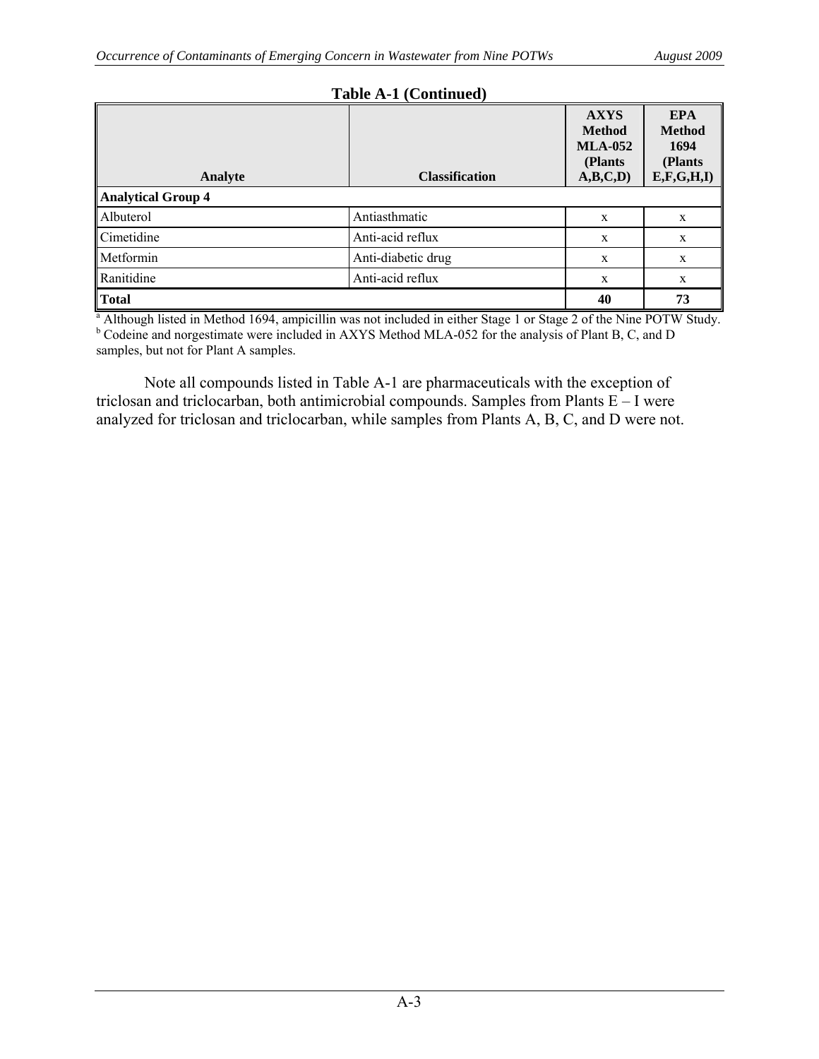**Table A-1 (Continued)**

| Analyte | Classification | AXYS Method MLA-052 (Plants A,B,C,D) | EPA Method 1694 (Plants E,F,G,H,I) |
|---|---|---|---|
| **Analytical Group 4** | | | |
| Albuterol | Antiasthmatic | x | x |
| Cimetidine | Anti-acid reflux | x | x |
| Metformin | Anti-diabetic drug | x | x |
| Ranitidine | Anti-acid reflux | x | x |
| **Total** | | **40** | **73** |

[a] Although listed in Method 1694, ampicillin was not included in either Stage 1 or Stage 2 of the Nine POTW Study.
[b] Codeine and norgestimate were included in AXYS Method MLA-052 for the analysis of Plant B, C, and D samples, but not for Plant A samples.

Note all compounds listed in Table A-1 are pharmaceuticals with the exception of triclosan and triclocarban, both antimicrobial compounds. Samples from Plants E – I were analyzed for triclosan and triclocarban, while samples from Plants A, B, C, and D were not.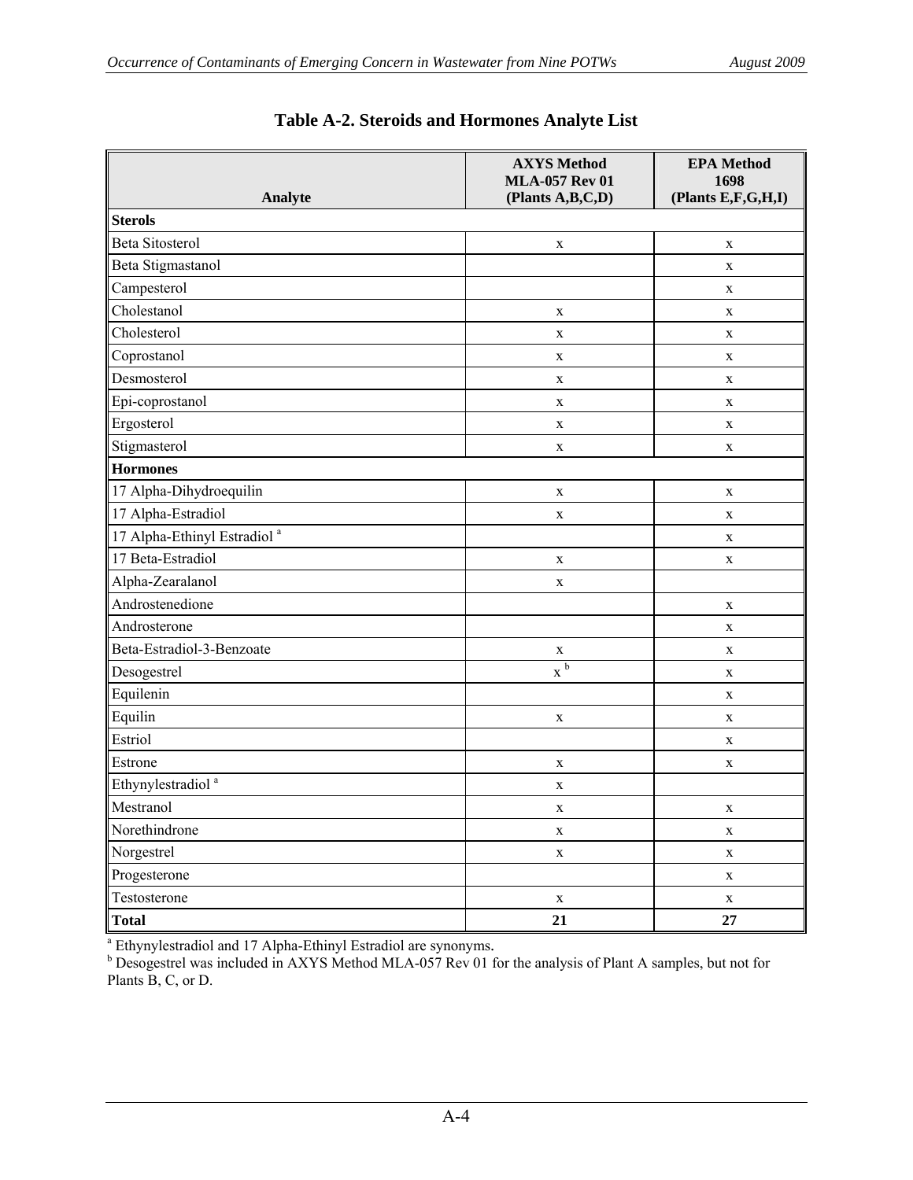**Table A-2. Steroids and Hormones Analyte List**

| Analyte | AXYS Method MLA-057 Rev 01 (Plants A,B,C,D) | EPA Method 1698 (Plants E,F,G,H,I) |
|---|---|---|
| **Sterols** | | |
| Beta Sitosterol | x | x |
| Beta Stigmastanol | | x |
| Campesterol | | x |
| Cholestanol | x | x |
| Cholesterol | x | x |
| Coprostanol | x | x |
| Desmosterol | x | x |
| Epi-coprostanol | x | x |
| Ergosterol | x | x |
| Stigmasterol | x | x |
| **Hormones** | | |
| 17 Alpha-Dihydroequilin | x | x |
| 17 Alpha-Estradiol | x | x |
| 17 Alpha-Ethinyl Estradiol [a] | | x |
| 17 Beta-Estradiol | x | x |
| Alpha-Zearalanol | x | |
| Androstenedione | | x |
| Androsterone | | x |
| Beta-Estradiol-3-Benzoate | x | x |
| Desogestrel | x [b] | x |
| Equilenin | | x |
| Equilin | x | x |
| Estriol | | x |
| Estrone | x | x |
| Ethynylestradiol [a] | x | |
| Mestranol | x | x |
| Norethindrone | x | x |
| Norgestrel | x | x |
| Progesterone | | x |
| Testosterone | x | x |
| **Total** | **21** | **27** |

[a] Ethynylestradiol and 17 Alpha-Ethinyl Estradiol are synonyms.

[b] Desogestrel was included in AXYS Method MLA-057 Rev 01 for the analysis of Plant A samples, but not for Plants B, C, or D.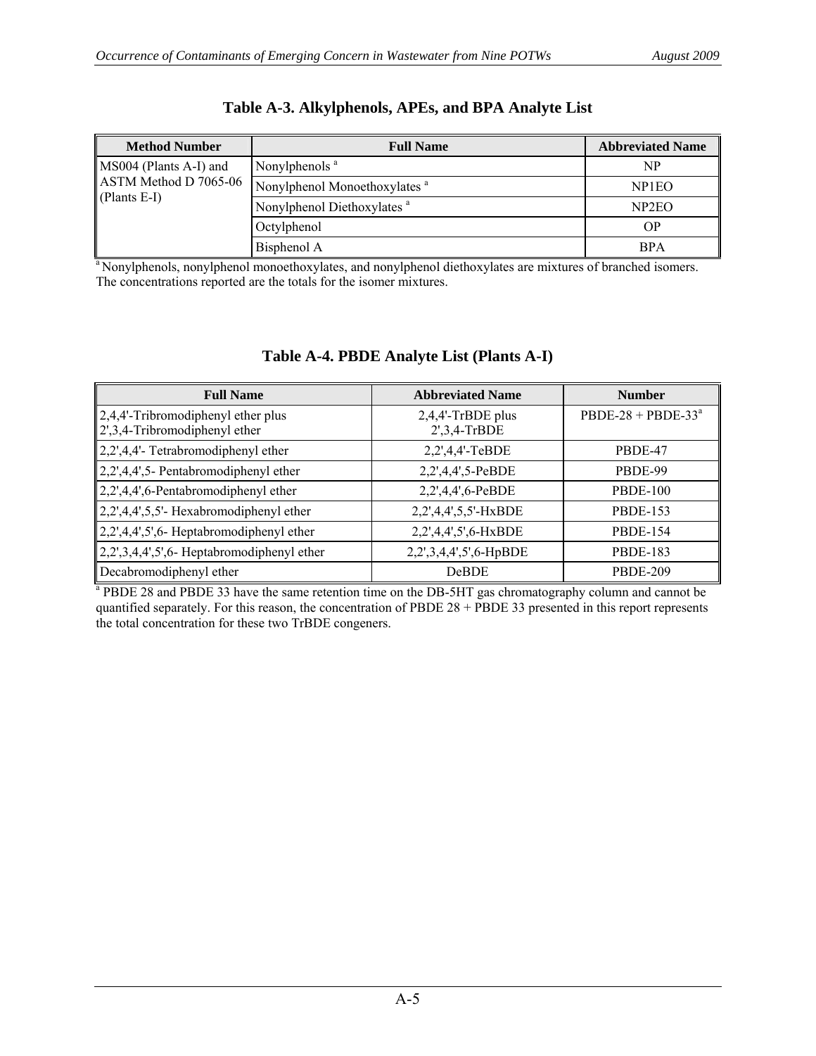## Table A-3. Alkylphenols, APEs, and BPA Analyte List

| Method Number | Full Name | Abbreviated Name |
|---|---|---|
| MS004 (Plants A-I) and ASTM Method D 7065-06 (Plants E-I) | Nonylphenols [a] | NP |
| | Nonylphenol Monoethoxylates [a] | NP1EO |
| | Nonylphenol Diethoxylates [a] | NP2EO |
| | Octylphenol | OP |
| | Bisphenol A | BPA |

[a] Nonylphenols, nonylphenol monoethoxylates, and nonylphenol diethoxylates are mixtures of branched isomers. The concentrations reported are the totals for the isomer mixtures.

## Table A-4. PBDE Analyte List (Plants A-I)

| Full Name | Abbreviated Name | Number |
|---|---|---|
| 2,4,4'-Tribromodiphenyl ether plus 2',3,4-Tribromodiphenyl ether | 2,4,4'-TrBDE plus 2',3,4-TrBDE | PBDE-28 + PBDE-33[a] |
| 2,2',4,4'- Tetrabromodiphenyl ether | 2,2',4,4'-TeBDE | PBDE-47 |
| 2,2',4,4',5- Pentabromodiphenyl ether | 2,2',4,4',5-PeBDE | PBDE-99 |
| 2,2',4,4',6-Pentabromodiphenyl ether | 2,2',4,4',6-PeBDE | PBDE-100 |
| 2,2',4,4',5,5'- Hexabromodiphenyl ether | 2,2',4,4',5,5'-HxBDE | PBDE-153 |
| 2,2',4,4',5',6- Heptabromodiphenyl ether | 2,2',4,4',5',6-HxBDE | PBDE-154 |
| 2,2',3,4,4',5',6- Heptabromodiphenyl ether | 2,2',3,4,4',5',6-HpBDE | PBDE-183 |
| Decabromodiphenyl ether | DeBDE | PBDE-209 |

[a] PBDE 28 and PBDE 33 have the same retention time on the DB-5HT gas chromatography column and cannot be quantified separately. For this reason, the concentration of PBDE 28 + PBDE 33 presented in this report represents the total concentration for these two TrBDE congeners.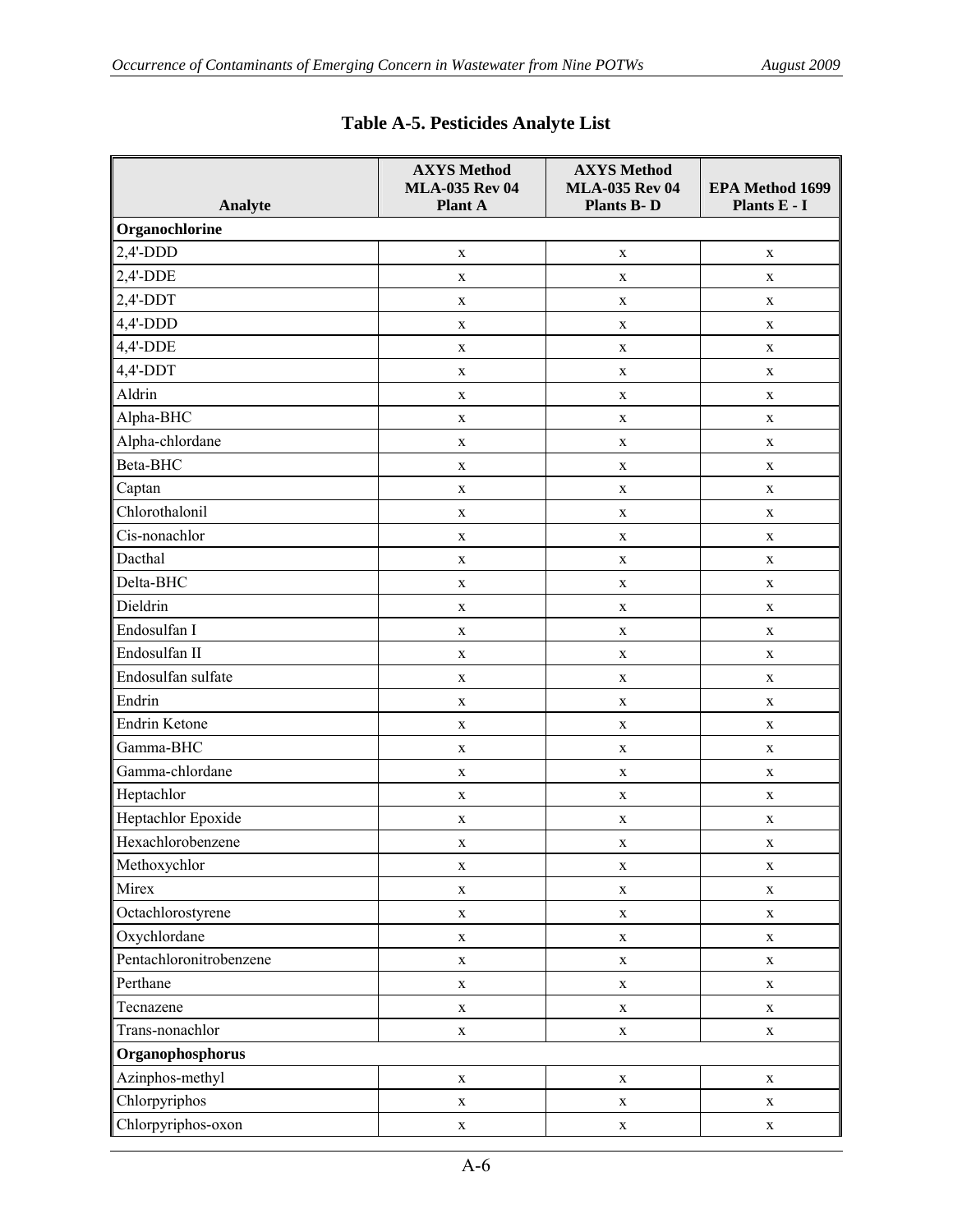## Table A-5. Pesticides Analyte List

| Analyte | AXYS Method MLA-035 Rev 04 Plant A | AXYS Method MLA-035 Rev 04 Plants B- D | EPA Method 1699 Plants E - I |
|---|---|---|---|
| **Organochlorine** | | | |
| 2,4'-DDD | x | x | x |
| 2,4'-DDE | x | x | x |
| 2,4'-DDT | x | x | x |
| 4,4'-DDD | x | x | x |
| 4,4'-DDE | x | x | x |
| 4,4'-DDT | x | x | x |
| Aldrin | x | x | x |
| Alpha-BHC | x | x | x |
| Alpha-chlordane | x | x | x |
| Beta-BHC | x | x | x |
| Captan | x | x | x |
| Chlorothalonil | x | x | x |
| Cis-nonachlor | x | x | x |
| Dacthal | x | x | x |
| Delta-BHC | x | x | x |
| Dieldrin | x | x | x |
| Endosulfan I | x | x | x |
| Endosulfan II | x | x | x |
| Endosulfan sulfate | x | x | x |
| Endrin | x | x | x |
| Endrin Ketone | x | x | x |
| Gamma-BHC | x | x | x |
| Gamma-chlordane | x | x | x |
| Heptachlor | x | x | x |
| Heptachlor Epoxide | x | x | x |
| Hexachlorobenzene | x | x | x |
| Methoxychlor | x | x | x |
| Mirex | x | x | x |
| Octachlorostyrene | x | x | x |
| Oxychlordane | x | x | x |
| Pentachloronitrobenzene | x | x | x |
| Perthane | x | x | x |
| Tecnazene | x | x | x |
| Trans-nonachlor | x | x | x |
| **Organophosphorus** | | | |
| Azinphos-methyl | x | x | x |
| Chlorpyriphos | x | x | x |
| Chlorpyriphos-oxon | x | x | x |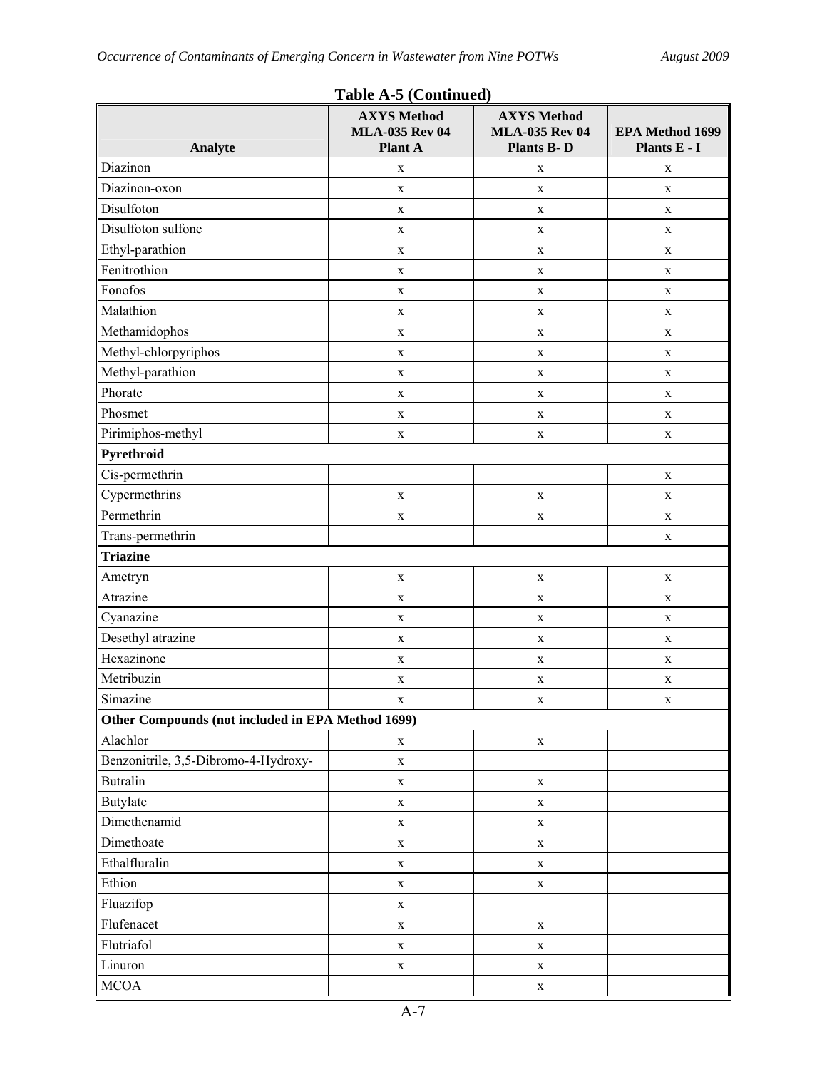**Table A-5 (Continued)**

| Analyte | AXYS Method MLA-035 Rev 04 Plant A | AXYS Method MLA-035 Rev 04 Plants B- D | EPA Method 1699 Plants E - I |
|---|---|---|---|
| Diazinon | x | x | x |
| Diazinon-oxon | x | x | x |
| Disulfoton | x | x | x |
| Disulfoton sulfone | x | x | x |
| Ethyl-parathion | x | x | x |
| Fenitrothion | x | x | x |
| Fonofos | x | x | x |
| Malathion | x | x | x |
| Methamidophos | x | x | x |
| Methyl-chlorpyriphos | x | x | x |
| Methyl-parathion | x | x | x |
| Phorate | x | x | x |
| Phosmet | x | x | x |
| Pirimiphos-methyl | x | x | x |
| **Pyrethroid** | | | |
| Cis-permethrin | | | x |
| Cypermethrins | x | x | x |
| Permethrin | x | x | x |
| Trans-permethrin | | | x |
| **Triazine** | | | |
| Ametryn | x | x | x |
| Atrazine | x | x | x |
| Cyanazine | x | x | x |
| Desethyl atrazine | x | x | x |
| Hexazinone | x | x | x |
| Metribuzin | x | x | x |
| Simazine | x | x | x |
| **Other Compounds (not included in EPA Method 1699)** | | | |
| Alachlor | x | x | |
| Benzonitrile, 3,5-Dibromo-4-Hydroxy- | x | | |
| Butralin | x | x | |
| Butylate | x | x | |
| Dimethenamid | x | x | |
| Dimethoate | x | x | |
| Ethalfluralin | x | x | |
| Ethion | x | x | |
| Fluazifop | x | | |
| Flufenacet | x | x | |
| Flutriafol | x | x | |
| Linuron | x | x | |
| MCOA | | x | |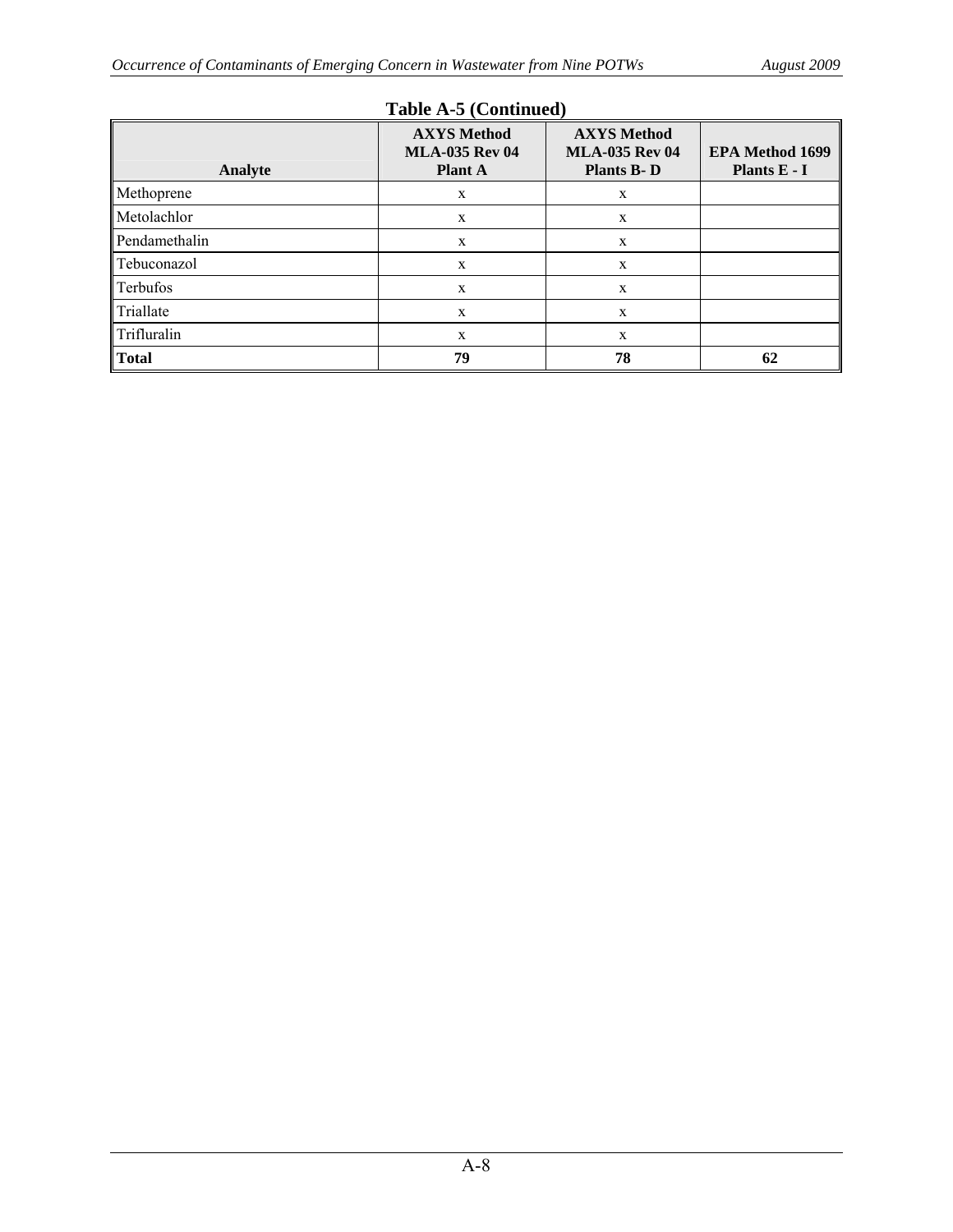**Table A-5 (Continued)**

| Analyte | AXYS Method MLA-035 Rev 04 Plant A | AXYS Method MLA-035 Rev 04 Plants B- D | EPA Method 1699 Plants E - I |
|---|---|---|---|
| Methoprene | x | x | |
| Metolachlor | x | x | |
| Pendamethalin | x | x | |
| Tebuconazol | x | x | |
| Terbufos | x | x | |
| Triallate | x | x | |
| Trifluralin | x | x | |
| **Total** | **79** | **78** | **62** |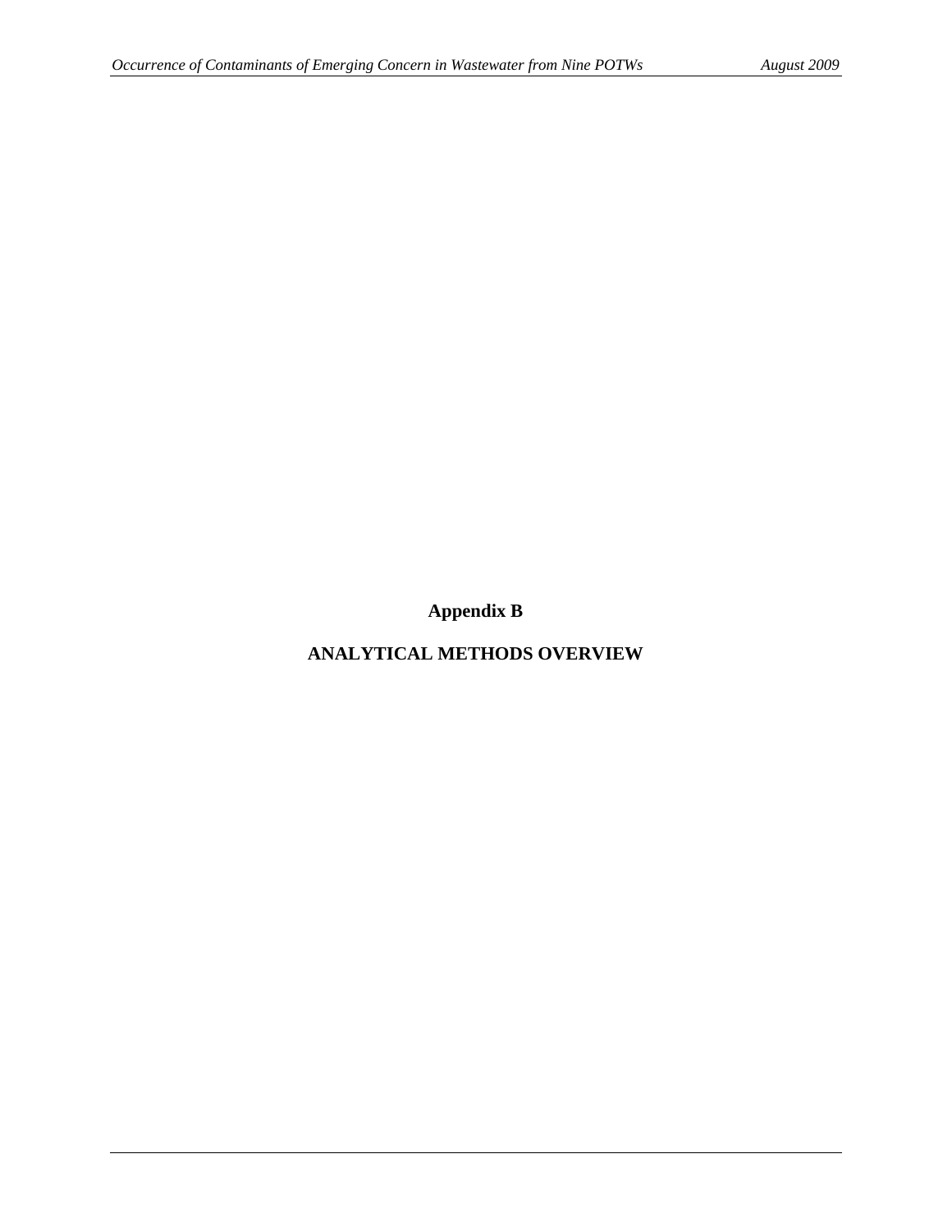# Appendix B

## ANALYTICAL METHODS OVERVIEW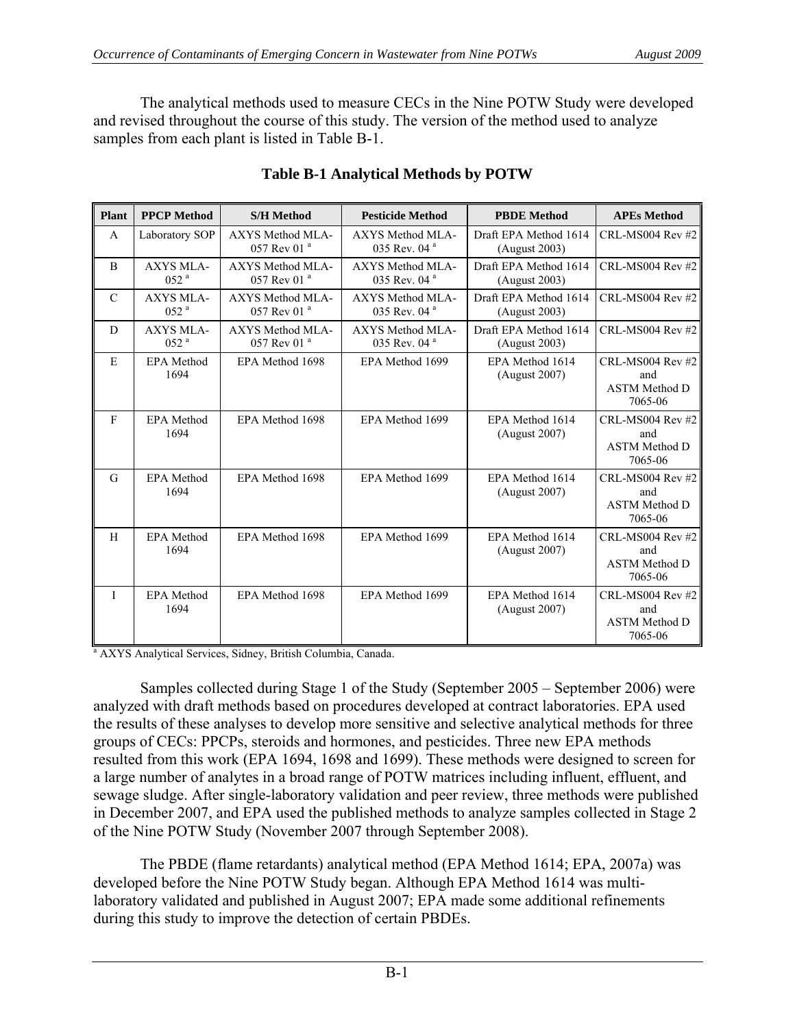The analytical methods used to measure CECs in the Nine POTW Study were developed and revised throughout the course of this study. The version of the method used to analyze samples from each plant is listed in Table B-1.

**Table B-1 Analytical Methods by POTW**

| Plant | PPCP Method | S/H Method | Pesticide Method | PBDE Method | APEs Method |
|---|---|---|---|---|---|
| A | Laboratory SOP | AXYS Method MLA-057 Rev 01 [a] | AXYS Method MLA-035 Rev. 04 [a] | Draft EPA Method 1614 (August 2003) | CRL-MS004 Rev #2 |
| B | AXYS MLA-052 [a] | AXYS Method MLA-057 Rev 01 [a] | AXYS Method MLA-035 Rev. 04 [a] | Draft EPA Method 1614 (August 2003) | CRL-MS004 Rev #2 |
| C | AXYS MLA-052 [a] | AXYS Method MLA-057 Rev 01 [a] | AXYS Method MLA-035 Rev. 04 [a] | Draft EPA Method 1614 (August 2003) | CRL-MS004 Rev #2 |
| D | AXYS MLA-052 [a] | AXYS Method MLA-057 Rev 01 [a] | AXYS Method MLA-035 Rev. 04 [a] | Draft EPA Method 1614 (August 2003) | CRL-MS004 Rev #2 |
| E | EPA Method 1694 | EPA Method 1698 | EPA Method 1699 | EPA Method 1614 (August 2007) | CRL-MS004 Rev #2 and ASTM Method D 7065-06 |
| F | EPA Method 1694 | EPA Method 1698 | EPA Method 1699 | EPA Method 1614 (August 2007) | CRL-MS004 Rev #2 and ASTM Method D 7065-06 |
| G | EPA Method 1694 | EPA Method 1698 | EPA Method 1699 | EPA Method 1614 (August 2007) | CRL-MS004 Rev #2 and ASTM Method D 7065-06 |
| H | EPA Method 1694 | EPA Method 1698 | EPA Method 1699 | EPA Method 1614 (August 2007) | CRL-MS004 Rev #2 and ASTM Method D 7065-06 |
| I | EPA Method 1694 | EPA Method 1698 | EPA Method 1699 | EPA Method 1614 (August 2007) | CRL-MS004 Rev #2 and ASTM Method D 7065-06 |

[a] AXYS Analytical Services, Sidney, British Columbia, Canada.

Samples collected during Stage 1 of the Study (September 2005 – September 2006) were analyzed with draft methods based on procedures developed at contract laboratories. EPA used the results of these analyses to develop more sensitive and selective analytical methods for three groups of CECs: PPCPs, steroids and hormones, and pesticides. Three new EPA methods resulted from this work (EPA 1694, 1698 and 1699). These methods were designed to screen for a large number of analytes in a broad range of POTW matrices including influent, effluent, and sewage sludge. After single-laboratory validation and peer review, three methods were published in December 2007, and EPA used the published methods to analyze samples collected in Stage 2 of the Nine POTW Study (November 2007 through September 2008).

The PBDE (flame retardants) analytical method (EPA Method 1614; EPA, 2007a) was developed before the Nine POTW Study began. Although EPA Method 1614 was multi-laboratory validated and published in August 2007; EPA made some additional refinements during this study to improve the detection of certain PBDEs.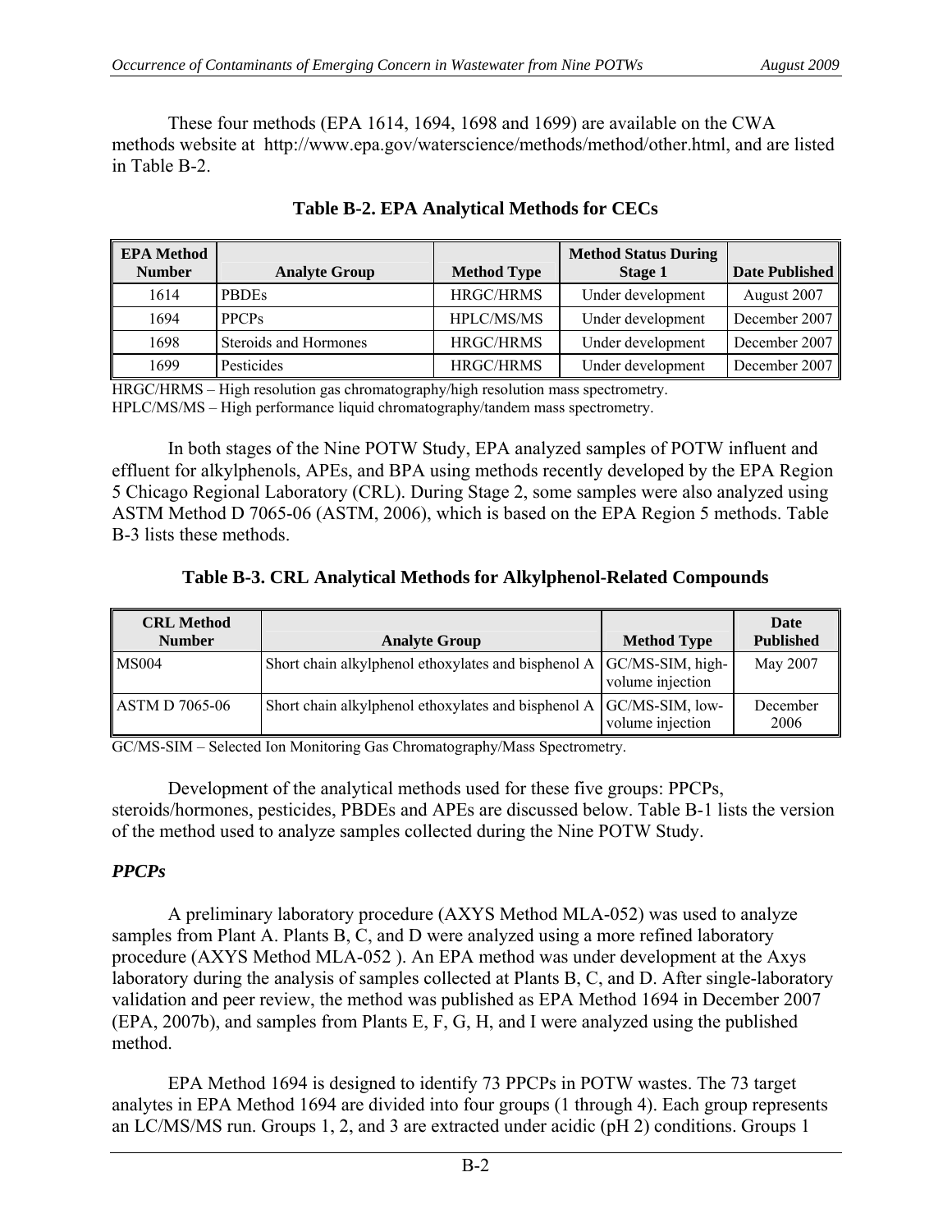These four methods (EPA 1614, 1694, 1698 and 1699) are available on the CWA methods website at http://www.epa.gov/waterscience/methods/method/other.html, and are listed in Table B-2.

**Table B-2. EPA Analytical Methods for CECs**

| EPA Method Number | Analyte Group | Method Type | Method Status During Stage 1 | Date Published |
|---|---|---|---|---|
| 1614 | PBDEs | HRGC/HRMS | Under development | August 2007 |
| 1694 | PPCPs | HPLC/MS/MS | Under development | December 2007 |
| 1698 | Steroids and Hormones | HRGC/HRMS | Under development | December 2007 |
| 1699 | Pesticides | HRGC/HRMS | Under development | December 2007 |

HRGC/HRMS – High resolution gas chromatography/high resolution mass spectrometry.
HPLC/MS/MS – High performance liquid chromatography/tandem mass spectrometry.

In both stages of the Nine POTW Study, EPA analyzed samples of POTW influent and effluent for alkylphenols, APEs, and BPA using methods recently developed by the EPA Region 5 Chicago Regional Laboratory (CRL). During Stage 2, some samples were also analyzed using ASTM Method D 7065-06 (ASTM, 2006), which is based on the EPA Region 5 methods. Table B-3 lists these methods.

**Table B-3. CRL Analytical Methods for Alkylphenol-Related Compounds**

| CRL Method Number | Analyte Group | Method Type | Date Published |
|---|---|---|---|
| MS004 | Short chain alkylphenol ethoxylates and bisphenol A | GC/MS-SIM, high-volume injection | May 2007 |
| ASTM D 7065-06 | Short chain alkylphenol ethoxylates and bisphenol A | GC/MS-SIM, low-volume injection | December 2006 |

GC/MS-SIM – Selected Ion Monitoring Gas Chromatography/Mass Spectrometry.

Development of the analytical methods used for these five groups: PPCPs, steroids/hormones, pesticides, PBDEs and APEs are discussed below. Table B-1 lists the version of the method used to analyze samples collected during the Nine POTW Study.

### *PPCPs*

A preliminary laboratory procedure (AXYS Method MLA-052) was used to analyze samples from Plant A. Plants B, C, and D were analyzed using a more refined laboratory procedure (AXYS Method MLA-052 ). An EPA method was under development at the Axys laboratory during the analysis of samples collected at Plants B, C, and D. After single-laboratory validation and peer review, the method was published as EPA Method 1694 in December 2007 (EPA, 2007b), and samples from Plants E, F, G, H, and I were analyzed using the published method.

EPA Method 1694 is designed to identify 73 PPCPs in POTW wastes. The 73 target analytes in EPA Method 1694 are divided into four groups (1 through 4). Each group represents an LC/MS/MS run. Groups 1, 2, and 3 are extracted under acidic (pH 2) conditions. Groups 1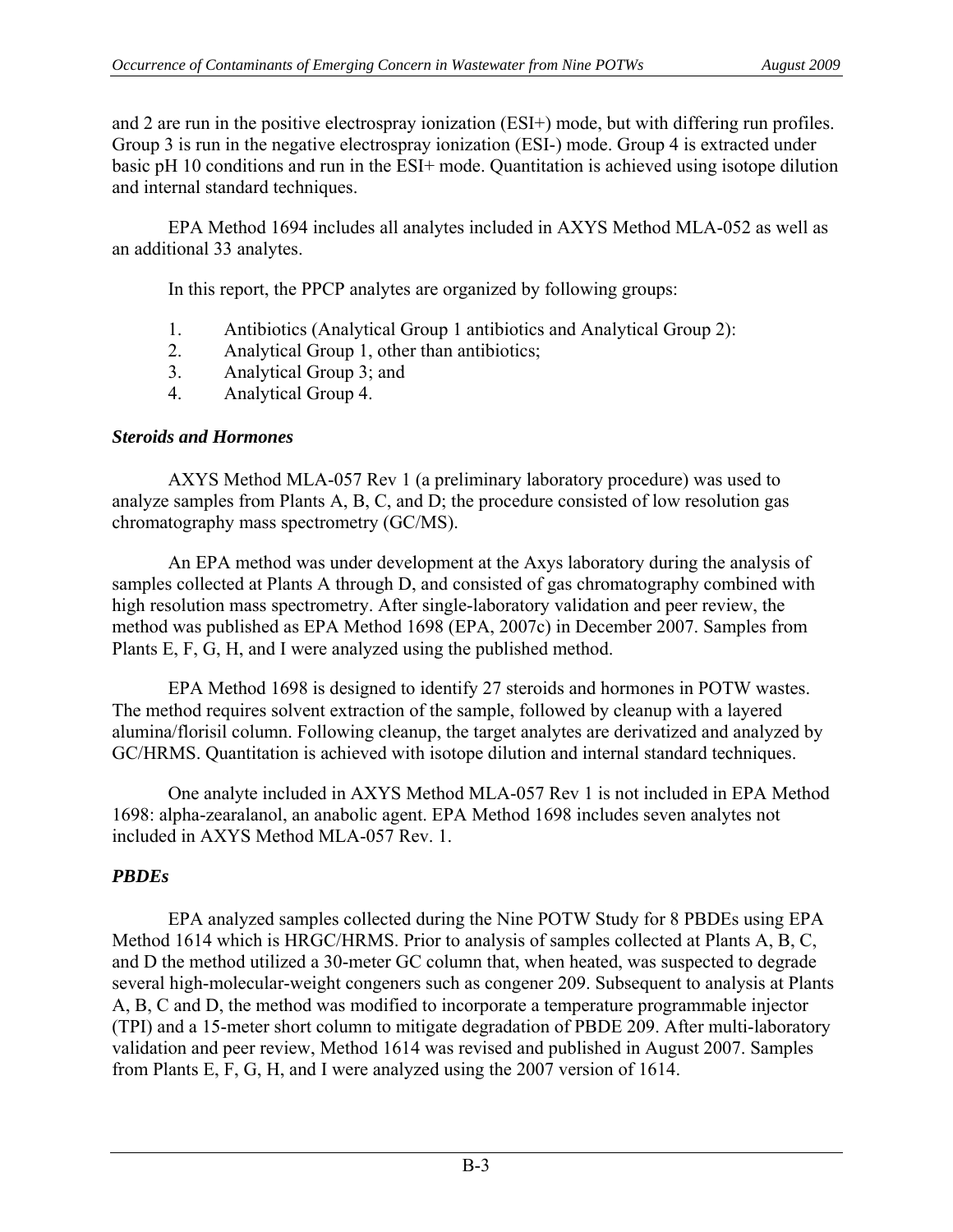and 2 are run in the positive electrospray ionization (ESI+) mode, but with differing run profiles. Group 3 is run in the negative electrospray ionization (ESI-) mode. Group 4 is extracted under basic pH 10 conditions and run in the ESI+ mode. Quantitation is achieved using isotope dilution and internal standard techniques.

EPA Method 1694 includes all analytes included in AXYS Method MLA-052 as well as an additional 33 analytes.

In this report, the PPCP analytes are organized by following groups:

1. Antibiotics (Analytical Group 1 antibiotics and Analytical Group 2):
2. Analytical Group 1, other than antibiotics;
3. Analytical Group 3; and
4. Analytical Group 4.

***Steroids and Hormones***

AXYS Method MLA-057 Rev 1 (a preliminary laboratory procedure) was used to analyze samples from Plants A, B, C, and D; the procedure consisted of low resolution gas chromatography mass spectrometry (GC/MS).

An EPA method was under development at the Axys laboratory during the analysis of samples collected at Plants A through D, and consisted of gas chromatography combined with high resolution mass spectrometry. After single-laboratory validation and peer review, the method was published as EPA Method 1698 (EPA, 2007c) in December 2007. Samples from Plants E, F, G, H, and I were analyzed using the published method.

EPA Method 1698 is designed to identify 27 steroids and hormones in POTW wastes. The method requires solvent extraction of the sample, followed by cleanup with a layered alumina/florisil column. Following cleanup, the target analytes are derivatized and analyzed by GC/HRMS. Quantitation is achieved with isotope dilution and internal standard techniques.

One analyte included in AXYS Method MLA-057 Rev 1 is not included in EPA Method 1698: alpha-zearalanol, an anabolic agent. EPA Method 1698 includes seven analytes not included in AXYS Method MLA-057 Rev. 1.

***PBDEs***

EPA analyzed samples collected during the Nine POTW Study for 8 PBDEs using EPA Method 1614 which is HRGC/HRMS. Prior to analysis of samples collected at Plants A, B, C, and D the method utilized a 30-meter GC column that, when heated, was suspected to degrade several high-molecular-weight congeners such as congener 209. Subsequent to analysis at Plants A, B, C and D, the method was modified to incorporate a temperature programmable injector (TPI) and a 15-meter short column to mitigate degradation of PBDE 209. After multi-laboratory validation and peer review, Method 1614 was revised and published in August 2007. Samples from Plants E, F, G, H, and I were analyzed using the 2007 version of 1614.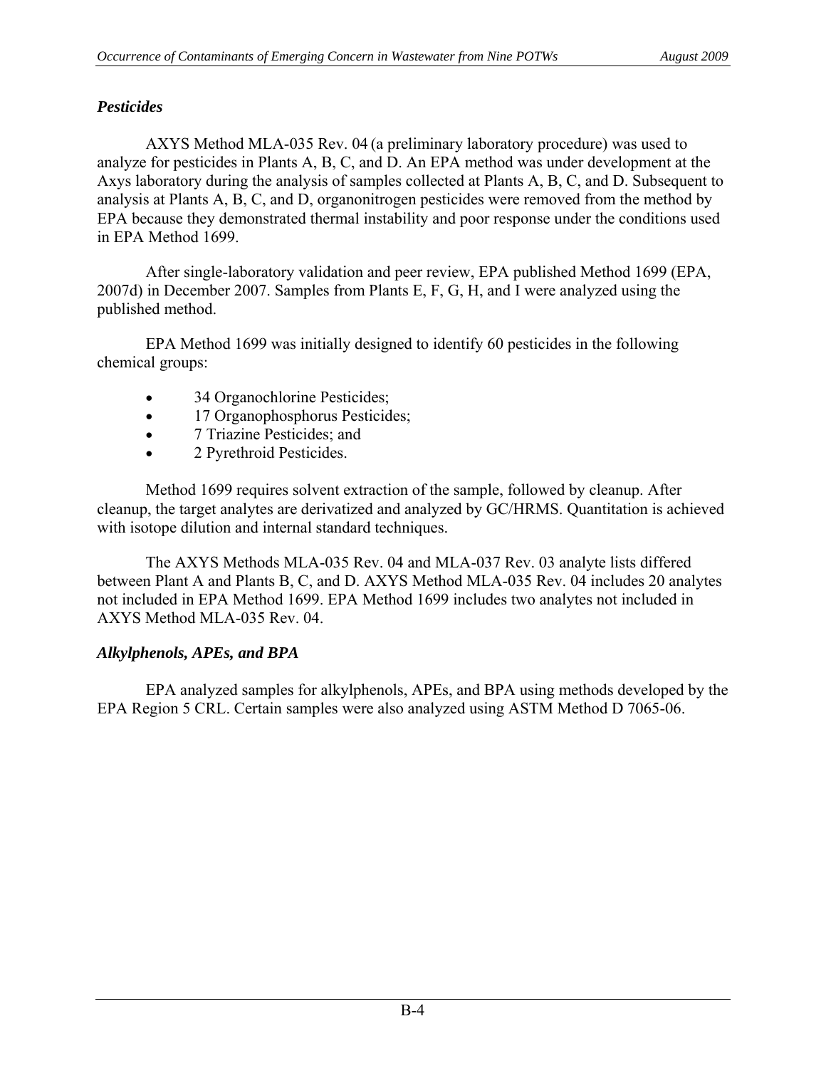### *Pesticides*

AXYS Method MLA-035 Rev. 04 (a preliminary laboratory procedure) was used to analyze for pesticides in Plants A, B, C, and D. An EPA method was under development at the Axys laboratory during the analysis of samples collected at Plants A, B, C, and D. Subsequent to analysis at Plants A, B, C, and D, organonitrogen pesticides were removed from the method by EPA because they demonstrated thermal instability and poor response under the conditions used in EPA Method 1699.

After single-laboratory validation and peer review, EPA published Method 1699 (EPA, 2007d) in December 2007. Samples from Plants E, F, G, H, and I were analyzed using the published method.

EPA Method 1699 was initially designed to identify 60 pesticides in the following chemical groups:

- 34 Organochlorine Pesticides;
- 17 Organophosphorus Pesticides;
- 7 Triazine Pesticides; and
- 2 Pyrethroid Pesticides.

Method 1699 requires solvent extraction of the sample, followed by cleanup. After cleanup, the target analytes are derivatized and analyzed by GC/HRMS. Quantitation is achieved with isotope dilution and internal standard techniques.

The AXYS Methods MLA-035 Rev. 04 and MLA-037 Rev. 03 analyte lists differed between Plant A and Plants B, C, and D. AXYS Method MLA-035 Rev. 04 includes 20 analytes not included in EPA Method 1699. EPA Method 1699 includes two analytes not included in AXYS Method MLA-035 Rev. 04.

### *Alkylphenols, APEs, and BPA*

EPA analyzed samples for alkylphenols, APEs, and BPA using methods developed by the EPA Region 5 CRL. Certain samples were also analyzed using ASTM Method D 7065-06.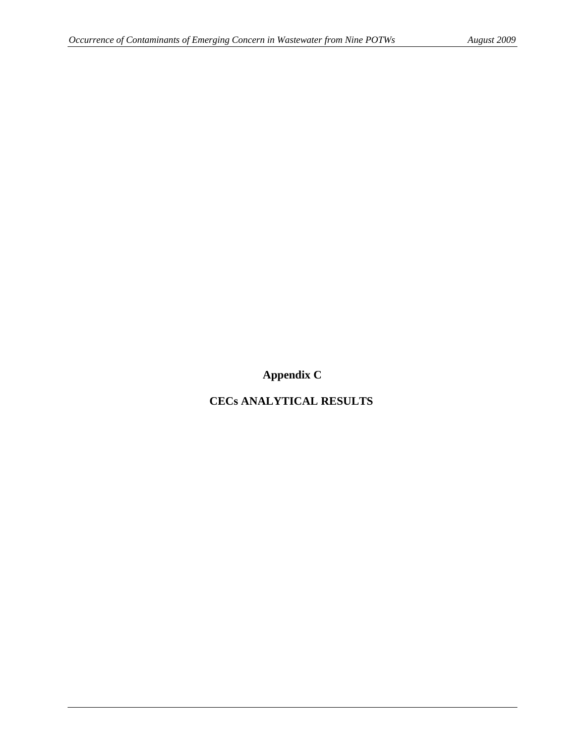# Appendix C

## CECs ANALYTICAL RESULTS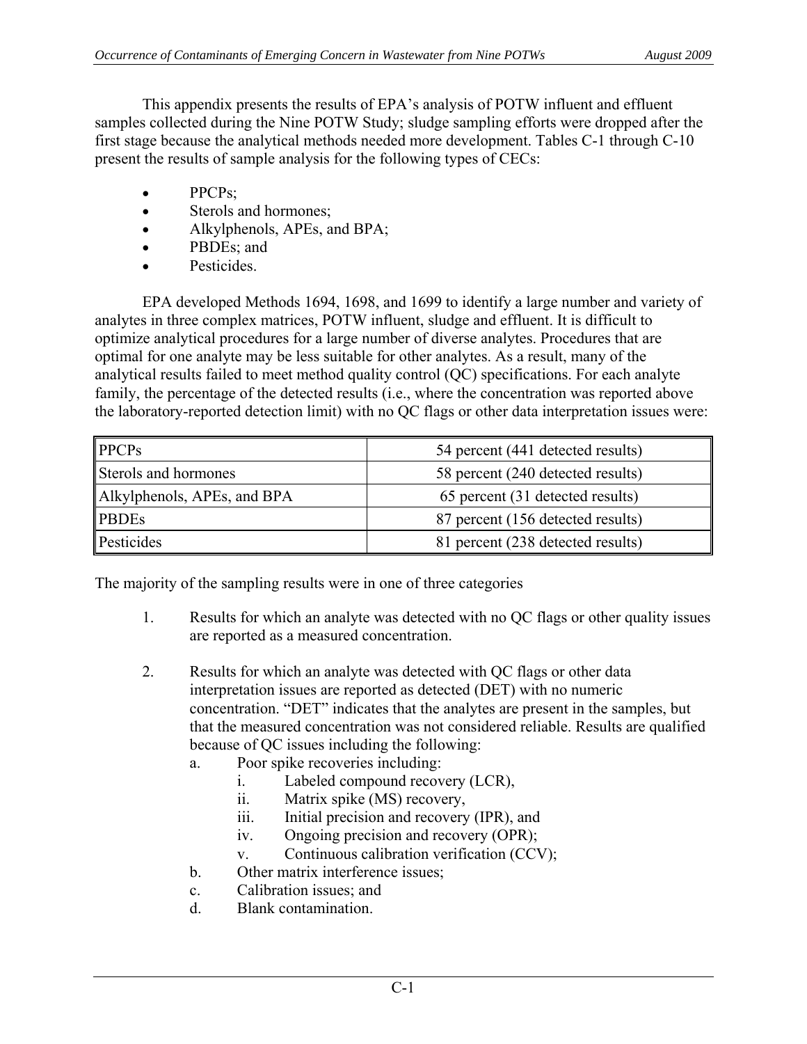This appendix presents the results of EPA's analysis of POTW influent and effluent samples collected during the Nine POTW Study; sludge sampling efforts were dropped after the first stage because the analytical methods needed more development. Tables C-1 through C-10 present the results of sample analysis for the following types of CECs:

- PPCPs;
- Sterols and hormones;
- Alkylphenols, APEs, and BPA;
- PBDEs; and
- Pesticides.

EPA developed Methods 1694, 1698, and 1699 to identify a large number and variety of analytes in three complex matrices, POTW influent, sludge and effluent. It is difficult to optimize analytical procedures for a large number of diverse analytes. Procedures that are optimal for one analyte may be less suitable for other analytes. As a result, many of the analytical results failed to meet method quality control (QC) specifications. For each analyte family, the percentage of the detected results (i.e., where the concentration was reported above the laboratory-reported detection limit) with no QC flags or other data interpretation issues were:

| | |
|---|---|
| PPCPs | 54 percent (441 detected results) |
| Sterols and hormones | 58 percent (240 detected results) |
| Alkylphenols, APEs, and BPA | 65 percent (31 detected results) |
| PBDEs | 87 percent (156 detected results) |
| Pesticides | 81 percent (238 detected results) |

The majority of the sampling results were in one of three categories

1. Results for which an analyte was detected with no QC flags or other quality issues are reported as a measured concentration.

2. Results for which an analyte was detected with QC flags or other data interpretation issues are reported as detected (DET) with no numeric concentration. "DET" indicates that the analytes are present in the samples, but that the measured concentration was not considered reliable. Results are qualified because of QC issues including the following:
   a. Poor spike recoveries including:
      i. Labeled compound recovery (LCR),
      ii. Matrix spike (MS) recovery,
      iii. Initial precision and recovery (IPR), and
      iv. Ongoing precision and recovery (OPR);
      v. Continuous calibration verification (CCV);
   b. Other matrix interference issues;
   c. Calibration issues; and
   d. Blank contamination.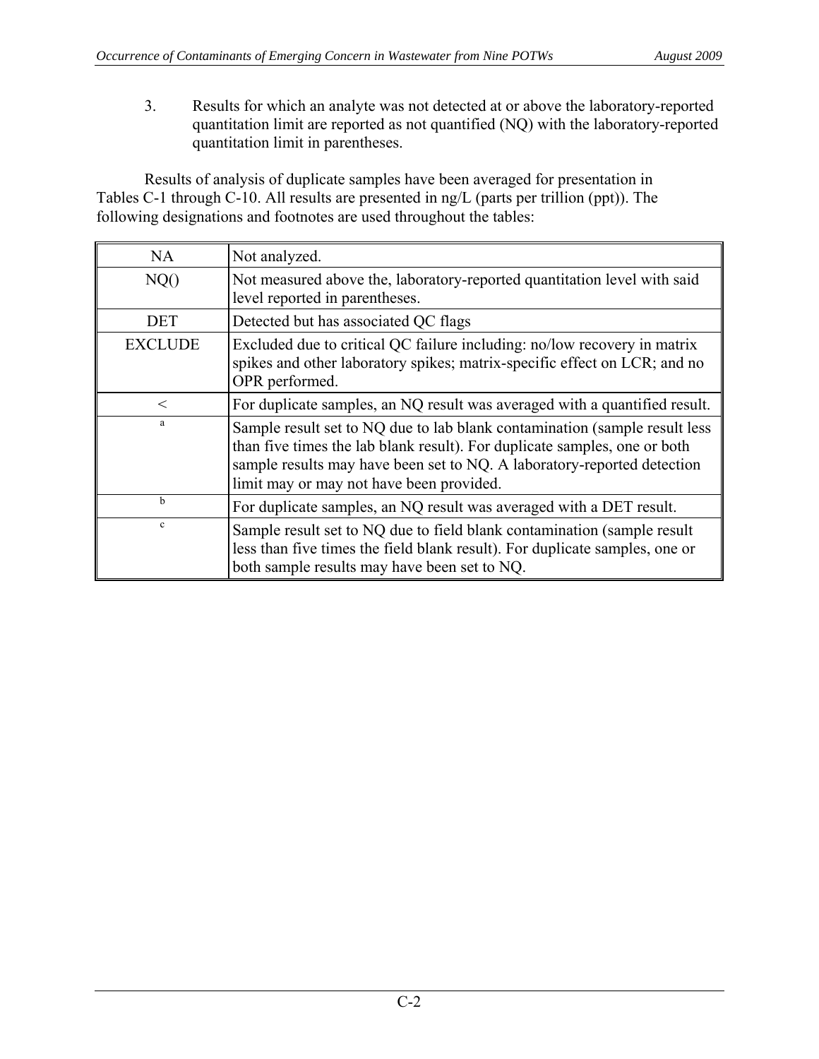3. Results for which an analyte was not detected at or above the laboratory-reported quantitation limit are reported as not quantified (NQ) with the laboratory-reported quantitation limit in parentheses.

Results of analysis of duplicate samples have been averaged for presentation in Tables C-1 through C-10. All results are presented in ng/L (parts per trillion (ppt)). The following designations and footnotes are used throughout the tables:

| | |
|---|---|
| NA | Not analyzed. |
| NQ() | Not measured above the, laboratory-reported quantitation level with said level reported in parentheses. |
| DET | Detected but has associated QC flags |
| EXCLUDE | Excluded due to critical QC failure including: no/low recovery in matrix spikes and other laboratory spikes; matrix-specific effect on LCR; and no OPR performed. |
| < | For duplicate samples, an NQ result was averaged with a quantified result. |
| a | Sample result set to NQ due to lab blank contamination (sample result less than five times the lab blank result). For duplicate samples, one or both sample results may have been set to NQ. A laboratory-reported detection limit may or may not have been provided. |
| b | For duplicate samples, an NQ result was averaged with a DET result. |
| c | Sample result set to NQ due to field blank contamination (sample result less than five times the field blank result). For duplicate samples, one or both sample results may have been set to NQ. |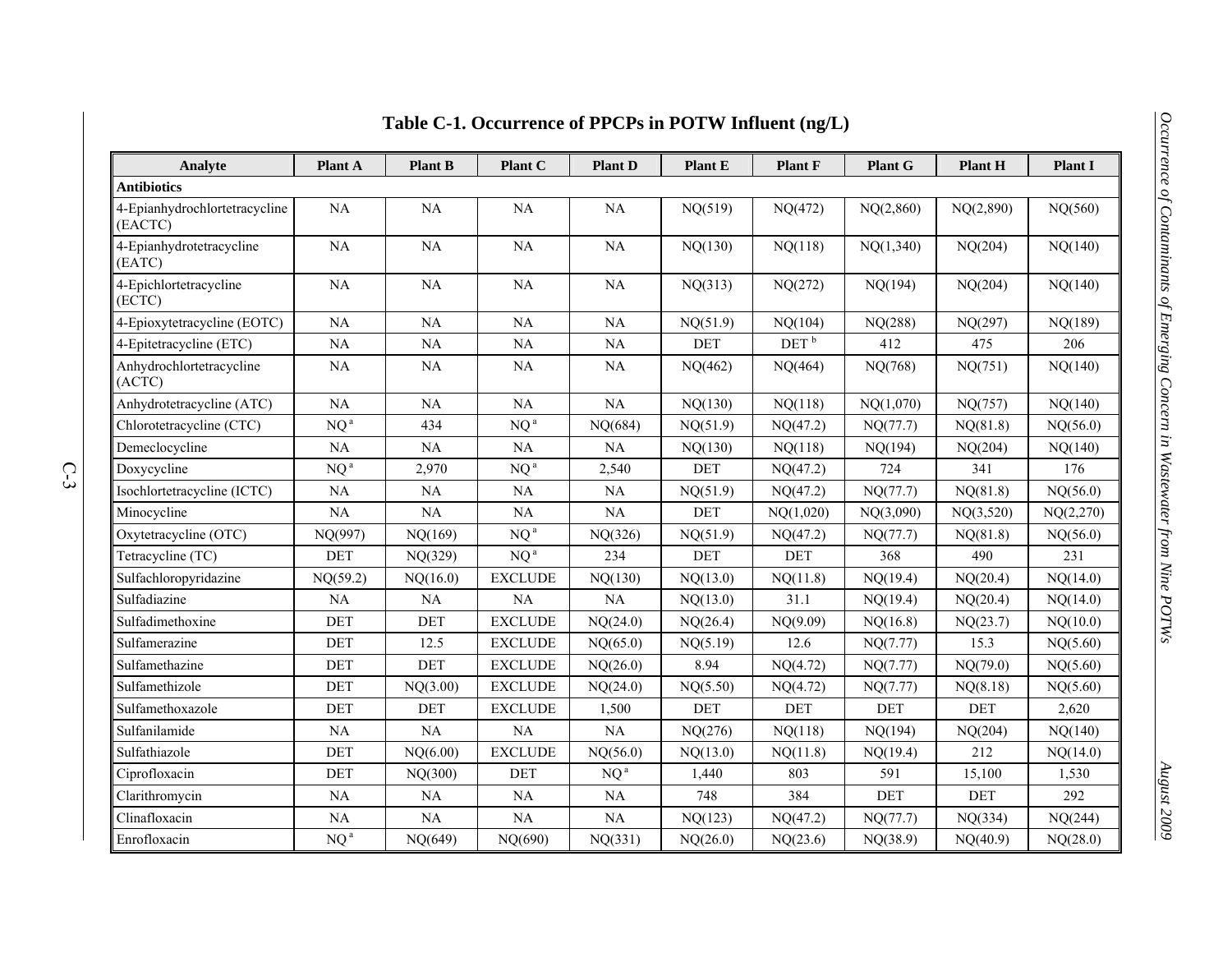## Table C-1. Occurrence of PPCPs in POTW Influent (ng/L)

| Analyte | Plant A | Plant B | Plant C | Plant D | Plant E | Plant F | Plant G | Plant H | Plant I |
|---|---|---|---|---|---|---|---|---|---|
| **Antibiotics** | | | | | | | | | |
| 4-Epianhydrochlortetracycline (EACTC) | NA | NA | NA | NA | NQ(519) | NQ(472) | NQ(2,860) | NQ(2,890) | NQ(560) |
| 4-Epianhydrotetracycline (EATC) | NA | NA | NA | NA | NQ(130) | NQ(118) | NQ(1,340) | NQ(204) | NQ(140) |
| 4-Epichlortetracycline (ECTC) | NA | NA | NA | NA | NQ(313) | NQ(272) | NQ(194) | NQ(204) | NQ(140) |
| 4-Epioxytetracycline (EOTC) | NA | NA | NA | NA | NQ(51.9) | NQ(104) | NQ(288) | NQ(297) | NQ(189) |
| 4-Epitetracycline (ETC) | NA | NA | NA | NA | DET | DET [b] | 412 | 475 | 206 |
| Anhydrochlortetracycline (ACTC) | NA | NA | NA | NA | NQ(462) | NQ(464) | NQ(768) | NQ(751) | NQ(140) |
| Anhydrotetracycline (ATC) | NA | NA | NA | NA | NQ(130) | NQ(118) | NQ(1,070) | NQ(757) | NQ(140) |
| Chlorotetracycline (CTC) | NQ [a] | 434 | NQ [a] | NQ(684) | NQ(51.9) | NQ(47.2) | NQ(77.7) | NQ(81.8) | NQ(56.0) |
| Demeclocycline | NA | NA | NA | NA | NQ(130) | NQ(118) | NQ(194) | NQ(204) | NQ(140) |
| Doxycycline | NQ [a] | 2,970 | NQ [a] | 2,540 | DET | NQ(47.2) | 724 | 341 | 176 |
| Isochlortetracycline (ICTC) | NA | NA | NA | NA | NQ(51.9) | NQ(47.2) | NQ(77.7) | NQ(81.8) | NQ(56.0) |
| Minocycline | NA | NA | NA | NA | DET | NQ(1,020) | NQ(3,090) | NQ(3,520) | NQ(2,270) |
| Oxytetracycline (OTC) | NQ(997) | NQ(169) | NQ [a] | NQ(326) | NQ(51.9) | NQ(47.2) | NQ(77.7) | NQ(81.8) | NQ(56.0) |
| Tetracycline (TC) | DET | NQ(329) | NQ [a] | 234 | DET | DET | 368 | 490 | 231 |
| Sulfachloropyridazine | NQ(59.2) | NQ(16.0) | EXCLUDE | NQ(130) | NQ(13.0) | NQ(11.8) | NQ(19.4) | NQ(20.4) | NQ(14.0) |
| Sulfadiazine | NA | NA | NA | NA | NQ(13.0) | 31.1 | NQ(19.4) | NQ(20.4) | NQ(14.0) |
| Sulfadimethoxine | DET | DET | EXCLUDE | NQ(24.0) | NQ(26.4) | NQ(9.09) | NQ(16.8) | NQ(23.7) | NQ(10.0) |
| Sulfamerazine | DET | 12.5 | EXCLUDE | NQ(65.0) | NQ(5.19) | 12.6 | NQ(7.77) | 15.3 | NQ(5.60) |
| Sulfamethazine | DET | DET | EXCLUDE | NQ(26.0) | 8.94 | NQ(4.72) | NQ(7.77) | NQ(79.0) | NQ(5.60) |
| Sulfamethizole | DET | NQ(3.00) | EXCLUDE | NQ(24.0) | NQ(5.50) | NQ(4.72) | NQ(7.77) | NQ(8.18) | NQ(5.60) |
| Sulfamethoxazole | DET | DET | EXCLUDE | 1,500 | DET | DET | DET | DET | 2,620 |
| Sulfanilamide | NA | NA | NA | NA | NQ(276) | NQ(118) | NQ(194) | NQ(204) | NQ(140) |
| Sulfathiazole | DET | NQ(6.00) | EXCLUDE | NQ(56.0) | NQ(13.0) | NQ(11.8) | NQ(19.4) | 212 | NQ(14.0) |
| Ciprofloxacin | DET | NQ(300) | DET | NQ [a] | 1,440 | 803 | 591 | 15,100 | 1,530 |
| Clarithromycin | NA | NA | NA | NA | 748 | 384 | DET | DET | 292 |
| Clinafloxacin | NA | NA | NA | NA | NQ(123) | NQ(47.2) | NQ(77.7) | NQ(334) | NQ(244) |
| Enrofloxacin | NQ [a] | NQ(649) | NQ(690) | NQ(331) | NQ(26.0) | NQ(23.6) | NQ(38.9) | NQ(40.9) | NQ(28.0) |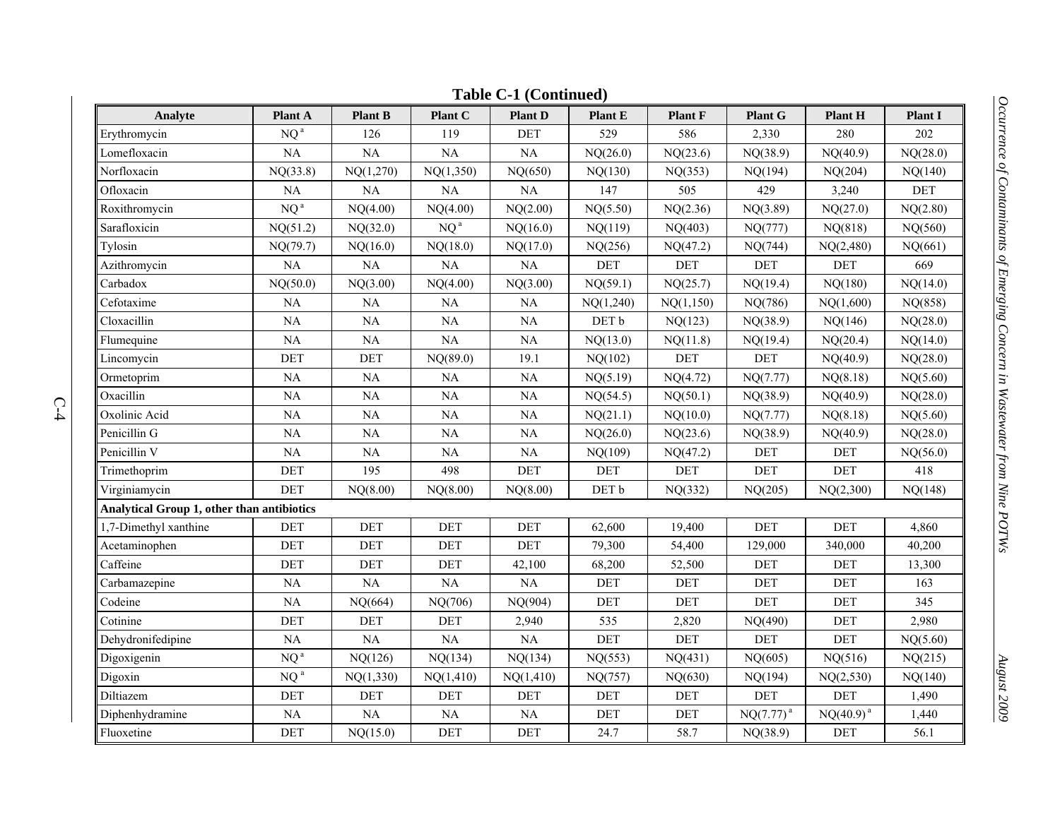**Table C-1 (Continued)**

| Analyte | Plant A | Plant B | Plant C | Plant D | Plant E | Plant F | Plant G | Plant H | Plant I |
|---|---|---|---|---|---|---|---|---|---|
| Erythromycin | NQ [a] | 126 | 119 | DET | 529 | 586 | 2,330 | 280 | 202 |
| Lomefloxacin | NA | NA | NA | NA | NQ(26.0) | NQ(23.6) | NQ(38.9) | NQ(40.9) | NQ(28.0) |
| Norfloxacin | NQ(33.8) | NQ(1,270) | NQ(1,350) | NQ(650) | NQ(130) | NQ(353) | NQ(194) | NQ(204) | NQ(140) |
| Ofloxacin | NA | NA | NA | NA | 147 | 505 | 429 | 3,240 | DET |
| Roxithromycin | NQ [a] | NQ(4.00) | NQ(4.00) | NQ(2.00) | NQ(5.50) | NQ(2.36) | NQ(3.89) | NQ(27.0) | NQ(2.80) |
| Sarafloxicin | NQ(51.2) | NQ(32.0) | NQ [a] | NQ(16.0) | NQ(119) | NQ(403) | NQ(777) | NQ(818) | NQ(560) |
| Tylosin | NQ(79.7) | NQ(16.0) | NQ(18.0) | NQ(17.0) | NQ(256) | NQ(47.2) | NQ(744) | NQ(2,480) | NQ(661) |
| Azithromycin | NA | NA | NA | NA | DET | DET | DET | DET | 669 |
| Carbadox | NQ(50.0) | NQ(3.00) | NQ(4.00) | NQ(3.00) | NQ(59.1) | NQ(25.7) | NQ(19.4) | NQ(180) | NQ(14.0) |
| Cefotaxime | NA | NA | NA | NA | NQ(1,240) | NQ(1,150) | NQ(786) | NQ(1,600) | NQ(858) |
| Cloxacillin | NA | NA | NA | NA | DET b | NQ(123) | NQ(38.9) | NQ(146) | NQ(28.0) |
| Flumequine | NA | NA | NA | NA | NQ(13.0) | NQ(11.8) | NQ(19.4) | NQ(20.4) | NQ(14.0) |
| Lincomycin | DET | DET | NQ(89.0) | 19.1 | NQ(102) | DET | DET | NQ(40.9) | NQ(28.0) |
| Ormetoprim | NA | NA | NA | NA | NQ(5.19) | NQ(4.72) | NQ(7.77) | NQ(8.18) | NQ(5.60) |
| Oxacillin | NA | NA | NA | NA | NQ(54.5) | NQ(50.1) | NQ(38.9) | NQ(40.9) | NQ(28.0) |
| Oxolinic Acid | NA | NA | NA | NA | NQ(21.1) | NQ(10.0) | NQ(7.77) | NQ(8.18) | NQ(5.60) |
| Penicillin G | NA | NA | NA | NA | NQ(26.0) | NQ(23.6) | NQ(38.9) | NQ(40.9) | NQ(28.0) |
| Penicillin V | NA | NA | NA | NA | NQ(109) | NQ(47.2) | DET | DET | NQ(56.0) |
| Trimethoprim | DET | 195 | 498 | DET | DET | DET | DET | DET | 418 |
| Virginiamycin | DET | NQ(8.00) | NQ(8.00) | NQ(8.00) | DET b | NQ(332) | NQ(205) | NQ(2,300) | NQ(148) |
| **Analytical Group 1, other than antibiotics** | | | | | | | | | |
| 1,7-Dimethyl xanthine | DET | DET | DET | DET | 62,600 | 19,400 | DET | DET | 4,860 |
| Acetaminophen | DET | DET | DET | DET | 79,300 | 54,400 | 129,000 | 340,000 | 40,200 |
| Caffeine | DET | DET | DET | 42,100 | 68,200 | 52,500 | DET | DET | 13,300 |
| Carbamazepine | NA | NA | NA | NA | DET | DET | DET | DET | 163 |
| Codeine | NA | NQ(664) | NQ(706) | NQ(904) | DET | DET | DET | DET | 345 |
| Cotinine | DET | DET | DET | 2,940 | 535 | 2,820 | NQ(490) | DET | 2,980 |
| Dehydronifedipine | NA | NA | NA | NA | DET | DET | DET | DET | NQ(5.60) |
| Digoxigenin | NQ [a] | NQ(126) | NQ(134) | NQ(134) | NQ(553) | NQ(431) | NQ(605) | NQ(516) | NQ(215) |
| Digoxin | NQ [a] | NQ(1,330) | NQ(1,410) | NQ(1,410) | NQ(757) | NQ(630) | NQ(194) | NQ(2,530) | NQ(140) |
| Diltiazem | DET | DET | DET | DET | DET | DET | DET | DET | 1,490 |
| Diphenhydramine | NA | NA | NA | NA | DET | DET | NQ(7.77) [a] | NQ(40.9) [a] | 1,440 |
| Fluoxetine | DET | NQ(15.0) | DET | DET | 24.7 | 58.7 | NQ(38.9) | DET | 56.1 |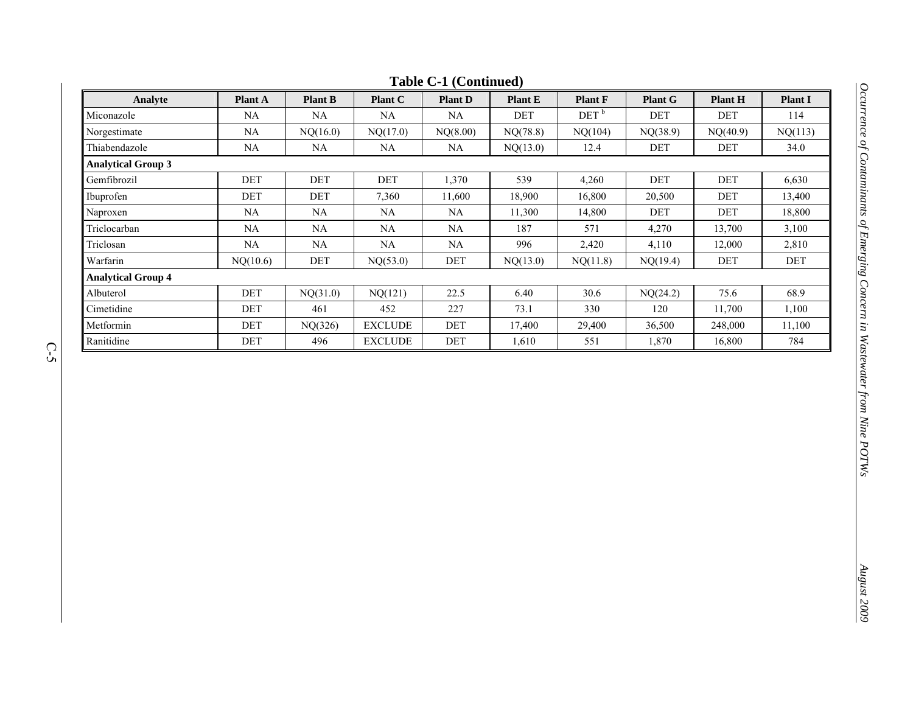**Table C-1 (Continued)**

| Analyte | Plant A | Plant B | Plant C | Plant D | Plant E | Plant F | Plant G | Plant H | Plant I |
|---|---|---|---|---|---|---|---|---|---|
| Miconazole | NA | NA | NA | NA | DET | DET [b] | DET | DET | 114 |
| Norgestimate | NA | NQ(16.0) | NQ(17.0) | NQ(8.00) | NQ(78.8) | NQ(104) | NQ(38.9) | NQ(40.9) | NQ(113) |
| Thiabendazole | NA | NA | NA | NA | NQ(13.0) | 12.4 | DET | DET | 34.0 |
| **Analytical Group 3** | | | | | | | | | |
| Gemfibrozil | DET | DET | DET | 1,370 | 539 | 4,260 | DET | DET | 6,630 |
| Ibuprofen | DET | DET | 7,360 | 11,600 | 18,900 | 16,800 | 20,500 | DET | 13,400 |
| Naproxen | NA | NA | NA | NA | 11,300 | 14,800 | DET | DET | 18,800 |
| Triclocarban | NA | NA | NA | NA | 187 | 571 | 4,270 | 13,700 | 3,100 |
| Triclosan | NA | NA | NA | NA | 996 | 2,420 | 4,110 | 12,000 | 2,810 |
| Warfarin | NQ(10.6) | DET | NQ(53.0) | DET | NQ(13.0) | NQ(11.8) | NQ(19.4) | DET | DET |
| **Analytical Group 4** | | | | | | | | | |
| Albuterol | DET | NQ(31.0) | NQ(121) | 22.5 | 6.40 | 30.6 | NQ(24.2) | 75.6 | 68.9 |
| Cimetidine | DET | 461 | 452 | 227 | 73.1 | 330 | 120 | 11,700 | 1,100 |
| Metformin | DET | NQ(326) | EXCLUDE | DET | 17,400 | 29,400 | 36,500 | 248,000 | 11,100 |
| Ranitidine | DET | 496 | EXCLUDE | DET | 1,610 | 551 | 1,870 | 16,800 | 784 |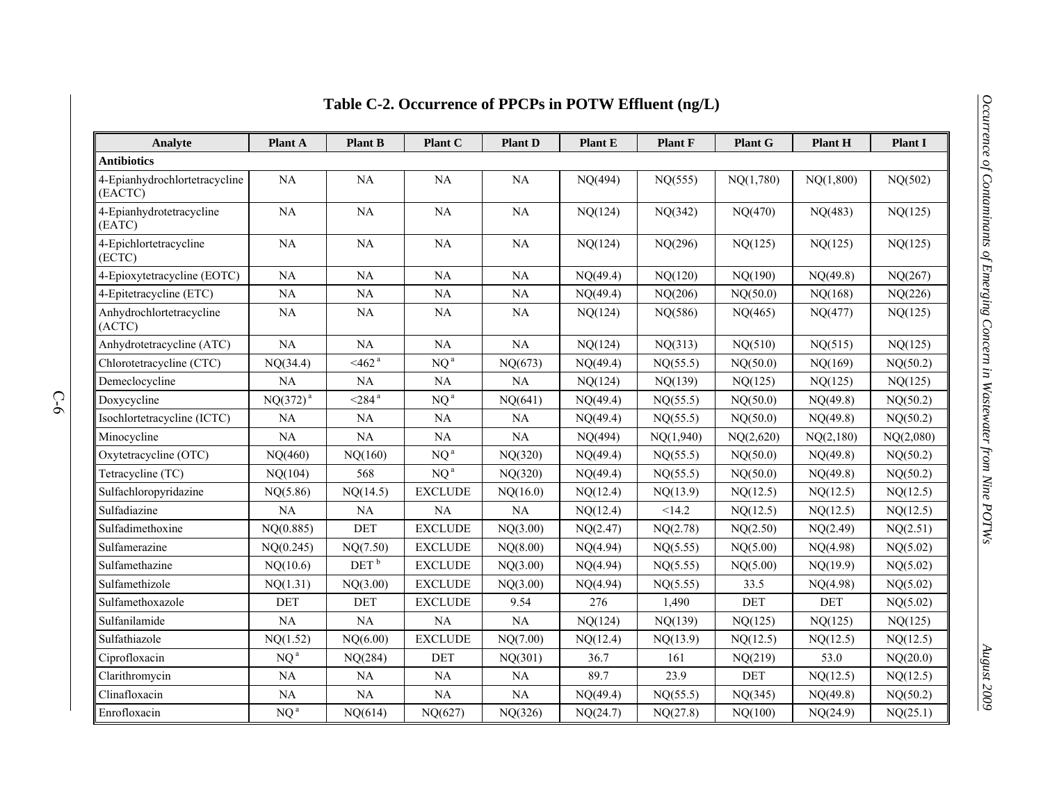## Table C-2. Occurrence of PPCPs in POTW Effluent (ng/L)

| Analyte | Plant A | Plant B | Plant C | Plant D | Plant E | Plant F | Plant G | Plant H | Plant I |
|---|---|---|---|---|---|---|---|---|---|
| **Antibiotics** | | | | | | | | | |
| 4-Epianhydrochlortetracycline (EACTC) | NA | NA | NA | NA | NQ(494) | NQ(555) | NQ(1,780) | NQ(1,800) | NQ(502) |
| 4-Epianhydrotetracycline (EATC) | NA | NA | NA | NA | NQ(124) | NQ(342) | NQ(470) | NQ(483) | NQ(125) |
| 4-Epichlortetracycline (ECTC) | NA | NA | NA | NA | NQ(124) | NQ(296) | NQ(125) | NQ(125) | NQ(125) |
| 4-Epioxytetracycline (EOTC) | NA | NA | NA | NA | NQ(49.4) | NQ(120) | NQ(190) | NQ(49.8) | NQ(267) |
| 4-Epitetracycline (ETC) | NA | NA | NA | NA | NQ(49.4) | NQ(206) | NQ(50.0) | NQ(168) | NQ(226) |
| Anhydrochlortetracycline (ACTC) | NA | NA | NA | NA | NQ(124) | NQ(586) | NQ(465) | NQ(477) | NQ(125) |
| Anhydrotetracycline (ATC) | NA | NA | NA | NA | NQ(124) | NQ(313) | NQ(510) | NQ(515) | NQ(125) |
| Chlorotetracycline (CTC) | NQ(34.4) | <462 [a] | NQ [a] | NQ(673) | NQ(49.4) | NQ(55.5) | NQ(50.0) | NQ(169) | NQ(50.2) |
| Demeclocycline | NA | NA | NA | NA | NQ(124) | NQ(139) | NQ(125) | NQ(125) | NQ(125) |
| Doxycycline | NQ(372) [a] | <284 [a] | NQ [a] | NQ(641) | NQ(49.4) | NQ(55.5) | NQ(50.0) | NQ(49.8) | NQ(50.2) |
| Isochlortetracycline (ICTC) | NA | NA | NA | NA | NQ(49.4) | NQ(55.5) | NQ(50.0) | NQ(49.8) | NQ(50.2) |
| Minocycline | NA | NA | NA | NA | NQ(494) | NQ(1,940) | NQ(2,620) | NQ(2,180) | NQ(2,080) |
| Oxytetracycline (OTC) | NQ(460) | NQ(160) | NQ [a] | NQ(320) | NQ(49.4) | NQ(55.5) | NQ(50.0) | NQ(49.8) | NQ(50.2) |
| Tetracycline (TC) | NQ(104) | 568 | NQ [a] | NQ(320) | NQ(49.4) | NQ(55.5) | NQ(50.0) | NQ(49.8) | NQ(50.2) |
| Sulfachloropyridazine | NQ(5.86) | NQ(14.5) | EXCLUDE | NQ(16.0) | NQ(12.4) | NQ(13.9) | NQ(12.5) | NQ(12.5) | NQ(12.5) |
| Sulfadiazine | NA | NA | NA | NA | NQ(12.4) | <14.2 | NQ(12.5) | NQ(12.5) | NQ(12.5) |
| Sulfadimethoxine | NQ(0.885) | DET | EXCLUDE | NQ(3.00) | NQ(2.47) | NQ(2.78) | NQ(2.50) | NQ(2.49) | NQ(2.51) |
| Sulfamerazine | NQ(0.245) | NQ(7.50) | EXCLUDE | NQ(8.00) | NQ(4.94) | NQ(5.55) | NQ(5.00) | NQ(4.98) | NQ(5.02) |
| Sulfamethazine | NQ(10.6) | DET [b] | EXCLUDE | NQ(3.00) | NQ(4.94) | NQ(5.55) | NQ(5.00) | NQ(19.9) | NQ(5.02) |
| Sulfamethizole | NQ(1.31) | NQ(3.00) | EXCLUDE | NQ(3.00) | NQ(4.94) | NQ(5.55) | 33.5 | NQ(4.98) | NQ(5.02) |
| Sulfamethoxazole | DET | DET | EXCLUDE | 9.54 | 276 | 1,490 | DET | DET | NQ(5.02) |
| Sulfanilamide | NA | NA | NA | NA | NQ(124) | NQ(139) | NQ(125) | NQ(125) | NQ(125) |
| Sulfathiazole | NQ(1.52) | NQ(6.00) | EXCLUDE | NQ(7.00) | NQ(12.4) | NQ(13.9) | NQ(12.5) | NQ(12.5) | NQ(12.5) |
| Ciprofloxacin | NQ [a] | NQ(284) | DET | NQ(301) | 36.7 | 161 | NQ(219) | 53.0 | NQ(20.0) |
| Clarithromycin | NA | NA | NA | NA | 89.7 | 23.9 | DET | NQ(12.5) | NQ(12.5) |
| Clinafloxacin | NA | NA | NA | NA | NQ(49.4) | NQ(55.5) | NQ(345) | NQ(49.8) | NQ(50.2) |
| Enrofloxacin | NQ [a] | NQ(614) | NQ(627) | NQ(326) | NQ(24.7) | NQ(27.8) | NQ(100) | NQ(24.9) | NQ(25.1) |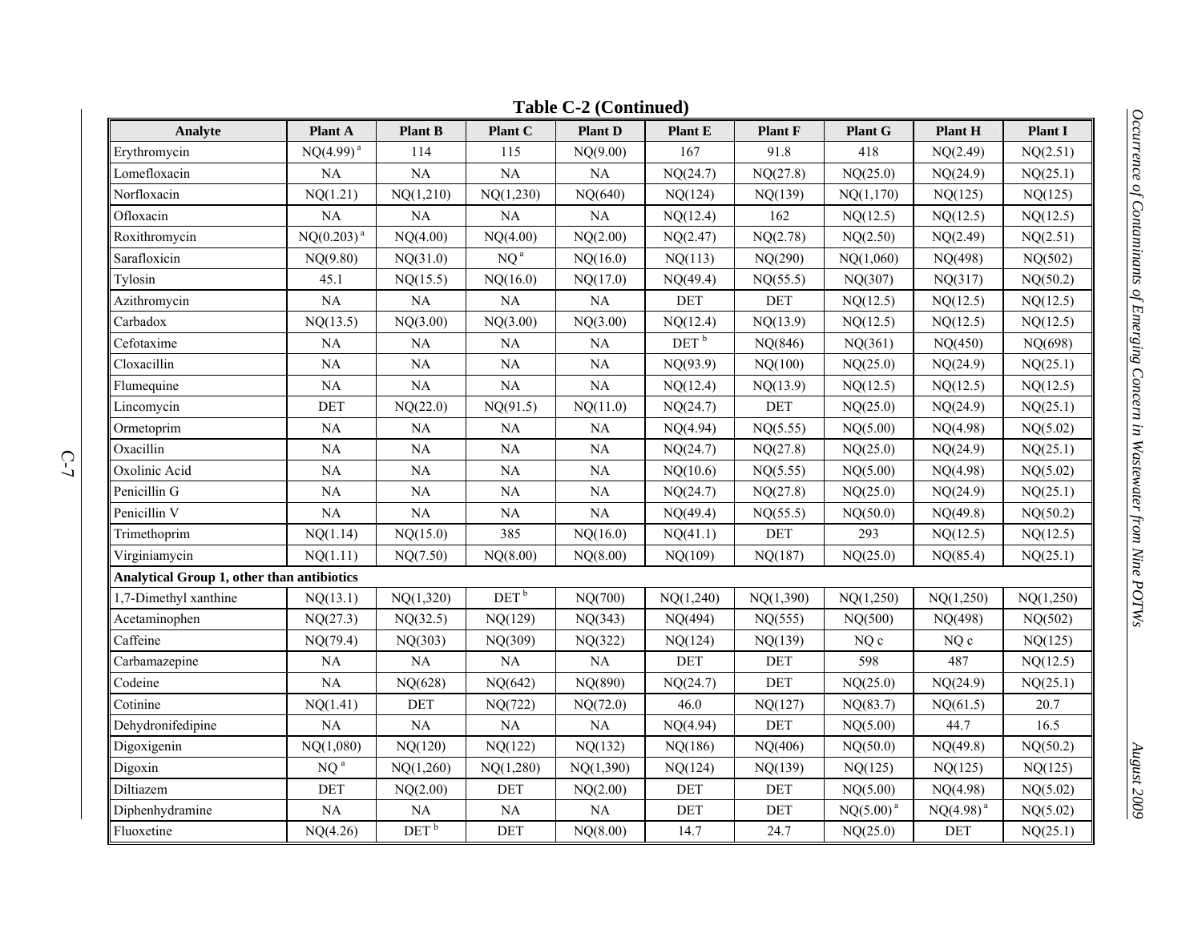**Table C-2 (Continued)**

| Analyte | Plant A | Plant B | Plant C | Plant D | Plant E | Plant F | Plant G | Plant H | Plant I |
|---|---|---|---|---|---|---|---|---|---|
| Erythromycin | NQ(4.99) [a] | 114 | 115 | NQ(9.00) | 167 | 91.8 | 418 | NQ(2.49) | NQ(2.51) |
| Lomefloxacin | NA | NA | NA | NA | NQ(24.7) | NQ(27.8) | NQ(25.0) | NQ(24.9) | NQ(25.1) |
| Norfloxacin | NQ(1.21) | NQ(1,210) | NQ(1,230) | NQ(640) | NQ(124) | NQ(139) | NQ(1,170) | NQ(125) | NQ(125) |
| Ofloxacin | NA | NA | NA | NA | NQ(12.4) | 162 | NQ(12.5) | NQ(12.5) | NQ(12.5) |
| Roxithromycin | NQ(0.203) [a] | NQ(4.00) | NQ(4.00) | NQ(2.00) | NQ(2.47) | NQ(2.78) | NQ(2.50) | NQ(2.49) | NQ(2.51) |
| Sarafloxicin | NQ(9.80) | NQ(31.0) | NQ [a] | NQ(16.0) | NQ(113) | NQ(290) | NQ(1,060) | NQ(498) | NQ(502) |
| Tylosin | 45.1 | NQ(15.5) | NQ(16.0) | NQ(17.0) | NQ(49.4) | NQ(55.5) | NQ(307) | NQ(317) | NQ(50.2) |
| Azithromycin | NA | NA | NA | NA | DET | DET | NQ(12.5) | NQ(12.5) | NQ(12.5) |
| Carbadox | NQ(13.5) | NQ(3.00) | NQ(3.00) | NQ(3.00) | NQ(12.4) | NQ(13.9) | NQ(12.5) | NQ(12.5) | NQ(12.5) |
| Cefotaxime | NA | NA | NA | NA | DET [b] | NQ(846) | NQ(361) | NQ(450) | NQ(698) |
| Cloxacillin | NA | NA | NA | NA | NQ(93.9) | NQ(100) | NQ(25.0) | NQ(24.9) | NQ(25.1) |
| Flumequine | NA | NA | NA | NA | NQ(12.4) | NQ(13.9) | NQ(12.5) | NQ(12.5) | NQ(12.5) |
| Lincomycin | DET | NQ(22.0) | NQ(91.5) | NQ(11.0) | NQ(24.7) | DET | NQ(25.0) | NQ(24.9) | NQ(25.1) |
| Ormetoprim | NA | NA | NA | NA | NQ(4.94) | NQ(5.55) | NQ(5.00) | NQ(4.98) | NQ(5.02) |
| Oxacillin | NA | NA | NA | NA | NQ(24.7) | NQ(27.8) | NQ(25.0) | NQ(24.9) | NQ(25.1) |
| Oxolinic Acid | NA | NA | NA | NA | NQ(10.6) | NQ(5.55) | NQ(5.00) | NQ(4.98) | NQ(5.02) |
| Penicillin G | NA | NA | NA | NA | NQ(24.7) | NQ(27.8) | NQ(25.0) | NQ(24.9) | NQ(25.1) |
| Penicillin V | NA | NA | NA | NA | NQ(49.4) | NQ(55.5) | NQ(50.0) | NQ(49.8) | NQ(50.2) |
| Trimethoprim | NQ(1.14) | NQ(15.0) | 385 | NQ(16.0) | NQ(41.1) | DET | 293 | NQ(12.5) | NQ(12.5) |
| Virginiamycin | NQ(1.11) | NQ(7.50) | NQ(8.00) | NQ(8.00) | NQ(109) | NQ(187) | NQ(25.0) | NQ(85.4) | NQ(25.1) |
| **Analytical Group 1, other than antibiotics** | | | | | | | | | |
| 1,7-Dimethyl xanthine | NQ(13.1) | NQ(1,320) | DET [b] | NQ(700) | NQ(1,240) | NQ(1,390) | NQ(1,250) | NQ(1,250) | NQ(1,250) |
| Acetaminophen | NQ(27.3) | NQ(32.5) | NQ(129) | NQ(343) | NQ(494) | NQ(555) | NQ(500) | NQ(498) | NQ(502) |
| Caffeine | NQ(79.4) | NQ(303) | NQ(309) | NQ(322) | NQ(124) | NQ(139) | NQ c | NQ c | NQ(125) |
| Carbamazepine | NA | NA | NA | NA | DET | DET | 598 | 487 | NQ(12.5) |
| Codeine | NA | NQ(628) | NQ(642) | NQ(890) | NQ(24.7) | DET | NQ(25.0) | NQ(24.9) | NQ(25.1) |
| Cotinine | NQ(1.41) | DET | NQ(722) | NQ(72.0) | 46.0 | NQ(127) | NQ(83.7) | NQ(61.5) | 20.7 |
| Dehydronifedipine | NA | NA | NA | NA | NQ(4.94) | DET | NQ(5.00) | 44.7 | 16.5 |
| Digoxigenin | NQ(1,080) | NQ(120) | NQ(122) | NQ(132) | NQ(186) | NQ(406) | NQ(50.0) | NQ(49.8) | NQ(50.2) |
| Digoxin | NQ [a] | NQ(1,260) | NQ(1,280) | NQ(1,390) | NQ(124) | NQ(139) | NQ(125) | NQ(125) | NQ(125) |
| Diltiazem | DET | NQ(2.00) | DET | NQ(2.00) | DET | DET | NQ(5.00) | NQ(4.98) | NQ(5.02) |
| Diphenhydramine | NA | NA | NA | NA | DET | DET | NQ(5.00) [a] | NQ(4.98) [a] | NQ(5.02) |
| Fluoxetine | NQ(4.26) | DET [b] | DET | NQ(8.00) | 14.7 | 24.7 | NQ(25.0) | DET | NQ(25.1) |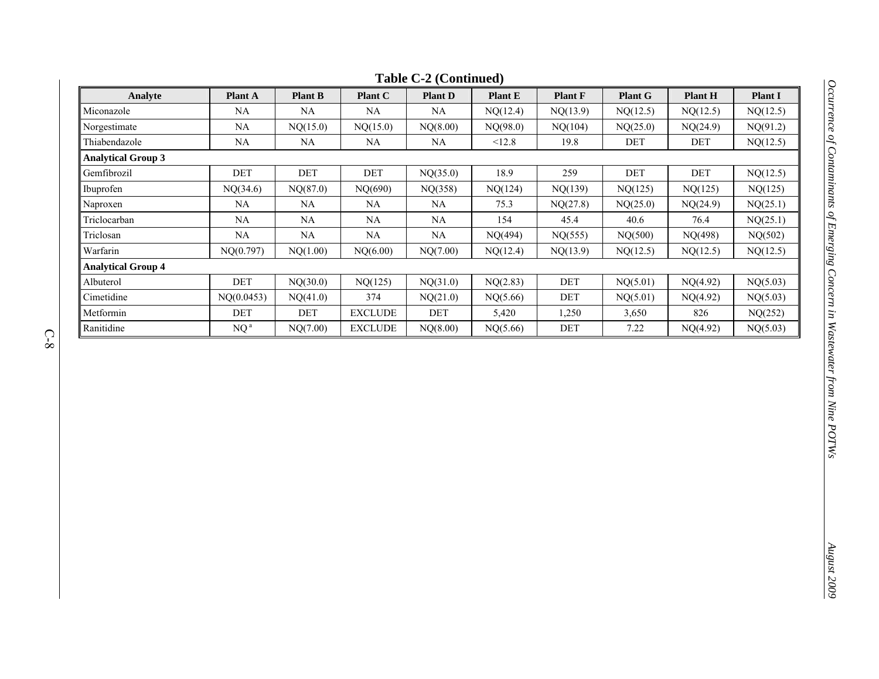**Table C-2 (Continued)**

| Analyte | Plant A | Plant B | Plant C | Plant D | Plant E | Plant F | Plant G | Plant H | Plant I |
|---|---|---|---|---|---|---|---|---|---|
| Miconazole | NA | NA | NA | NA | NQ(12.4) | NQ(13.9) | NQ(12.5) | NQ(12.5) | NQ(12.5) |
| Norgestimate | NA | NQ(15.0) | NQ(15.0) | NQ(8.00) | NQ(98.0) | NQ(104) | NQ(25.0) | NQ(24.9) | NQ(91.2) |
| Thiabendazole | NA | NA | NA | NA | <12.8 | 19.8 | DET | DET | NQ(12.5) |
| **Analytical Group 3** | | | | | | | | | |
| Gemfibrozil | DET | DET | DET | NQ(35.0) | 18.9 | 259 | DET | DET | NQ(12.5) |
| Ibuprofen | NQ(34.6) | NQ(87.0) | NQ(690) | NQ(358) | NQ(124) | NQ(139) | NQ(125) | NQ(125) | NQ(125) |
| Naproxen | NA | NA | NA | NA | 75.3 | NQ(27.8) | NQ(25.0) | NQ(24.9) | NQ(25.1) |
| Triclocarban | NA | NA | NA | NA | 154 | 45.4 | 40.6 | 76.4 | NQ(25.1) |
| Triclosan | NA | NA | NA | NA | NQ(494) | NQ(555) | NQ(500) | NQ(498) | NQ(502) |
| Warfarin | NQ(0.797) | NQ(1.00) | NQ(6.00) | NQ(7.00) | NQ(12.4) | NQ(13.9) | NQ(12.5) | NQ(12.5) | NQ(12.5) |
| **Analytical Group 4** | | | | | | | | | |
| Albuterol | DET | NQ(30.0) | NQ(125) | NQ(31.0) | NQ(2.83) | DET | NQ(5.01) | NQ(4.92) | NQ(5.03) |
| Cimetidine | NQ(0.0453) | NQ(41.0) | 374 | NQ(21.0) | NQ(5.66) | DET | NQ(5.01) | NQ(4.92) | NQ(5.03) |
| Metformin | DET | DET | EXCLUDE | DET | 5,420 | 1,250 | 3,650 | 826 | NQ(252) |
| Ranitidine | NQ [a] | NQ(7.00) | EXCLUDE | NQ(8.00) | NQ(5.66) | DET | 7.22 | NQ(4.92) | NQ(5.03) |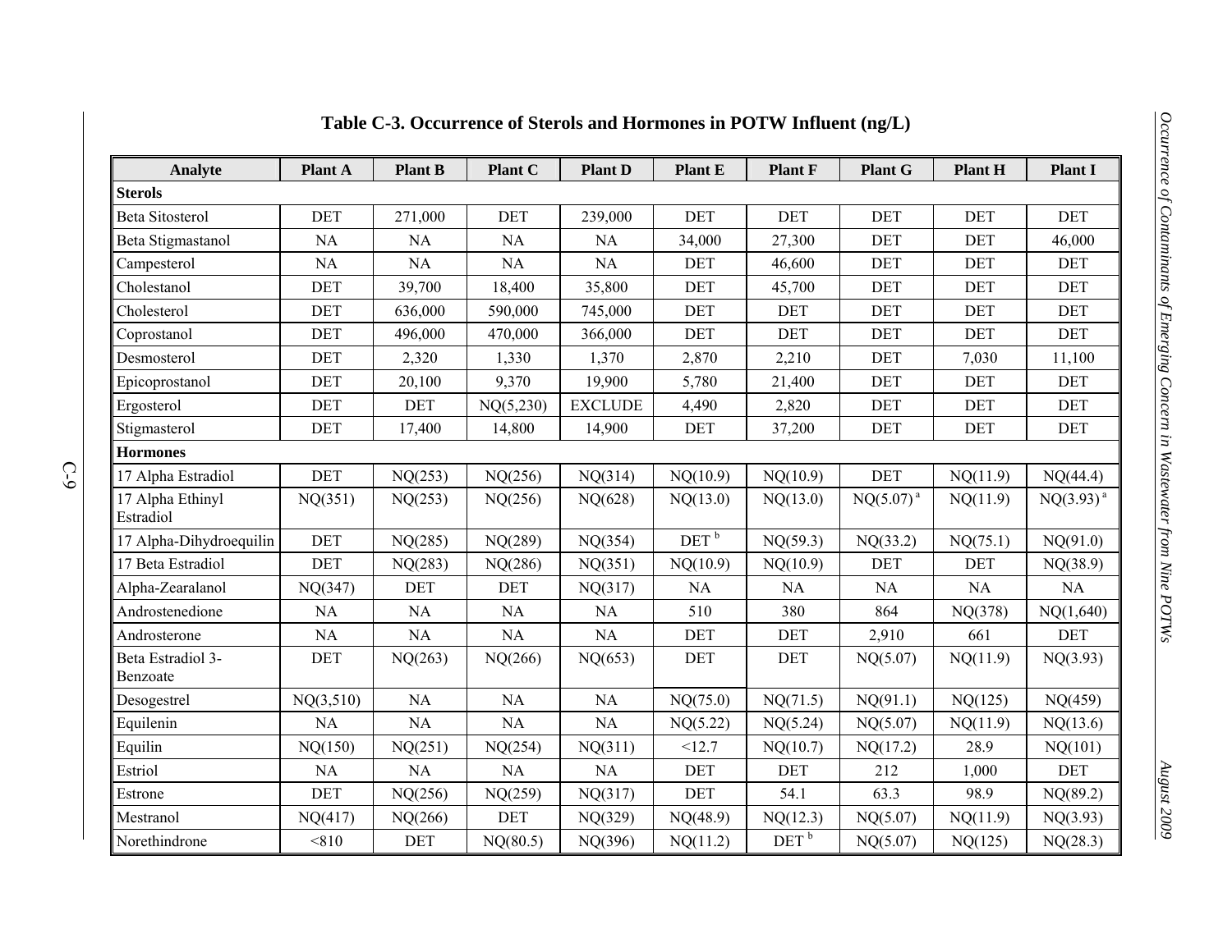**Table C-3. Occurrence of Sterols and Hormones in POTW Influent (ng/L)**

| Analyte | Plant A | Plant B | Plant C | Plant D | Plant E | Plant F | Plant G | Plant H | Plant I |
|---|---|---|---|---|---|---|---|---|---|
| **Sterols** | | | | | | | | | |
| Beta Sitosterol | DET | 271,000 | DET | 239,000 | DET | DET | DET | DET | DET |
| Beta Stigmastanol | NA | NA | NA | NA | 34,000 | 27,300 | DET | DET | 46,000 |
| Campesterol | NA | NA | NA | NA | DET | 46,600 | DET | DET | DET |
| Cholestanol | DET | 39,700 | 18,400 | 35,800 | DET | 45,700 | DET | DET | DET |
| Cholesterol | DET | 636,000 | 590,000 | 745,000 | DET | DET | DET | DET | DET |
| Coprostanol | DET | 496,000 | 470,000 | 366,000 | DET | DET | DET | DET | DET |
| Desmosterol | DET | 2,320 | 1,330 | 1,370 | 2,870 | 2,210 | DET | 7,030 | 11,100 |
| Epicoprostanol | DET | 20,100 | 9,370 | 19,900 | 5,780 | 21,400 | DET | DET | DET |
| Ergosterol | DET | DET | NQ(5,230) | EXCLUDE | 4,490 | 2,820 | DET | DET | DET |
| Stigmasterol | DET | 17,400 | 14,800 | 14,900 | DET | 37,200 | DET | DET | DET |
| **Hormones** | | | | | | | | | |
| 17 Alpha Estradiol | DET | NQ(253) | NQ(256) | NQ(314) | NQ(10.9) | NQ(10.9) | DET | NQ(11.9) | NQ(44.4) |
| 17 Alpha Ethinyl Estradiol | NQ(351) | NQ(253) | NQ(256) | NQ(628) | NQ(13.0) | NQ(13.0) | NQ(5.07) [a] | NQ(11.9) | NQ(3.93) [a] |
| 17 Alpha-Dihydroequilin | DET | NQ(285) | NQ(289) | NQ(354) | DET [b] | NQ(59.3) | NQ(33.2) | NQ(75.1) | NQ(91.0) |
| 17 Beta Estradiol | DET | NQ(283) | NQ(286) | NQ(351) | NQ(10.9) | NQ(10.9) | DET | DET | NQ(38.9) |
| Alpha-Zearalanol | NQ(347) | DET | DET | NQ(317) | NA | NA | NA | NA | NA |
| Androstenedione | NA | NA | NA | NA | 510 | 380 | 864 | NQ(378) | NQ(1,640) |
| Androsterone | NA | NA | NA | NA | DET | DET | 2,910 | 661 | DET |
| Beta Estradiol 3-Benzoate | DET | NQ(263) | NQ(266) | NQ(653) | DET | DET | NQ(5.07) | NQ(11.9) | NQ(3.93) |
| Desogestrel | NQ(3,510) | NA | NA | NA | NQ(75.0) | NQ(71.5) | NQ(91.1) | NQ(125) | NQ(459) |
| Equilenin | NA | NA | NA | NA | NQ(5.22) | NQ(5.24) | NQ(5.07) | NQ(11.9) | NQ(13.6) |
| Equilin | NQ(150) | NQ(251) | NQ(254) | NQ(311) | <12.7 | NQ(10.7) | NQ(17.2) | 28.9 | NQ(101) |
| Estriol | NA | NA | NA | NA | DET | DET | 212 | 1,000 | DET |
| Estrone | DET | NQ(256) | NQ(259) | NQ(317) | DET | 54.1 | 63.3 | 98.9 | NQ(89.2) |
| Mestranol | NQ(417) | NQ(266) | DET | NQ(329) | NQ(48.9) | NQ(12.3) | NQ(5.07) | NQ(11.9) | NQ(3.93) |
| Norethindrone | <810 | DET | NQ(80.5) | NQ(396) | NQ(11.2) | DET [b] | NQ(5.07) | NQ(125) | NQ(28.3) |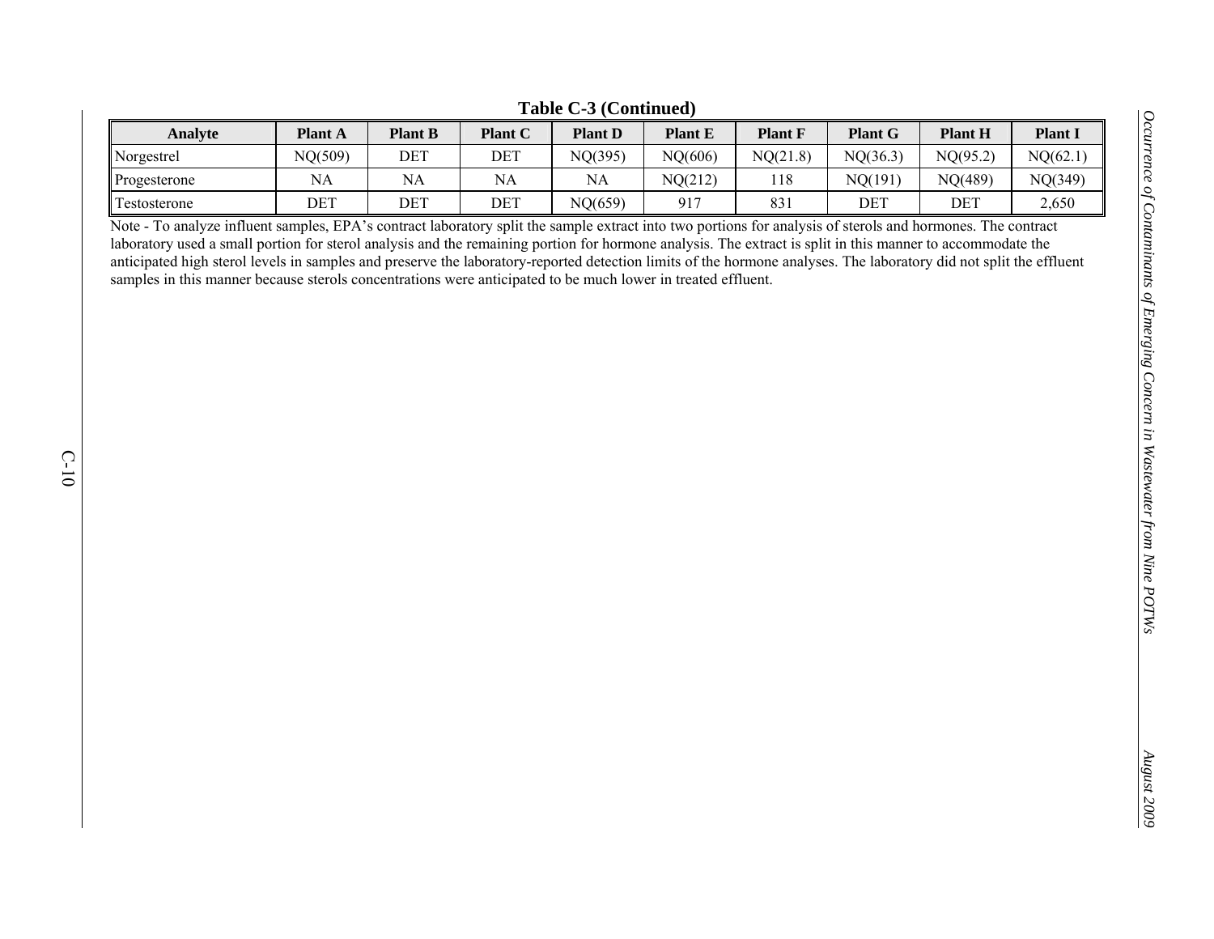**Table C-3 (Continued)**

| Analyte | Plant A | Plant B | Plant C | Plant D | Plant E | Plant F | Plant G | Plant H | Plant I |
|---|---|---|---|---|---|---|---|---|---|
| Norgestrel | NQ(509) | DET | DET | NQ(395) | NQ(606) | NQ(21.8) | NQ(36.3) | NQ(95.2) | NQ(62.1) |
| Progesterone | NA | NA | NA | NA | NQ(212) | 118 | NQ(191) | NQ(489) | NQ(349) |
| Testosterone | DET | DET | DET | NQ(659) | 917 | 831 | DET | DET | 2,650 |

Note - To analyze influent samples, EPA's contract laboratory split the sample extract into two portions for analysis of sterols and hormones. The contract laboratory used a small portion for sterol analysis and the remaining portion for hormone analysis. The extract is split in this manner to accommodate the anticipated high sterol levels in samples and preserve the laboratory-reported detection limits of the hormone analyses. The laboratory did not split the effluent samples in this manner because sterols concentrations were anticipated to be much lower in treated effluent.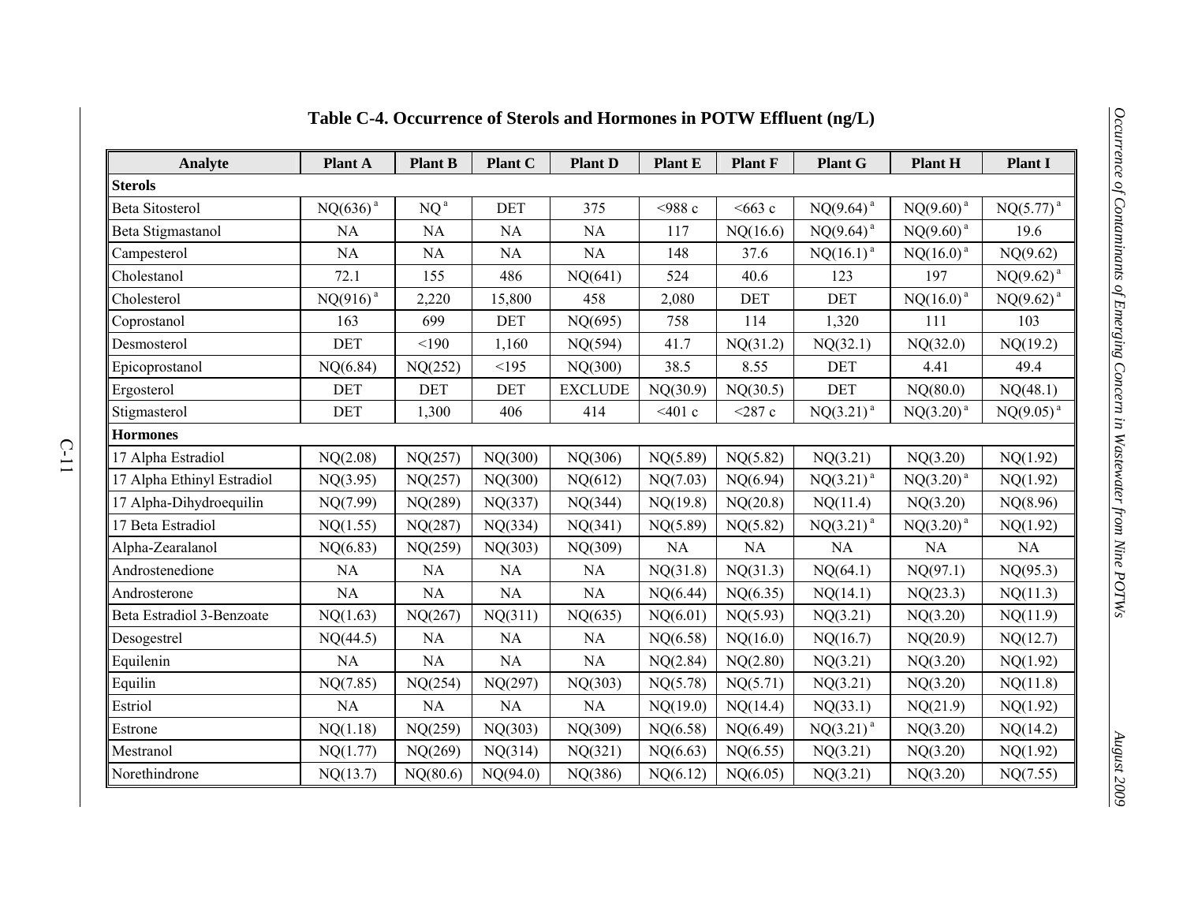**Table C-4. Occurrence of Sterols and Hormones in POTW Effluent (ng/L)**

| Analyte | Plant A | Plant B | Plant C | Plant D | Plant E | Plant F | Plant G | Plant H | Plant I |
|---|---|---|---|---|---|---|---|---|---|
| **Sterols** | | | | | | | | | |
| Beta Sitosterol | NQ(636) [a] | NQ [a] | DET | 375 | <988 c | <663 c | NQ(9.64) [a] | NQ(9.60) [a] | NQ(5.77) [a] |
| Beta Stigmastanol | NA | NA | NA | NA | 117 | NQ(16.6) | NQ(9.64) [a] | NQ(9.60) [a] | 19.6 |
| Campesterol | NA | NA | NA | NA | 148 | 37.6 | NQ(16.1) [a] | NQ(16.0) [a] | NQ(9.62) |
| Cholestanol | 72.1 | 155 | 486 | NQ(641) | 524 | 40.6 | 123 | 197 | NQ(9.62) [a] |
| Cholesterol | NQ(916) [a] | 2,220 | 15,800 | 458 | 2,080 | DET | DET | NQ(16.0) [a] | NQ(9.62) [a] |
| Coprostanol | 163 | 699 | DET | NQ(695) | 758 | 114 | 1,320 | 111 | 103 |
| Desmosterol | DET | <190 | 1,160 | NQ(594) | 41.7 | NQ(31.2) | NQ(32.1) | NQ(32.0) | NQ(19.2) |
| Epicoprostanol | NQ(6.84) | NQ(252) | <195 | NQ(300) | 38.5 | 8.55 | DET | 4.41 | 49.4 |
| Ergosterol | DET | DET | DET | EXCLUDE | NQ(30.9) | NQ(30.5) | DET | NQ(80.0) | NQ(48.1) |
| Stigmasterol | DET | 1,300 | 406 | 414 | <401 c | <287 c | NQ(3.21) [a] | NQ(3.20) [a] | NQ(9.05) [a] |
| **Hormones** | | | | | | | | | |
| 17 Alpha Estradiol | NQ(2.08) | NQ(257) | NQ(300) | NQ(306) | NQ(5.89) | NQ(5.82) | NQ(3.21) | NQ(3.20) | NQ(1.92) |
| 17 Alpha Ethinyl Estradiol | NQ(3.95) | NQ(257) | NQ(300) | NQ(612) | NQ(7.03) | NQ(6.94) | NQ(3.21) [a] | NQ(3.20) [a] | NQ(1.92) |
| 17 Alpha-Dihydroequilin | NQ(7.99) | NQ(289) | NQ(337) | NQ(344) | NQ(19.8) | NQ(20.8) | NQ(11.4) | NQ(3.20) | NQ(8.96) |
| 17 Beta Estradiol | NQ(1.55) | NQ(287) | NQ(334) | NQ(341) | NQ(5.89) | NQ(5.82) | NQ(3.21) [a] | NQ(3.20) [a] | NQ(1.92) |
| Alpha-Zearalanol | NQ(6.83) | NQ(259) | NQ(303) | NQ(309) | NA | NA | NA | NA | NA |
| Androstenedione | NA | NA | NA | NA | NQ(31.8) | NQ(31.3) | NQ(64.1) | NQ(97.1) | NQ(95.3) |
| Androsterone | NA | NA | NA | NA | NQ(6.44) | NQ(6.35) | NQ(14.1) | NQ(23.3) | NQ(11.3) |
| Beta Estradiol 3-Benzoate | NQ(1.63) | NQ(267) | NQ(311) | NQ(635) | NQ(6.01) | NQ(5.93) | NQ(3.21) | NQ(3.20) | NQ(11.9) |
| Desogestrel | NQ(44.5) | NA | NA | NA | NQ(6.58) | NQ(16.0) | NQ(16.7) | NQ(20.9) | NQ(12.7) |
| Equilenin | NA | NA | NA | NA | NQ(2.84) | NQ(2.80) | NQ(3.21) | NQ(3.20) | NQ(1.92) |
| Equilin | NQ(7.85) | NQ(254) | NQ(297) | NQ(303) | NQ(5.78) | NQ(5.71) | NQ(3.21) | NQ(3.20) | NQ(11.8) |
| Estriol | NA | NA | NA | NA | NQ(19.0) | NQ(14.4) | NQ(33.1) | NQ(21.9) | NQ(1.92) |
| Estrone | NQ(1.18) | NQ(259) | NQ(303) | NQ(309) | NQ(6.58) | NQ(6.49) | NQ(3.21) [a] | NQ(3.20) | NQ(14.2) |
| Mestranol | NQ(1.77) | NQ(269) | NQ(314) | NQ(321) | NQ(6.63) | NQ(6.55) | NQ(3.21) | NQ(3.20) | NQ(1.92) |
| Norethindrone | NQ(13.7) | NQ(80.6) | NQ(94.0) | NQ(386) | NQ(6.12) | NQ(6.05) | NQ(3.21) | NQ(3.20) | NQ(7.55) |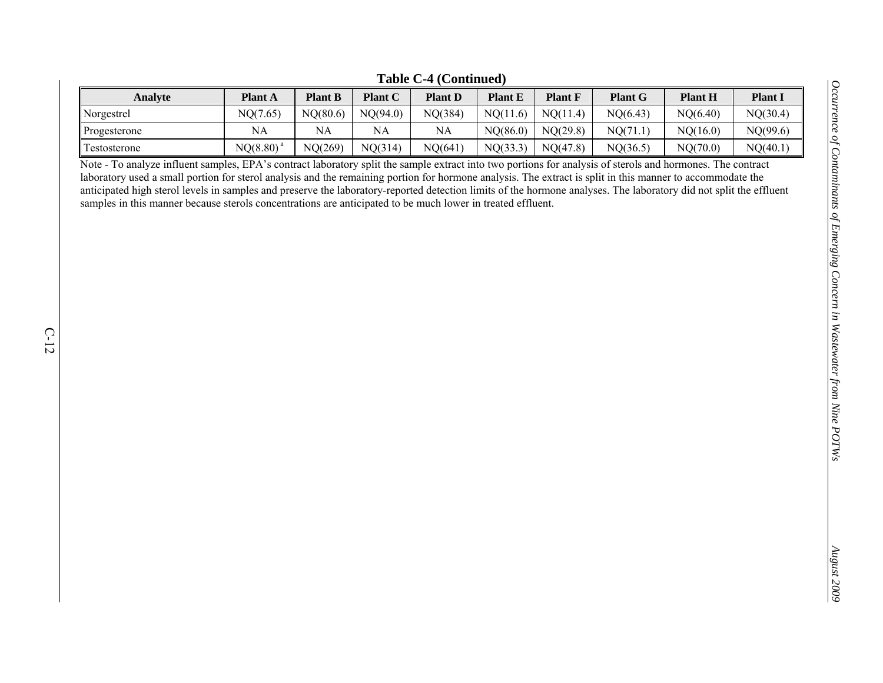**Table C-4 (Continued)**

| Analyte | Plant A | Plant B | Plant C | Plant D | Plant E | Plant F | Plant G | Plant H | Plant I |
|---|---|---|---|---|---|---|---|---|---|
| Norgestrel | NQ(7.65) | NQ(80.6) | NQ(94.0) | NQ(384) | NQ(11.6) | NQ(11.4) | NQ(6.43) | NQ(6.40) | NQ(30.4) |
| Progesterone | NA | NA | NA | NA | NQ(86.0) | NQ(29.8) | NQ(71.1) | NQ(16.0) | NQ(99.6) |
| Testosterone | NQ(8.80) [a] | NQ(269) | NQ(314) | NQ(641) | NQ(33.3) | NQ(47.8) | NQ(36.5) | NQ(70.0) | NQ(40.1) |

Note - To analyze influent samples, EPA's contract laboratory split the sample extract into two portions for analysis of sterols and hormones. The contract laboratory used a small portion for sterol analysis and the remaining portion for hormone analysis. The extract is split in this manner to accommodate the anticipated high sterol levels in samples and preserve the laboratory-reported detection limits of the hormone analyses. The laboratory did not split the effluent samples in this manner because sterols concentrations are anticipated to be much lower in treated effluent.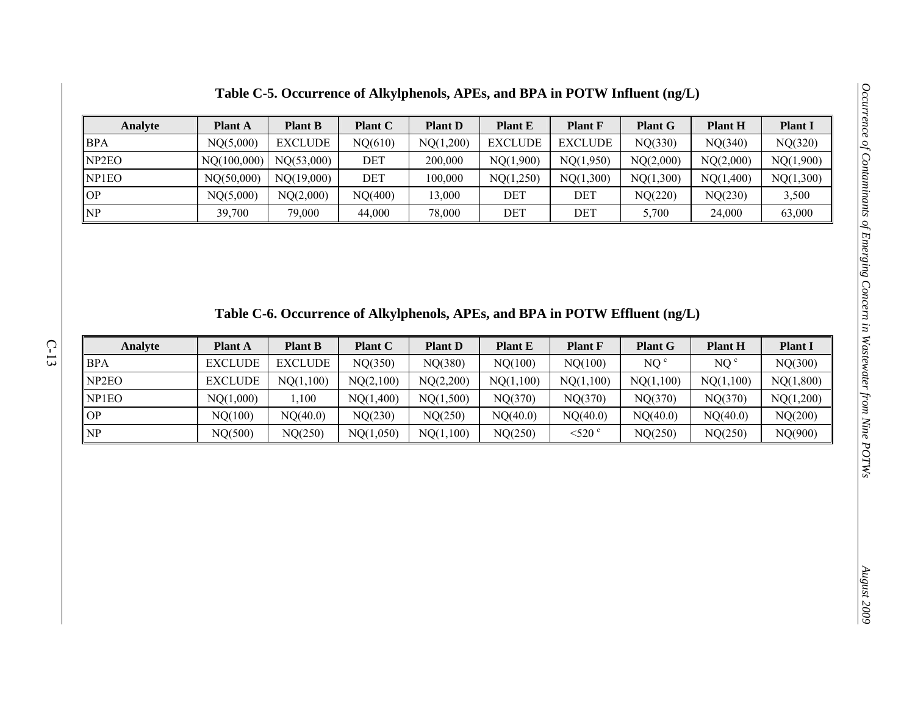### Table C-5. Occurrence of Alkylphenols, APEs, and BPA in POTW Influent (ng/L)

| Analyte | Plant A | Plant B | Plant C | Plant D | Plant E | Plant F | Plant G | Plant H | Plant I |
|---|---|---|---|---|---|---|---|---|---|
| BPA | NQ(5,000) | EXCLUDE | NQ(610) | NQ(1,200) | EXCLUDE | EXCLUDE | NQ(330) | NQ(340) | NQ(320) |
| NP2EO | NQ(100,000) | NQ(53,000) | DET | 200,000 | NQ(1,900) | NQ(1,950) | NQ(2,000) | NQ(2,000) | NQ(1,900) |
| NP1EO | NQ(50,000) | NQ(19,000) | DET | 100,000 | NQ(1,250) | NQ(1,300) | NQ(1,300) | NQ(1,400) | NQ(1,300) |
| OP | NQ(5,000) | NQ(2,000) | NQ(400) | 13,000 | DET | DET | NQ(220) | NQ(230) | 3,500 |
| NP | 39,700 | 79,000 | 44,000 | 78,000 | DET | DET | 5,700 | 24,000 | 63,000 |

### Table C-6. Occurrence of Alkylphenols, APEs, and BPA in POTW Effluent (ng/L)

| Analyte | Plant A | Plant B | Plant C | Plant D | Plant E | Plant F | Plant G | Plant H | Plant I |
|---|---|---|---|---|---|---|---|---|---|
| BPA | EXCLUDE | EXCLUDE | NQ(350) | NQ(380) | NQ(100) | NQ(100) | NQ [c] | NQ [c] | NQ(300) |
| NP2EO | EXCLUDE | NQ(1,100) | NQ(2,100) | NQ(2,200) | NQ(1,100) | NQ(1,100) | NQ(1,100) | NQ(1,100) | NQ(1,800) |
| NP1EO | NQ(1,000) | 1,100 | NQ(1,400) | NQ(1,500) | NQ(370) | NQ(370) | NQ(370) | NQ(370) | NQ(1,200) |
| OP | NQ(100) | NQ(40.0) | NQ(230) | NQ(250) | NQ(40.0) | NQ(40.0) | NQ(40.0) | NQ(40.0) | NQ(200) |
| NP | NQ(500) | NQ(250) | NQ(1,050) | NQ(1,100) | NQ(250) | <520 [c] | NQ(250) | NQ(250) | NQ(900) |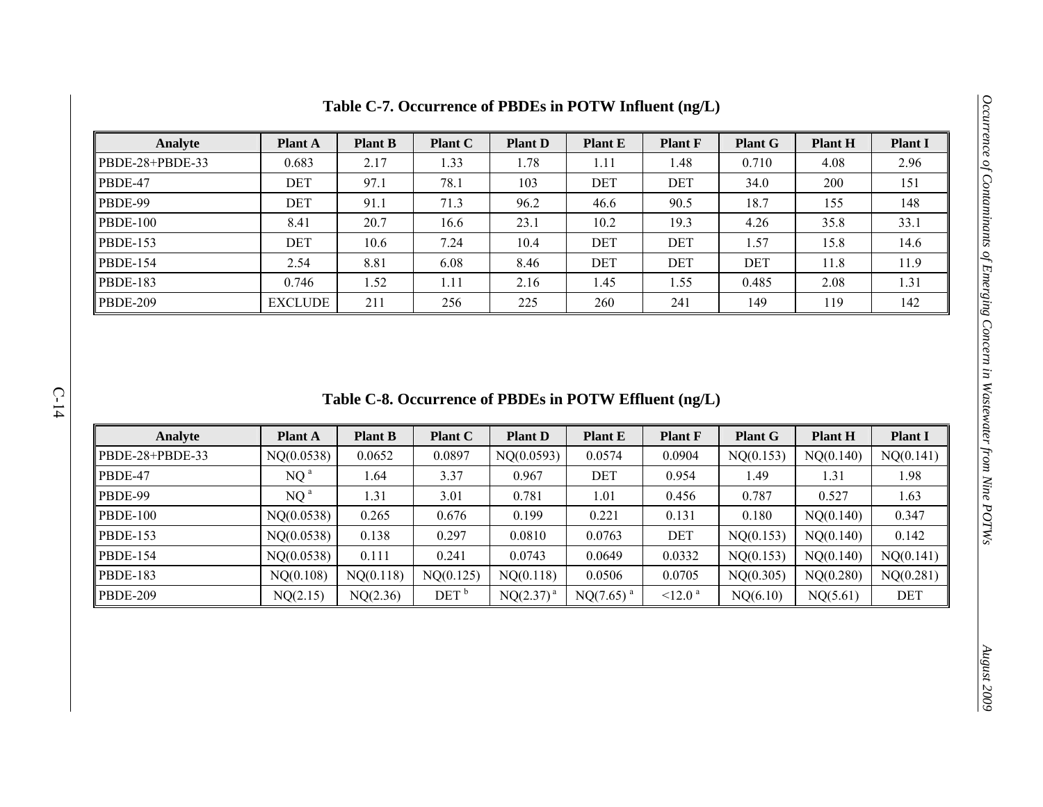**Table C-7. Occurrence of PBDEs in POTW Influent (ng/L)**

| Analyte | Plant A | Plant B | Plant C | Plant D | Plant E | Plant F | Plant G | Plant H | Plant I |
|---|---|---|---|---|---|---|---|---|---|
| PBDE-28+PBDE-33 | 0.683 | 2.17 | 1.33 | 1.78 | 1.11 | 1.48 | 0.710 | 4.08 | 2.96 |
| PBDE-47 | DET | 97.1 | 78.1 | 103 | DET | DET | 34.0 | 200 | 151 |
| PBDE-99 | DET | 91.1 | 71.3 | 96.2 | 46.6 | 90.5 | 18.7 | 155 | 148 |
| PBDE-100 | 8.41 | 20.7 | 16.6 | 23.1 | 10.2 | 19.3 | 4.26 | 35.8 | 33.1 |
| PBDE-153 | DET | 10.6 | 7.24 | 10.4 | DET | DET | 1.57 | 15.8 | 14.6 |
| PBDE-154 | 2.54 | 8.81 | 6.08 | 8.46 | DET | DET | DET | 11.8 | 11.9 |
| PBDE-183 | 0.746 | 1.52 | 1.11 | 2.16 | 1.45 | 1.55 | 0.485 | 2.08 | 1.31 |
| PBDE-209 | EXCLUDE | 211 | 256 | 225 | 260 | 241 | 149 | 119 | 142 |

**Table C-8. Occurrence of PBDEs in POTW Effluent (ng/L)**

| Analyte | Plant A | Plant B | Plant C | Plant D | Plant E | Plant F | Plant G | Plant H | Plant I |
|---|---|---|---|---|---|---|---|---|---|
| PBDE-28+PBDE-33 | NQ(0.0538) | 0.0652 | 0.0897 | NQ(0.0593) | 0.0574 | 0.0904 | NQ(0.153) | NQ(0.140) | NQ(0.141) |
| PBDE-47 | NQ [a] | 1.64 | 3.37 | 0.967 | DET | 0.954 | 1.49 | 1.31 | 1.98 |
| PBDE-99 | NQ [a] | 1.31 | 3.01 | 0.781 | 1.01 | 0.456 | 0.787 | 0.527 | 1.63 |
| PBDE-100 | NQ(0.0538) | 0.265 | 0.676 | 0.199 | 0.221 | 0.131 | 0.180 | NQ(0.140) | 0.347 |
| PBDE-153 | NQ(0.0538) | 0.138 | 0.297 | 0.0810 | 0.0763 | DET | NQ(0.153) | NQ(0.140) | 0.142 |
| PBDE-154 | NQ(0.0538) | 0.111 | 0.241 | 0.0743 | 0.0649 | 0.0332 | NQ(0.153) | NQ(0.140) | NQ(0.141) |
| PBDE-183 | NQ(0.108) | NQ(0.118) | NQ(0.125) | NQ(0.118) | 0.0506 | 0.0705 | NQ(0.305) | NQ(0.280) | NQ(0.281) |
| PBDE-209 | NQ(2.15) | NQ(2.36) | DET [b] | NQ(2.37) [a] | NQ(7.65) [a] | <12.0 [a] | NQ(6.10) | NQ(5.61) | DET |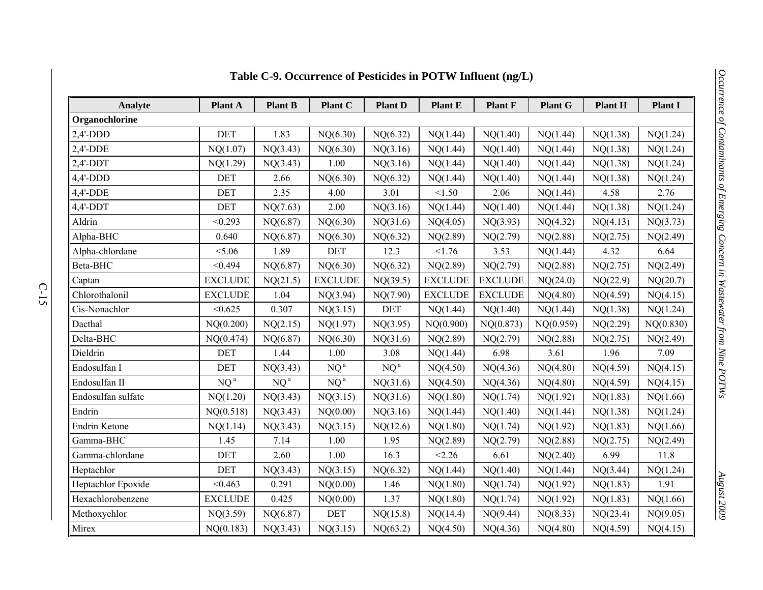# Table C-9. Occurrence of Pesticides in POTW Influent (ng/L)

| Analyte | Plant A | Plant B | Plant C | Plant D | Plant E | Plant F | Plant G | Plant H | Plant I |
|---|---|---|---|---|---|---|---|---|---|
| **Organochlorine** | | | | | | | | | |
| 2,4'-DDD | DET | 1.83 | NQ(6.30) | NQ(6.32) | NQ(1.44) | NQ(1.40) | NQ(1.44) | NQ(1.38) | NQ(1.24) |
| 2,4'-DDE | NQ(1.07) | NQ(3.43) | NQ(6.30) | NQ(3.16) | NQ(1.44) | NQ(1.40) | NQ(1.44) | NQ(1.38) | NQ(1.24) |
| 2,4'-DDT | NQ(1.29) | NQ(3.43) | 1.00 | NQ(3.16) | NQ(1.44) | NQ(1.40) | NQ(1.44) | NQ(1.38) | NQ(1.24) |
| 4,4'-DDD | DET | 2.66 | NQ(6.30) | NQ(6.32) | NQ(1.44) | NQ(1.40) | NQ(1.44) | NQ(1.38) | NQ(1.24) |
| 4,4'-DDE | DET | 2.35 | 4.00 | 3.01 | <1.50 | 2.06 | NQ(1.44) | 4.58 | 2.76 |
| 4,4'-DDT | DET | NQ(7.63) | 2.00 | NQ(3.16) | NQ(1.44) | NQ(1.40) | NQ(1.44) | NQ(1.38) | NQ(1.24) |
| Aldrin | <0.293 | NQ(6.87) | NQ(6.30) | NQ(31.6) | NQ(4.05) | NQ(3.93) | NQ(4.32) | NQ(4.13) | NQ(3.73) |
| Alpha-BHC | 0.640 | NQ(6.87) | NQ(6.30) | NQ(6.32) | NQ(2.89) | NQ(2.79) | NQ(2.88) | NQ(2.75) | NQ(2.49) |
| Alpha-chlordane | <5.06 | 1.89 | DET | 12.3 | <1.76 | 3.53 | NQ(1.44) | 4.32 | 6.64 |
| Beta-BHC | <0.494 | NQ(6.87) | NQ(6.30) | NQ(6.32) | NQ(2.89) | NQ(2.79) | NQ(2.88) | NQ(2.75) | NQ(2.49) |
| Captan | EXCLUDE | NQ(21.5) | EXCLUDE | NQ(39.5) | EXCLUDE | EXCLUDE | NQ(24.0) | NQ(22.9) | NQ(20.7) |
| Chlorothalonil | EXCLUDE | 1.04 | NQ(3.94) | NQ(7.90) | EXCLUDE | EXCLUDE | NQ(4.80) | NQ(4.59) | NQ(4.15) |
| Cis-Nonachlor | <0.625 | 0.307 | NQ(3.15) | DET | NQ(1.44) | NQ(1.40) | NQ(1.44) | NQ(1.38) | NQ(1.24) |
| Dacthal | NQ(0.200) | NQ(2.15) | NQ(1.97) | NQ(3.95) | NQ(0.900) | NQ(0.873) | NQ(0.959) | NQ(2.29) | NQ(0.830) |
| Delta-BHC | NQ(0.474) | NQ(6.87) | NQ(6.30) | NQ(31.6) | NQ(2.89) | NQ(2.79) | NQ(2.88) | NQ(2.75) | NQ(2.49) |
| Dieldrin | DET | 1.44 | 1.00 | 3.08 | NQ(1.44) | 6.98 | 3.61 | 1.96 | 7.09 |
| Endosulfan I | DET | NQ(3.43) | NQ [a] | NQ [a] | NQ(4.50) | NQ(4.36) | NQ(4.80) | NQ(4.59) | NQ(4.15) |
| Endosulfan II | NQ [a] | NQ [a] | NQ [a] | NQ(31.6) | NQ(4.50) | NQ(4.36) | NQ(4.80) | NQ(4.59) | NQ(4.15) |
| Endosulfan sulfate | NQ(1.20) | NQ(3.43) | NQ(3.15) | NQ(31.6) | NQ(1.80) | NQ(1.74) | NQ(1.92) | NQ(1.83) | NQ(1.66) |
| Endrin | NQ(0.518) | NQ(3.43) | NQ(0.00) | NQ(3.16) | NQ(1.44) | NQ(1.40) | NQ(1.44) | NQ(1.38) | NQ(1.24) |
| Endrin Ketone | NQ(1.14) | NQ(3.43) | NQ(3.15) | NQ(12.6) | NQ(1.80) | NQ(1.74) | NQ(1.92) | NQ(1.83) | NQ(1.66) |
| Gamma-BHC | 1.45 | 7.14 | 1.00 | 1.95 | NQ(2.89) | NQ(2.79) | NQ(2.88) | NQ(2.75) | NQ(2.49) |
| Gamma-chlordane | DET | 2.60 | 1.00 | 16.3 | <2.26 | 6.61 | NQ(2.40) | 6.99 | 11.8 |
| Heptachlor | DET | NQ(3.43) | NQ(3.15) | NQ(6.32) | NQ(1.44) | NQ(1.40) | NQ(1.44) | NQ(3.44) | NQ(1.24) |
| Heptachlor Epoxide | <0.463 | 0.291 | NQ(0.00) | 1.46 | NQ(1.80) | NQ(1.74) | NQ(1.92) | NQ(1.83) | 1.91 |
| Hexachlorobenzene | EXCLUDE | 0.425 | NQ(0.00) | 1.37 | NQ(1.80) | NQ(1.74) | NQ(1.92) | NQ(1.83) | NQ(1.66) |
| Methoxychlor | NQ(3.59) | NQ(6.87) | DET | NQ(15.8) | NQ(14.4) | NQ(9.44) | NQ(8.33) | NQ(23.4) | NQ(9.05) |
| Mirex | NQ(0.183) | NQ(3.43) | NQ(3.15) | NQ(63.2) | NQ(4.50) | NQ(4.36) | NQ(4.80) | NQ(4.59) | NQ(4.15) |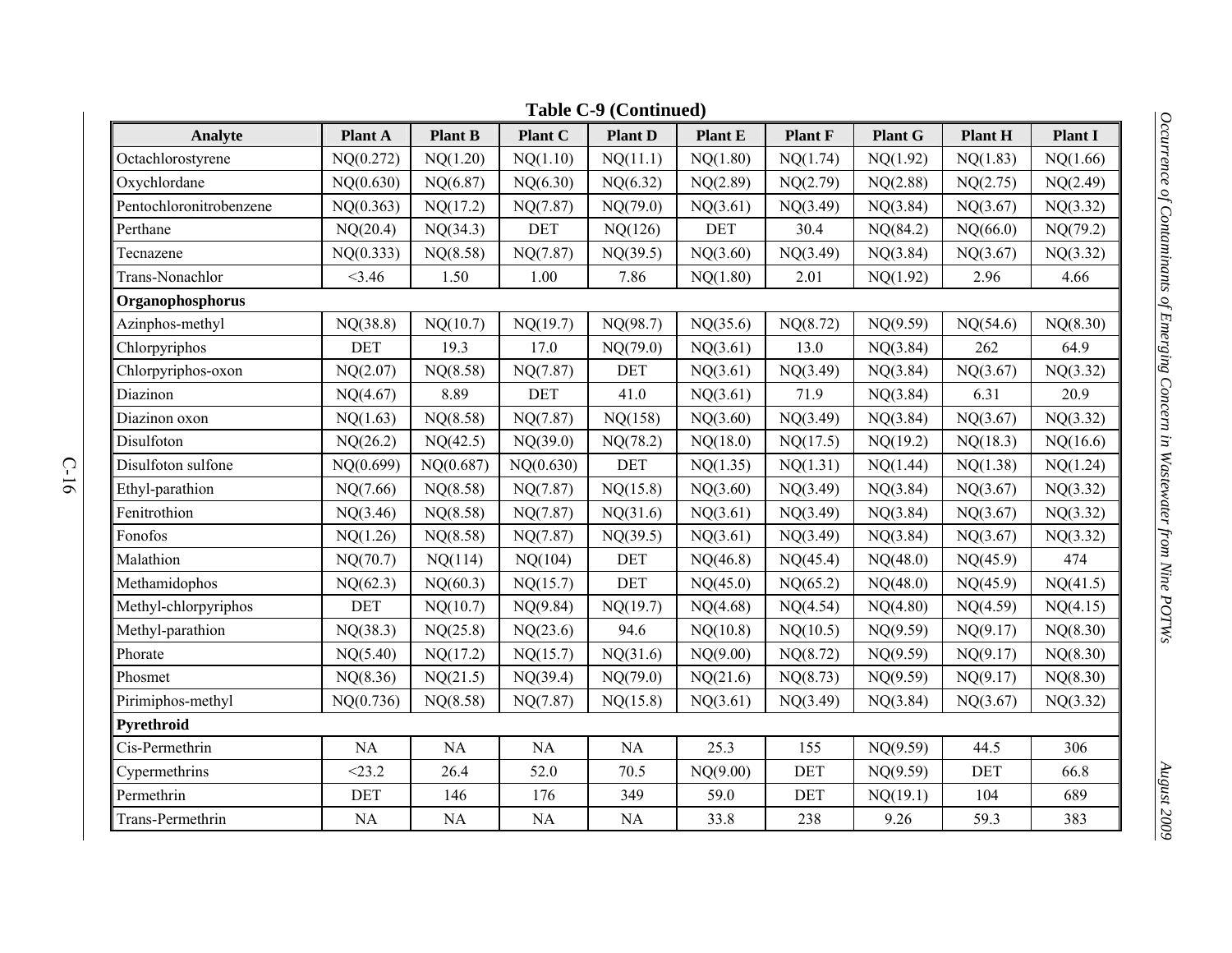**Table C-9 (Continued)**

| Analyte | Plant A | Plant B | Plant C | Plant D | Plant E | Plant F | Plant G | Plant H | Plant I |
|---|---|---|---|---|---|---|---|---|---|
| Octachlorostyrene | NQ(0.272) | NQ(1.20) | NQ(1.10) | NQ(11.1) | NQ(1.80) | NQ(1.74) | NQ(1.92) | NQ(1.83) | NQ(1.66) |
| Oxychlordane | NQ(0.630) | NQ(6.87) | NQ(6.30) | NQ(6.32) | NQ(2.89) | NQ(2.79) | NQ(2.88) | NQ(2.75) | NQ(2.49) |
| Pentochloronitrobenzene | NQ(0.363) | NQ(17.2) | NQ(7.87) | NQ(79.0) | NQ(3.61) | NQ(3.49) | NQ(3.84) | NQ(3.67) | NQ(3.32) |
| Perthane | NQ(20.4) | NQ(34.3) | DET | NQ(126) | DET | 30.4 | NQ(84.2) | NQ(66.0) | NQ(79.2) |
| Tecnazene | NQ(0.333) | NQ(8.58) | NQ(7.87) | NQ(39.5) | NQ(3.60) | NQ(3.49) | NQ(3.84) | NQ(3.67) | NQ(3.32) |
| Trans-Nonachlor | <3.46 | 1.50 | 1.00 | 7.86 | NQ(1.80) | 2.01 | NQ(1.92) | 2.96 | 4.66 |
| **Organophosphorus** | | | | | | | | | |
| Azinphos-methyl | NQ(38.8) | NQ(10.7) | NQ(19.7) | NQ(98.7) | NQ(35.6) | NQ(8.72) | NQ(9.59) | NQ(54.6) | NQ(8.30) |
| Chlorpyriphos | DET | 19.3 | 17.0 | NQ(79.0) | NQ(3.61) | 13.0 | NQ(3.84) | 262 | 64.9 |
| Chlorpyriphos-oxon | NQ(2.07) | NQ(8.58) | NQ(7.87) | DET | NQ(3.61) | NQ(3.49) | NQ(3.84) | NQ(3.67) | NQ(3.32) |
| Diazinon | NQ(4.67) | 8.89 | DET | 41.0 | NQ(3.61) | 71.9 | NQ(3.84) | 6.31 | 20.9 |
| Diazinon oxon | NQ(1.63) | NQ(8.58) | NQ(7.87) | NQ(158) | NQ(3.60) | NQ(3.49) | NQ(3.84) | NQ(3.67) | NQ(3.32) |
| Disulfoton | NQ(26.2) | NQ(42.5) | NQ(39.0) | NQ(78.2) | NQ(18.0) | NQ(17.5) | NQ(19.2) | NQ(18.3) | NQ(16.6) |
| Disulfoton sulfone | NQ(0.699) | NQ(0.687) | NQ(0.630) | DET | NQ(1.35) | NQ(1.31) | NQ(1.44) | NQ(1.38) | NQ(1.24) |
| Ethyl-parathion | NQ(7.66) | NQ(8.58) | NQ(7.87) | NQ(15.8) | NQ(3.60) | NQ(3.49) | NQ(3.84) | NQ(3.67) | NQ(3.32) |
| Fenitrothion | NQ(3.46) | NQ(8.58) | NQ(7.87) | NQ(31.6) | NQ(3.61) | NQ(3.49) | NQ(3.84) | NQ(3.67) | NQ(3.32) |
| Fonofos | NQ(1.26) | NQ(8.58) | NQ(7.87) | NQ(39.5) | NQ(3.61) | NQ(3.49) | NQ(3.84) | NQ(3.67) | NQ(3.32) |
| Malathion | NQ(70.7) | NQ(114) | NQ(104) | DET | NQ(46.8) | NQ(45.4) | NQ(48.0) | NQ(45.9) | 474 |
| Methamidophos | NQ(62.3) | NQ(60.3) | NQ(15.7) | DET | NQ(45.0) | NQ(65.2) | NQ(48.0) | NQ(45.9) | NQ(41.5) |
| Methyl-chlorpyriphos | DET | NQ(10.7) | NQ(9.84) | NQ(19.7) | NQ(4.68) | NQ(4.54) | NQ(4.80) | NQ(4.59) | NQ(4.15) |
| Methyl-parathion | NQ(38.3) | NQ(25.8) | NQ(23.6) | 94.6 | NQ(10.8) | NQ(10.5) | NQ(9.59) | NQ(9.17) | NQ(8.30) |
| Phorate | NQ(5.40) | NQ(17.2) | NQ(15.7) | NQ(31.6) | NQ(9.00) | NQ(8.72) | NQ(9.59) | NQ(9.17) | NQ(8.30) |
| Phosmet | NQ(8.36) | NQ(21.5) | NQ(39.4) | NQ(79.0) | NQ(21.6) | NQ(8.73) | NQ(9.59) | NQ(9.17) | NQ(8.30) |
| Pirimiphos-methyl | NQ(0.736) | NQ(8.58) | NQ(7.87) | NQ(15.8) | NQ(3.61) | NQ(3.49) | NQ(3.84) | NQ(3.67) | NQ(3.32) |
| **Pyrethroid** | | | | | | | | | |
| Cis-Permethrin | NA | NA | NA | NA | 25.3 | 155 | NQ(9.59) | 44.5 | 306 |
| Cypermethrins | <23.2 | 26.4 | 52.0 | 70.5 | NQ(9.00) | DET | NQ(9.59) | DET | 66.8 |
| Permethrin | DET | 146 | 176 | 349 | 59.0 | DET | NQ(19.1) | 104 | 689 |
| Trans-Permethrin | NA | NA | NA | NA | 33.8 | 238 | 9.26 | 59.3 | 383 |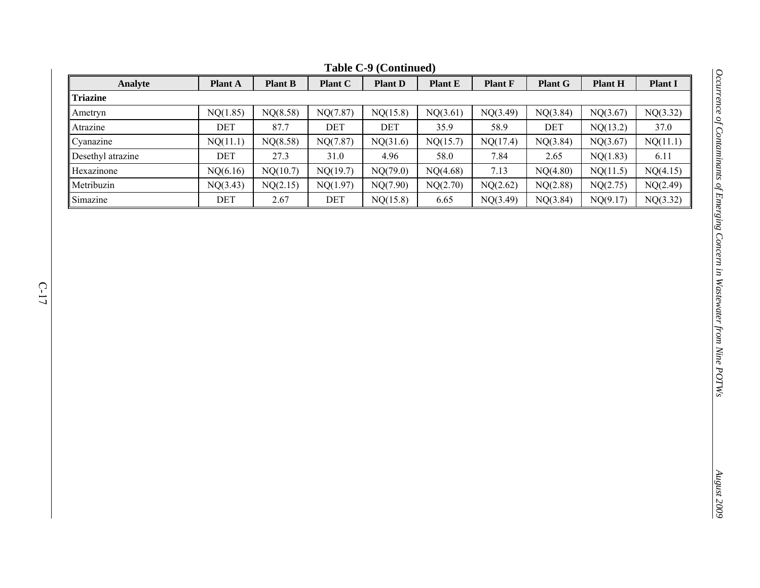**Table C-9 (Continued)**

| Analyte | Plant A | Plant B | Plant C | Plant D | Plant E | Plant F | Plant G | Plant H | Plant I |
|---|---|---|---|---|---|---|---|---|---|
| **Triazine** | | | | | | | | | |
| Ametryn | NQ(1.85) | NQ(8.58) | NQ(7.87) | NQ(15.8) | NQ(3.61) | NQ(3.49) | NQ(3.84) | NQ(3.67) | NQ(3.32) |
| Atrazine | DET | 87.7 | DET | DET | 35.9 | 58.9 | DET | NQ(13.2) | 37.0 |
| Cyanazine | NQ(11.1) | NQ(8.58) | NQ(7.87) | NQ(31.6) | NQ(15.7) | NQ(17.4) | NQ(3.84) | NQ(3.67) | NQ(11.1) |
| Desethyl atrazine | DET | 27.3 | 31.0 | 4.96 | 58.0 | 7.84 | 2.65 | NQ(1.83) | 6.11 |
| Hexazinone | NQ(6.16) | NQ(10.7) | NQ(19.7) | NQ(79.0) | NQ(4.68) | 7.13 | NQ(4.80) | NQ(11.5) | NQ(4.15) |
| Metribuzin | NQ(3.43) | NQ(2.15) | NQ(1.97) | NQ(7.90) | NQ(2.70) | NQ(2.62) | NQ(2.88) | NQ(2.75) | NQ(2.49) |
| Simazine | DET | 2.67 | DET | NQ(15.8) | 6.65 | NQ(3.49) | NQ(3.84) | NQ(9.17) | NQ(3.32) |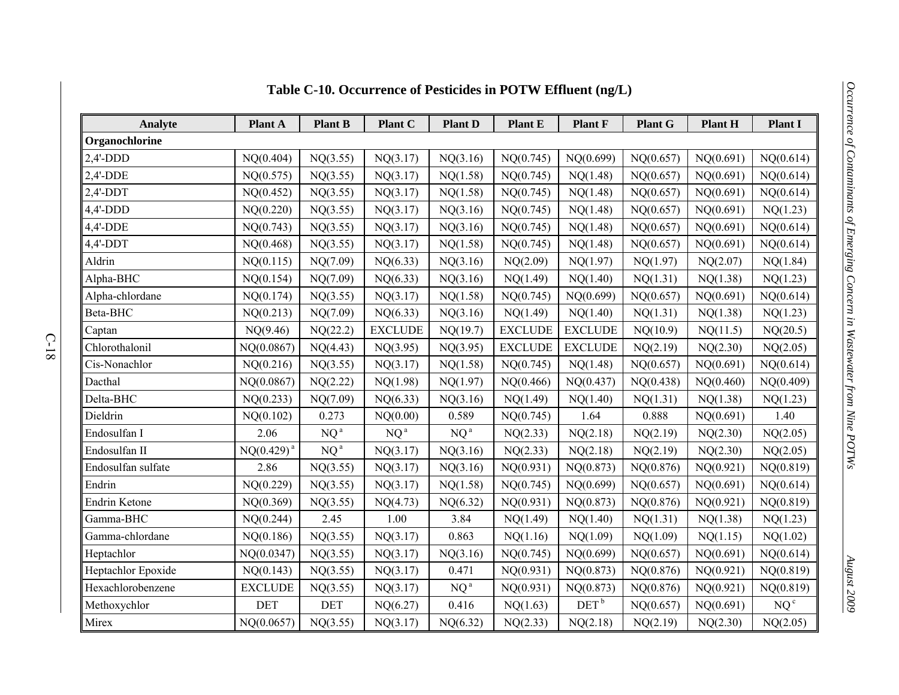## Table C-10. Occurrence of Pesticides in POTW Effluent (ng/L)

| Analyte | Plant A | Plant B | Plant C | Plant D | Plant E | Plant F | Plant G | Plant H | Plant I |
|---|---|---|---|---|---|---|---|---|---|
| **Organochlorine** | | | | | | | | | |
| 2,4'-DDD | NQ(0.404) | NQ(3.55) | NQ(3.17) | NQ(3.16) | NQ(0.745) | NQ(0.699) | NQ(0.657) | NQ(0.691) | NQ(0.614) |
| 2,4'-DDE | NQ(0.575) | NQ(3.55) | NQ(3.17) | NQ(1.58) | NQ(0.745) | NQ(1.48) | NQ(0.657) | NQ(0.691) | NQ(0.614) |
| 2,4'-DDT | NQ(0.452) | NQ(3.55) | NQ(3.17) | NQ(1.58) | NQ(0.745) | NQ(1.48) | NQ(0.657) | NQ(0.691) | NQ(0.614) |
| 4,4'-DDD | NQ(0.220) | NQ(3.55) | NQ(3.17) | NQ(3.16) | NQ(0.745) | NQ(1.48) | NQ(0.657) | NQ(0.691) | NQ(1.23) |
| 4,4'-DDE | NQ(0.743) | NQ(3.55) | NQ(3.17) | NQ(3.16) | NQ(0.745) | NQ(1.48) | NQ(0.657) | NQ(0.691) | NQ(0.614) |
| 4,4'-DDT | NQ(0.468) | NQ(3.55) | NQ(3.17) | NQ(1.58) | NQ(0.745) | NQ(1.48) | NQ(0.657) | NQ(0.691) | NQ(0.614) |
| Aldrin | NQ(0.115) | NQ(7.09) | NQ(6.33) | NQ(3.16) | NQ(2.09) | NQ(1.97) | NQ(1.97) | NQ(2.07) | NQ(1.84) |
| Alpha-BHC | NQ(0.154) | NQ(7.09) | NQ(6.33) | NQ(3.16) | NQ(1.49) | NQ(1.40) | NQ(1.31) | NQ(1.38) | NQ(1.23) |
| Alpha-chlordane | NQ(0.174) | NQ(3.55) | NQ(3.17) | NQ(1.58) | NQ(0.745) | NQ(0.699) | NQ(0.657) | NQ(0.691) | NQ(0.614) |
| Beta-BHC | NQ(0.213) | NQ(7.09) | NQ(6.33) | NQ(3.16) | NQ(1.49) | NQ(1.40) | NQ(1.31) | NQ(1.38) | NQ(1.23) |
| Captan | NQ(9.46) | NQ(22.2) | EXCLUDE | NQ(19.7) | EXCLUDE | EXCLUDE | NQ(10.9) | NQ(11.5) | NQ(20.5) |
| Chlorothalonil | NQ(0.0867) | NQ(4.43) | NQ(3.95) | NQ(3.95) | EXCLUDE | EXCLUDE | NQ(2.19) | NQ(2.30) | NQ(2.05) |
| Cis-Nonachlor | NQ(0.216) | NQ(3.55) | NQ(3.17) | NQ(1.58) | NQ(0.745) | NQ(1.48) | NQ(0.657) | NQ(0.691) | NQ(0.614) |
| Dacthal | NQ(0.0867) | NQ(2.22) | NQ(1.98) | NQ(1.97) | NQ(0.466) | NQ(0.437) | NQ(0.438) | NQ(0.460) | NQ(0.409) |
| Delta-BHC | NQ(0.233) | NQ(7.09) | NQ(6.33) | NQ(3.16) | NQ(1.49) | NQ(1.40) | NQ(1.31) | NQ(1.38) | NQ(1.23) |
| Dieldrin | NQ(0.102) | 0.273 | NQ(0.00) | 0.589 | NQ(0.745) | 1.64 | 0.888 | NQ(0.691) | 1.40 |
| Endosulfan I | 2.06 | NQ [a] | NQ [a] | NQ [a] | NQ(2.33) | NQ(2.18) | NQ(2.19) | NQ(2.30) | NQ(2.05) |
| Endosulfan II | NQ(0.429) [a] | NQ [a] | NQ(3.17) | NQ(3.16) | NQ(2.33) | NQ(2.18) | NQ(2.19) | NQ(2.30) | NQ(2.05) |
| Endosulfan sulfate | 2.86 | NQ(3.55) | NQ(3.17) | NQ(3.16) | NQ(0.931) | NQ(0.873) | NQ(0.876) | NQ(0.921) | NQ(0.819) |
| Endrin | NQ(0.229) | NQ(3.55) | NQ(3.17) | NQ(1.58) | NQ(0.745) | NQ(0.699) | NQ(0.657) | NQ(0.691) | NQ(0.614) |
| Endrin Ketone | NQ(0.369) | NQ(3.55) | NQ(4.73) | NQ(6.32) | NQ(0.931) | NQ(0.873) | NQ(0.876) | NQ(0.921) | NQ(0.819) |
| Gamma-BHC | NQ(0.244) | 2.45 | 1.00 | 3.84 | NQ(1.49) | NQ(1.40) | NQ(1.31) | NQ(1.38) | NQ(1.23) |
| Gamma-chlordane | NQ(0.186) | NQ(3.55) | NQ(3.17) | 0.863 | NQ(1.16) | NQ(1.09) | NQ(1.09) | NQ(1.15) | NQ(1.02) |
| Heptachlor | NQ(0.0347) | NQ(3.55) | NQ(3.17) | NQ(3.16) | NQ(0.745) | NQ(0.699) | NQ(0.657) | NQ(0.691) | NQ(0.614) |
| Heptachlor Epoxide | NQ(0.143) | NQ(3.55) | NQ(3.17) | 0.471 | NQ(0.931) | NQ(0.873) | NQ(0.876) | NQ(0.921) | NQ(0.819) |
| Hexachlorobenzene | EXCLUDE | NQ(3.55) | NQ(3.17) | NQ [a] | NQ(0.931) | NQ(0.873) | NQ(0.876) | NQ(0.921) | NQ(0.819) |
| Methoxychlor | DET | DET | NQ(6.27) | 0.416 | NQ(1.63) | DET [b] | NQ(0.657) | NQ(0.691) | NQ [c] |
| Mirex | NQ(0.0657) | NQ(3.55) | NQ(3.17) | NQ(6.32) | NQ(2.33) | NQ(2.18) | NQ(2.19) | NQ(2.30) | NQ(2.05) |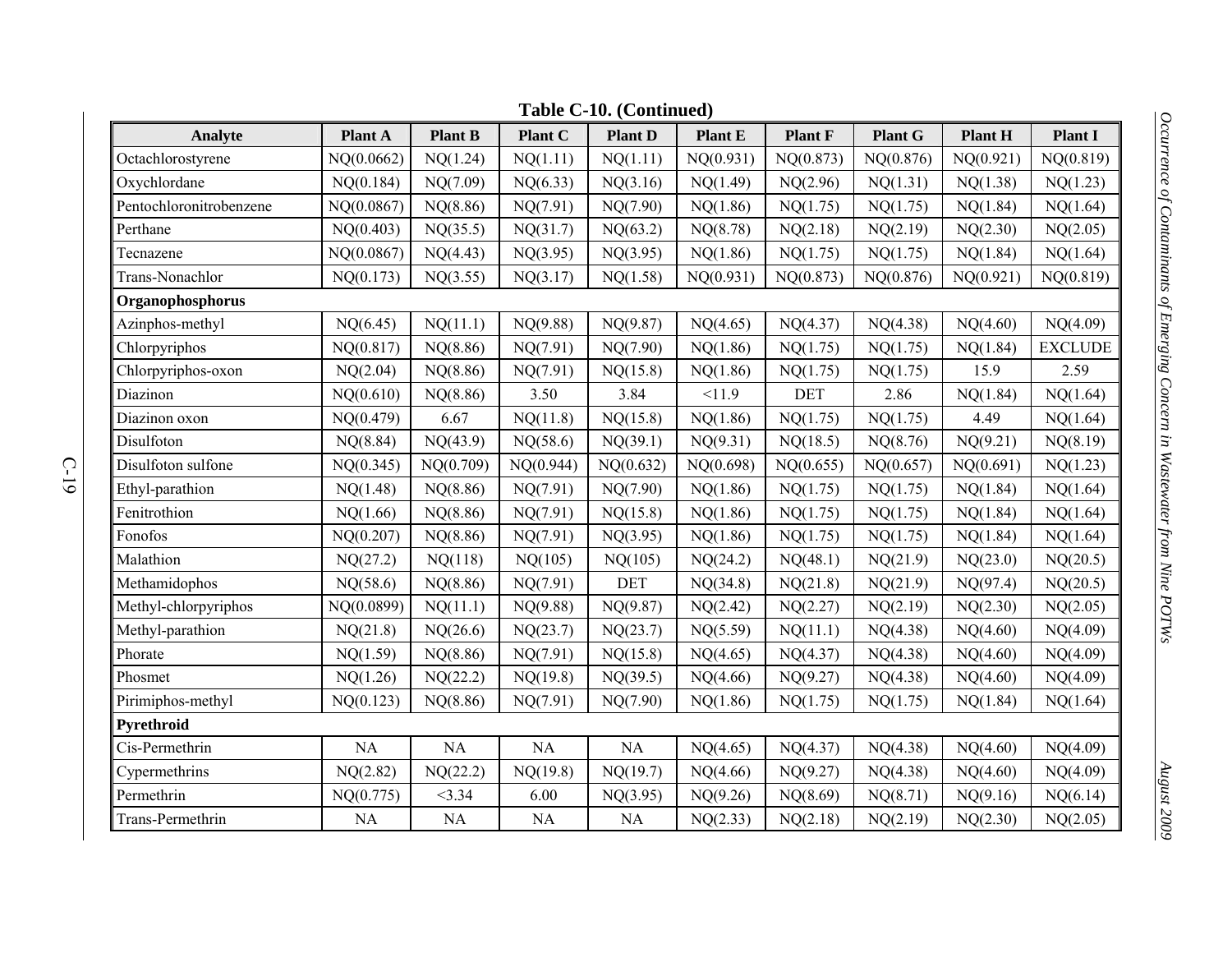**Table C-10. (Continued)**

| Analyte | Plant A | Plant B | Plant C | Plant D | Plant E | Plant F | Plant G | Plant H | Plant I |
|---|---|---|---|---|---|---|---|---|---|
| Octachlorostyrene | NQ(0.0662) | NQ(1.24) | NQ(1.11) | NQ(1.11) | NQ(0.931) | NQ(0.873) | NQ(0.876) | NQ(0.921) | NQ(0.819) |
| Oxychlordane | NQ(0.184) | NQ(7.09) | NQ(6.33) | NQ(3.16) | NQ(1.49) | NQ(2.96) | NQ(1.31) | NQ(1.38) | NQ(1.23) |
| Pentochloronitrobenzene | NQ(0.0867) | NQ(8.86) | NQ(7.91) | NQ(7.90) | NQ(1.86) | NQ(1.75) | NQ(1.75) | NQ(1.84) | NQ(1.64) |
| Perthane | NQ(0.403) | NQ(35.5) | NQ(31.7) | NQ(63.2) | NQ(8.78) | NQ(2.18) | NQ(2.19) | NQ(2.30) | NQ(2.05) |
| Tecnazene | NQ(0.0867) | NQ(4.43) | NQ(3.95) | NQ(3.95) | NQ(1.86) | NQ(1.75) | NQ(1.75) | NQ(1.84) | NQ(1.64) |
| Trans-Nonachlor | NQ(0.173) | NQ(3.55) | NQ(3.17) | NQ(1.58) | NQ(0.931) | NQ(0.873) | NQ(0.876) | NQ(0.921) | NQ(0.819) |
| **Organophosphorus** | | | | | | | | | |
| Azinphos-methyl | NQ(6.45) | NQ(11.1) | NQ(9.88) | NQ(9.87) | NQ(4.65) | NQ(4.37) | NQ(4.38) | NQ(4.60) | NQ(4.09) |
| Chlorpyriphos | NQ(0.817) | NQ(8.86) | NQ(7.91) | NQ(7.90) | NQ(1.86) | NQ(1.75) | NQ(1.75) | NQ(1.84) | EXCLUDE |
| Chlorpyriphos-oxon | NQ(2.04) | NQ(8.86) | NQ(7.91) | NQ(15.8) | NQ(1.86) | NQ(1.75) | NQ(1.75) | 15.9 | 2.59 |
| Diazinon | NQ(0.610) | NQ(8.86) | 3.50 | 3.84 | <11.9 | DET | 2.86 | NQ(1.84) | NQ(1.64) |
| Diazinon oxon | NQ(0.479) | 6.67 | NQ(11.8) | NQ(15.8) | NQ(1.86) | NQ(1.75) | NQ(1.75) | 4.49 | NQ(1.64) |
| Disulfoton | NQ(8.84) | NQ(43.9) | NQ(58.6) | NQ(39.1) | NQ(9.31) | NQ(18.5) | NQ(8.76) | NQ(9.21) | NQ(8.19) |
| Disulfoton sulfone | NQ(0.345) | NQ(0.709) | NQ(0.944) | NQ(0.632) | NQ(0.698) | NQ(0.655) | NQ(0.657) | NQ(0.691) | NQ(1.23) |
| Ethyl-parathion | NQ(1.48) | NQ(8.86) | NQ(7.91) | NQ(7.90) | NQ(1.86) | NQ(1.75) | NQ(1.75) | NQ(1.84) | NQ(1.64) |
| Fenitrothion | NQ(1.66) | NQ(8.86) | NQ(7.91) | NQ(15.8) | NQ(1.86) | NQ(1.75) | NQ(1.75) | NQ(1.84) | NQ(1.64) |
| Fonofos | NQ(0.207) | NQ(8.86) | NQ(7.91) | NQ(3.95) | NQ(1.86) | NQ(1.75) | NQ(1.75) | NQ(1.84) | NQ(1.64) |
| Malathion | NQ(27.2) | NQ(118) | NQ(105) | NQ(105) | NQ(24.2) | NQ(48.1) | NQ(21.9) | NQ(23.0) | NQ(20.5) |
| Methamidophos | NQ(58.6) | NQ(8.86) | NQ(7.91) | DET | NQ(34.8) | NQ(21.8) | NQ(21.9) | NQ(97.4) | NQ(20.5) |
| Methyl-chlorpyriphos | NQ(0.0899) | NQ(11.1) | NQ(9.88) | NQ(9.87) | NQ(2.42) | NQ(2.27) | NQ(2.19) | NQ(2.30) | NQ(2.05) |
| Methyl-parathion | NQ(21.8) | NQ(26.6) | NQ(23.7) | NQ(23.7) | NQ(5.59) | NQ(11.1) | NQ(4.38) | NQ(4.60) | NQ(4.09) |
| Phorate | NQ(1.59) | NQ(8.86) | NQ(7.91) | NQ(15.8) | NQ(4.65) | NQ(4.37) | NQ(4.38) | NQ(4.60) | NQ(4.09) |
| Phosmet | NQ(1.26) | NQ(22.2) | NQ(19.8) | NQ(39.5) | NQ(4.66) | NQ(9.27) | NQ(4.38) | NQ(4.60) | NQ(4.09) |
| Pirimiphos-methyl | NQ(0.123) | NQ(8.86) | NQ(7.91) | NQ(7.90) | NQ(1.86) | NQ(1.75) | NQ(1.75) | NQ(1.84) | NQ(1.64) |
| **Pyrethroid** | | | | | | | | | |
| Cis-Permethrin | NA | NA | NA | NA | NQ(4.65) | NQ(4.37) | NQ(4.38) | NQ(4.60) | NQ(4.09) |
| Cypermethrins | NQ(2.82) | NQ(22.2) | NQ(19.8) | NQ(19.7) | NQ(4.66) | NQ(9.27) | NQ(4.38) | NQ(4.60) | NQ(4.09) |
| Permethrin | NQ(0.775) | <3.34 | 6.00 | NQ(3.95) | NQ(9.26) | NQ(8.69) | NQ(8.71) | NQ(9.16) | NQ(6.14) |
| Trans-Permethrin | NA | NA | NA | NA | NQ(2.33) | NQ(2.18) | NQ(2.19) | NQ(2.30) | NQ(2.05) |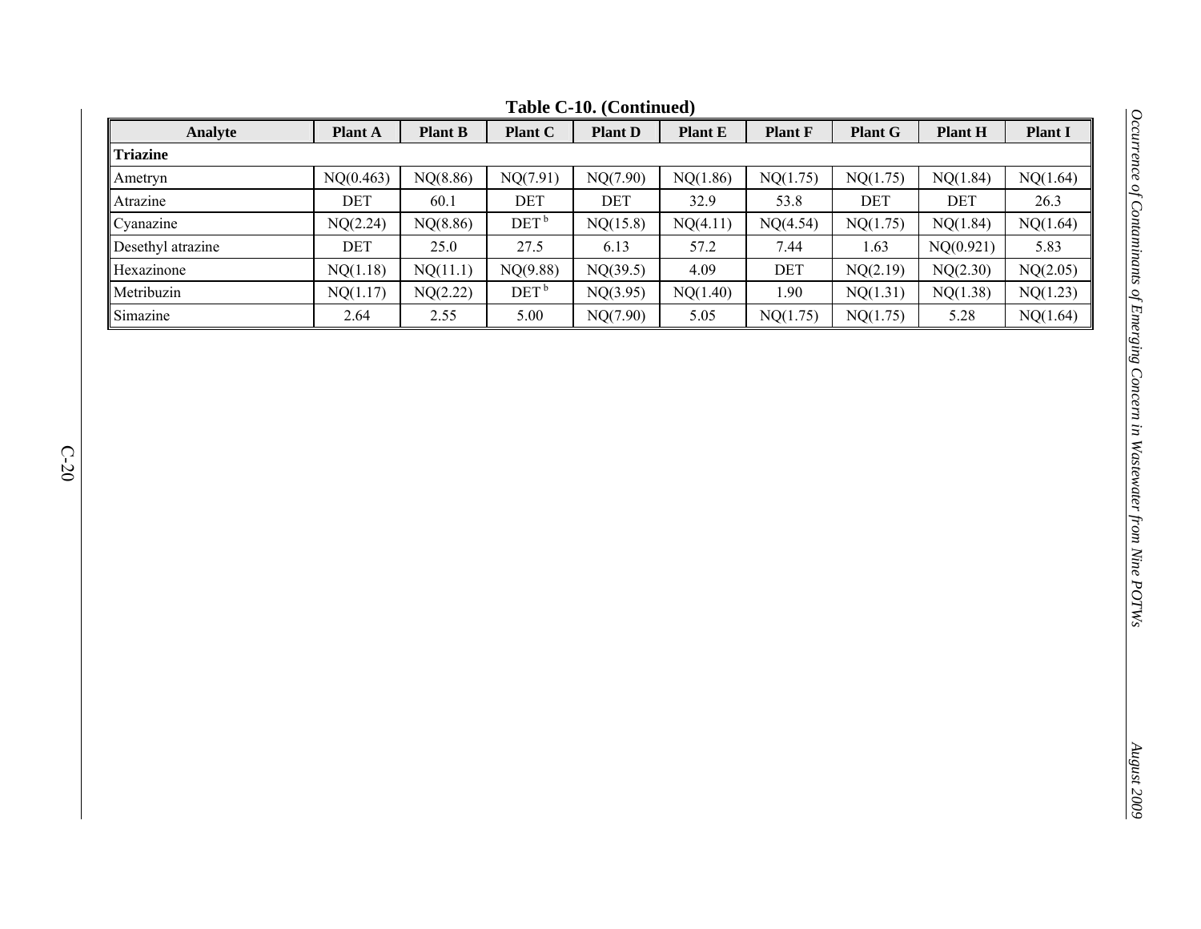**Table C-10. (Continued)**

| Analyte | Plant A | Plant B | Plant C | Plant D | Plant E | Plant F | Plant G | Plant H | Plant I |
|---|---|---|---|---|---|---|---|---|---|
| **Triazine** | | | | | | | | | |
| Ametryn | NQ(0.463) | NQ(8.86) | NQ(7.91) | NQ(7.90) | NQ(1.86) | NQ(1.75) | NQ(1.75) | NQ(1.84) | NQ(1.64) |
| Atrazine | DET | 60.1 | DET | DET | 32.9 | 53.8 | DET | DET | 26.3 |
| Cyanazine | NQ(2.24) | NQ(8.86) | DET [b] | NQ(15.8) | NQ(4.11) | NQ(4.54) | NQ(1.75) | NQ(1.84) | NQ(1.64) |
| Desethyl atrazine | DET | 25.0 | 27.5 | 6.13 | 57.2 | 7.44 | 1.63 | NQ(0.921) | 5.83 |
| Hexazinone | NQ(1.18) | NQ(11.1) | NQ(9.88) | NQ(39.5) | 4.09 | DET | NQ(2.19) | NQ(2.30) | NQ(2.05) |
| Metribuzin | NQ(1.17) | NQ(2.22) | DET [b] | NQ(3.95) | NQ(1.40) | 1.90 | NQ(1.31) | NQ(1.38) | NQ(1.23) |
| Simazine | 2.64 | 2.55 | 5.00 | NQ(7.90) | 5.05 | NQ(1.75) | NQ(1.75) | 5.28 | NQ(1.64) |